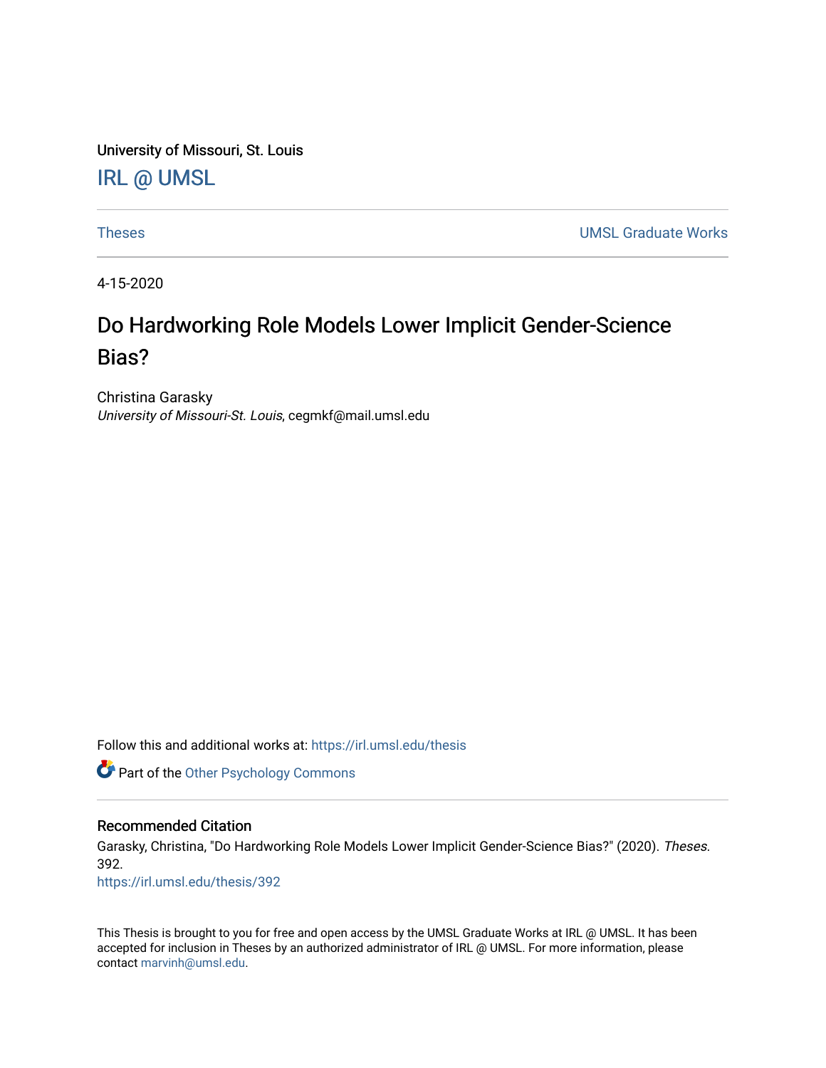University of Missouri, St. Louis

IRL @ UMSL

Theses | UMSL Graduate Works

4-15-2020

# Do Hardworking Role Models Lower Implicit Gender-Science Bias?

Christina Garasky
*University of Missouri-St. Louis*, cegmkf@mail.umsl.edu

Follow this and additional works at: https://irl.umsl.edu/thesis

Part of the Other Psychology Commons

## Recommended Citation

Garasky, Christina, "Do Hardworking Role Models Lower Implicit Gender-Science Bias?" (2020). *Theses*. 392.
https://irl.umsl.edu/thesis/392

This Thesis is brought to you for free and open access by the UMSL Graduate Works at IRL @ UMSL. It has been accepted for inclusion in Theses by an authorized administrator of IRL @ UMSL. For more information, please contact marvinh@umsl.edu.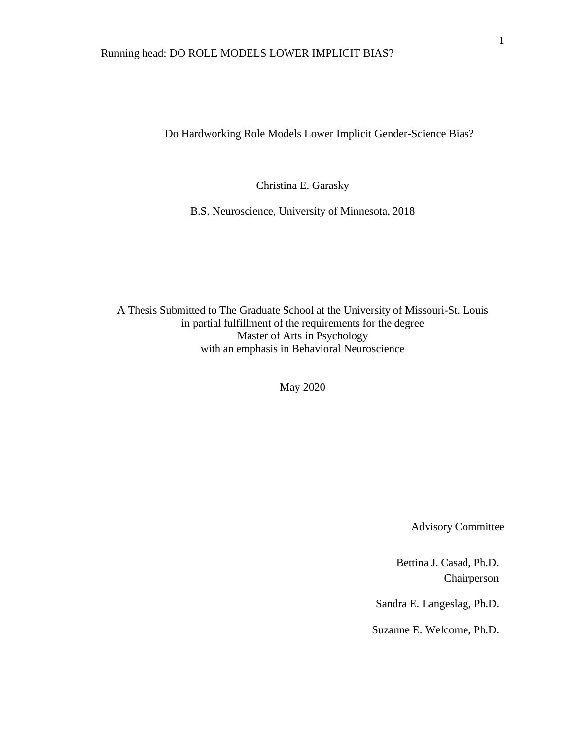# Do Hardworking Role Models Lower Implicit Gender-Science Bias?

Christina E. Garasky

B.S. Neuroscience, University of Minnesota, 2018

A Thesis Submitted to The Graduate School at the University of Missouri-St. Louis
in partial fulfillment of the requirements for the degree
Master of Arts in Psychology
with an emphasis in Behavioral Neuroscience

May 2020

Advisory Committee

Bettina J. Casad, Ph.D.
Chairperson

Sandra E. Langeslag, Ph.D.

Suzanne E. Welcome, Ph.D.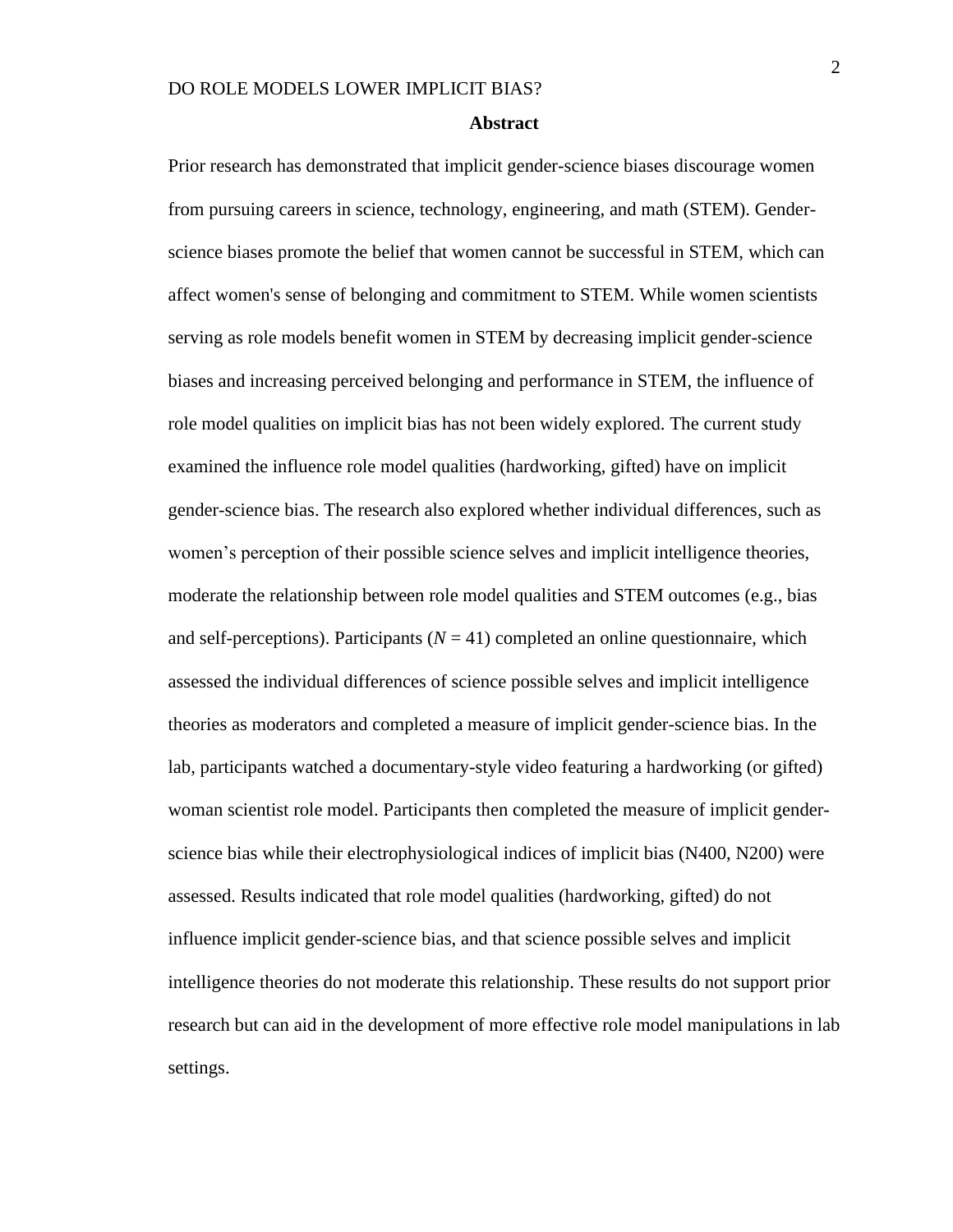# Abstract

Prior research has demonstrated that implicit gender-science biases discourage women from pursuing careers in science, technology, engineering, and math (STEM). Gender-science biases promote the belief that women cannot be successful in STEM, which can affect women's sense of belonging and commitment to STEM. While women scientists serving as role models benefit women in STEM by decreasing implicit gender-science biases and increasing perceived belonging and performance in STEM, the influence of role model qualities on implicit bias has not been widely explored. The current study examined the influence role model qualities (hardworking, gifted) have on implicit gender-science bias. The research also explored whether individual differences, such as women's perception of their possible science selves and implicit intelligence theories, moderate the relationship between role model qualities and STEM outcomes (e.g., bias and self-perceptions). Participants (*N* = 41) completed an online questionnaire, which assessed the individual differences of science possible selves and implicit intelligence theories as moderators and completed a measure of implicit gender-science bias. In the lab, participants watched a documentary-style video featuring a hardworking (or gifted) woman scientist role model. Participants then completed the measure of implicit gender-science bias while their electrophysiological indices of implicit bias (N400, N200) were assessed. Results indicated that role model qualities (hardworking, gifted) do not influence implicit gender-science bias, and that science possible selves and implicit intelligence theories do not moderate this relationship. These results do not support prior research but can aid in the development of more effective role model manipulations in lab settings.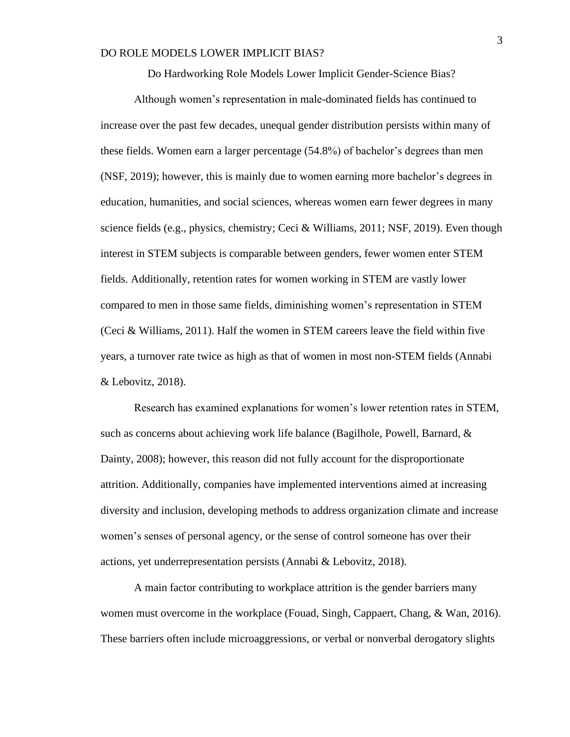# Do Hardworking Role Models Lower Implicit Gender-Science Bias?

Although women's representation in male-dominated fields has continued to increase over the past few decades, unequal gender distribution persists within many of these fields. Women earn a larger percentage (54.8%) of bachelor's degrees than men (NSF, 2019); however, this is mainly due to women earning more bachelor's degrees in education, humanities, and social sciences, whereas women earn fewer degrees in many science fields (e.g., physics, chemistry; Ceci & Williams, 2011; NSF, 2019). Even though interest in STEM subjects is comparable between genders, fewer women enter STEM fields. Additionally, retention rates for women working in STEM are vastly lower compared to men in those same fields, diminishing women's representation in STEM (Ceci & Williams, 2011). Half the women in STEM careers leave the field within five years, a turnover rate twice as high as that of women in most non-STEM fields (Annabi & Lebovitz, 2018).

Research has examined explanations for women's lower retention rates in STEM, such as concerns about achieving work life balance (Bagilhole, Powell, Barnard, & Dainty, 2008); however, this reason did not fully account for the disproportionate attrition. Additionally, companies have implemented interventions aimed at increasing diversity and inclusion, developing methods to address organization climate and increase women's senses of personal agency, or the sense of control someone has over their actions, yet underrepresentation persists (Annabi & Lebovitz, 2018).

A main factor contributing to workplace attrition is the gender barriers many women must overcome in the workplace (Fouad, Singh, Cappaert, Chang, & Wan, 2016). These barriers often include microaggressions, or verbal or nonverbal derogatory slights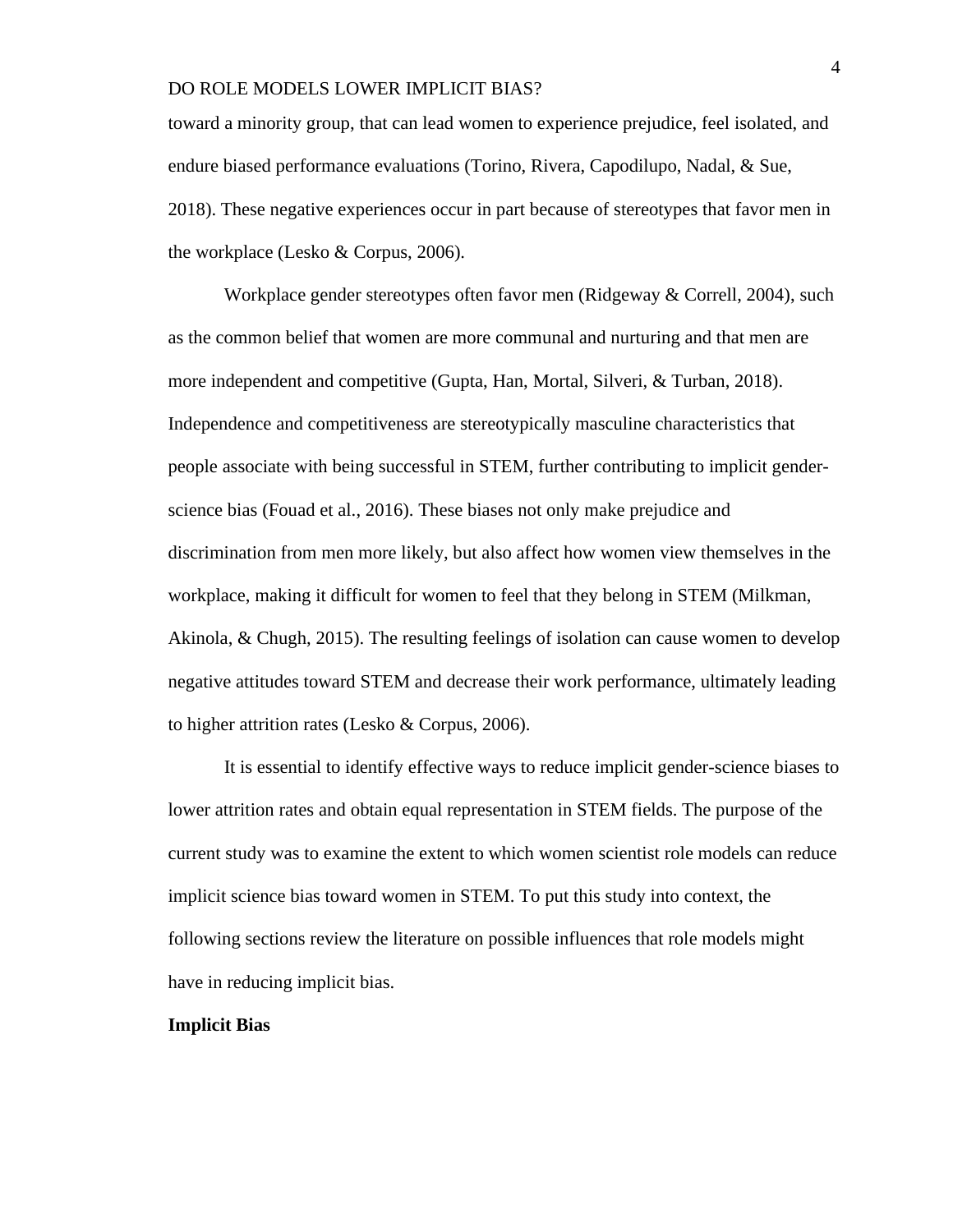toward a minority group, that can lead women to experience prejudice, feel isolated, and endure biased performance evaluations (Torino, Rivera, Capodilupo, Nadal, & Sue, 2018). These negative experiences occur in part because of stereotypes that favor men in the workplace (Lesko & Corpus, 2006).

Workplace gender stereotypes often favor men (Ridgeway & Correll, 2004), such as the common belief that women are more communal and nurturing and that men are more independent and competitive (Gupta, Han, Mortal, Silveri, & Turban, 2018). Independence and competitiveness are stereotypically masculine characteristics that people associate with being successful in STEM, further contributing to implicit gender-science bias (Fouad et al., 2016). These biases not only make prejudice and discrimination from men more likely, but also affect how women view themselves in the workplace, making it difficult for women to feel that they belong in STEM (Milkman, Akinola, & Chugh, 2015). The resulting feelings of isolation can cause women to develop negative attitudes toward STEM and decrease their work performance, ultimately leading to higher attrition rates (Lesko & Corpus, 2006).

It is essential to identify effective ways to reduce implicit gender-science biases to lower attrition rates and obtain equal representation in STEM fields. The purpose of the current study was to examine the extent to which women scientist role models can reduce implicit science bias toward women in STEM. To put this study into context, the following sections review the literature on possible influences that role models might have in reducing implicit bias.

## Implicit Bias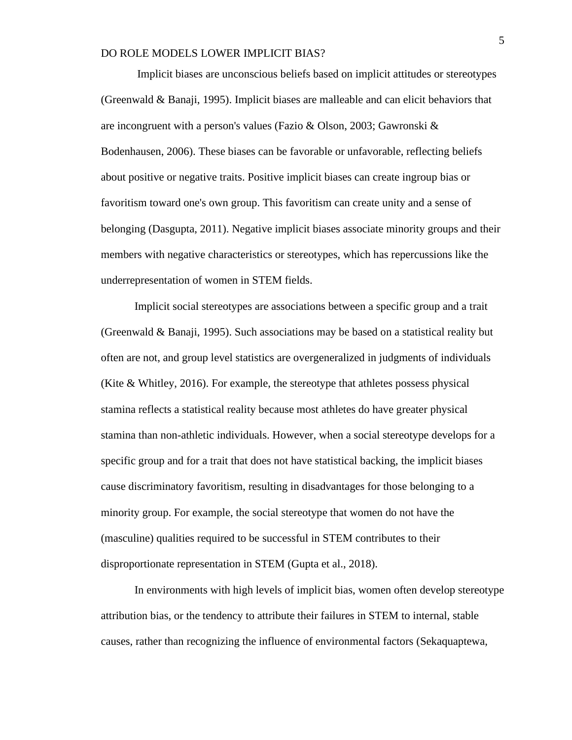Implicit biases are unconscious beliefs based on implicit attitudes or stereotypes (Greenwald & Banaji, 1995). Implicit biases are malleable and can elicit behaviors that are incongruent with a person's values (Fazio & Olson, 2003; Gawronski & Bodenhausen, 2006). These biases can be favorable or unfavorable, reflecting beliefs about positive or negative traits. Positive implicit biases can create ingroup bias or favoritism toward one's own group. This favoritism can create unity and a sense of belonging (Dasgupta, 2011). Negative implicit biases associate minority groups and their members with negative characteristics or stereotypes, which has repercussions like the underrepresentation of women in STEM fields.

Implicit social stereotypes are associations between a specific group and a trait (Greenwald & Banaji, 1995). Such associations may be based on a statistical reality but often are not, and group level statistics are overgeneralized in judgments of individuals (Kite & Whitley, 2016). For example, the stereotype that athletes possess physical stamina reflects a statistical reality because most athletes do have greater physical stamina than non-athletic individuals. However, when a social stereotype develops for a specific group and for a trait that does not have statistical backing, the implicit biases cause discriminatory favoritism, resulting in disadvantages for those belonging to a minority group. For example, the social stereotype that women do not have the (masculine) qualities required to be successful in STEM contributes to their disproportionate representation in STEM (Gupta et al., 2018).

In environments with high levels of implicit bias, women often develop stereotype attribution bias, or the tendency to attribute their failures in STEM to internal, stable causes, rather than recognizing the influence of environmental factors (Sekaquaptewa,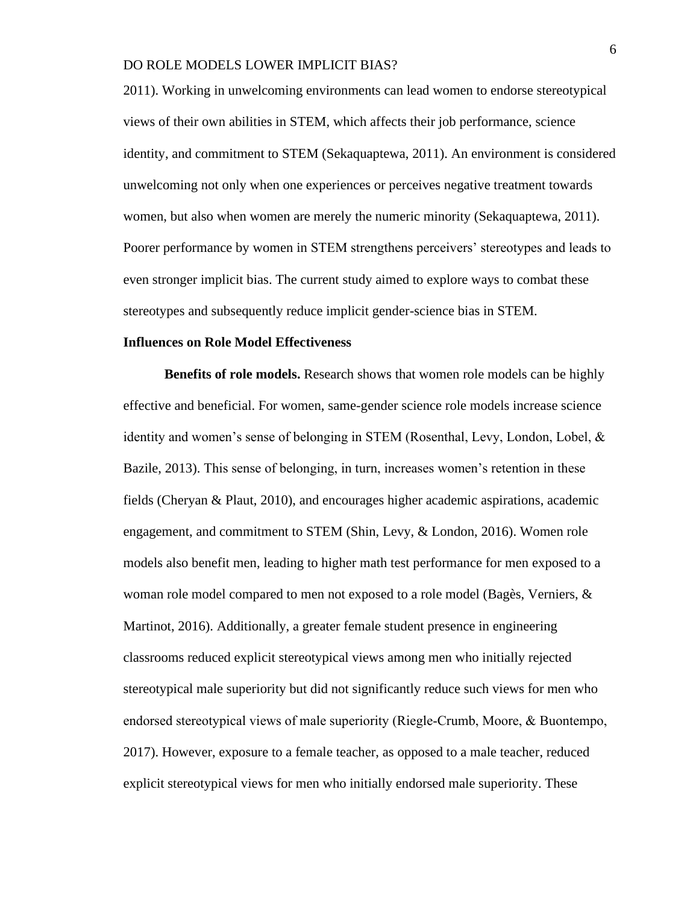2011). Working in unwelcoming environments can lead women to endorse stereotypical views of their own abilities in STEM, which affects their job performance, science identity, and commitment to STEM (Sekaquaptewa, 2011). An environment is considered unwelcoming not only when one experiences or perceives negative treatment towards women, but also when women are merely the numeric minority (Sekaquaptewa, 2011). Poorer performance by women in STEM strengthens perceivers' stereotypes and leads to even stronger implicit bias. The current study aimed to explore ways to combat these stereotypes and subsequently reduce implicit gender-science bias in STEM.

## Influences on Role Model Effectiveness

**Benefits of role models.** Research shows that women role models can be highly effective and beneficial. For women, same-gender science role models increase science identity and women's sense of belonging in STEM (Rosenthal, Levy, London, Lobel, & Bazile, 2013). This sense of belonging, in turn, increases women's retention in these fields (Cheryan & Plaut, 2010), and encourages higher academic aspirations, academic engagement, and commitment to STEM (Shin, Levy, & London, 2016). Women role models also benefit men, leading to higher math test performance for men exposed to a woman role model compared to men not exposed to a role model (Bagès, Verniers, & Martinot, 2016). Additionally, a greater female student presence in engineering classrooms reduced explicit stereotypical views among men who initially rejected stereotypical male superiority but did not significantly reduce such views for men who endorsed stereotypical views of male superiority (Riegle-Crumb, Moore, & Buontempo, 2017). However, exposure to a female teacher, as opposed to a male teacher, reduced explicit stereotypical views for men who initially endorsed male superiority. These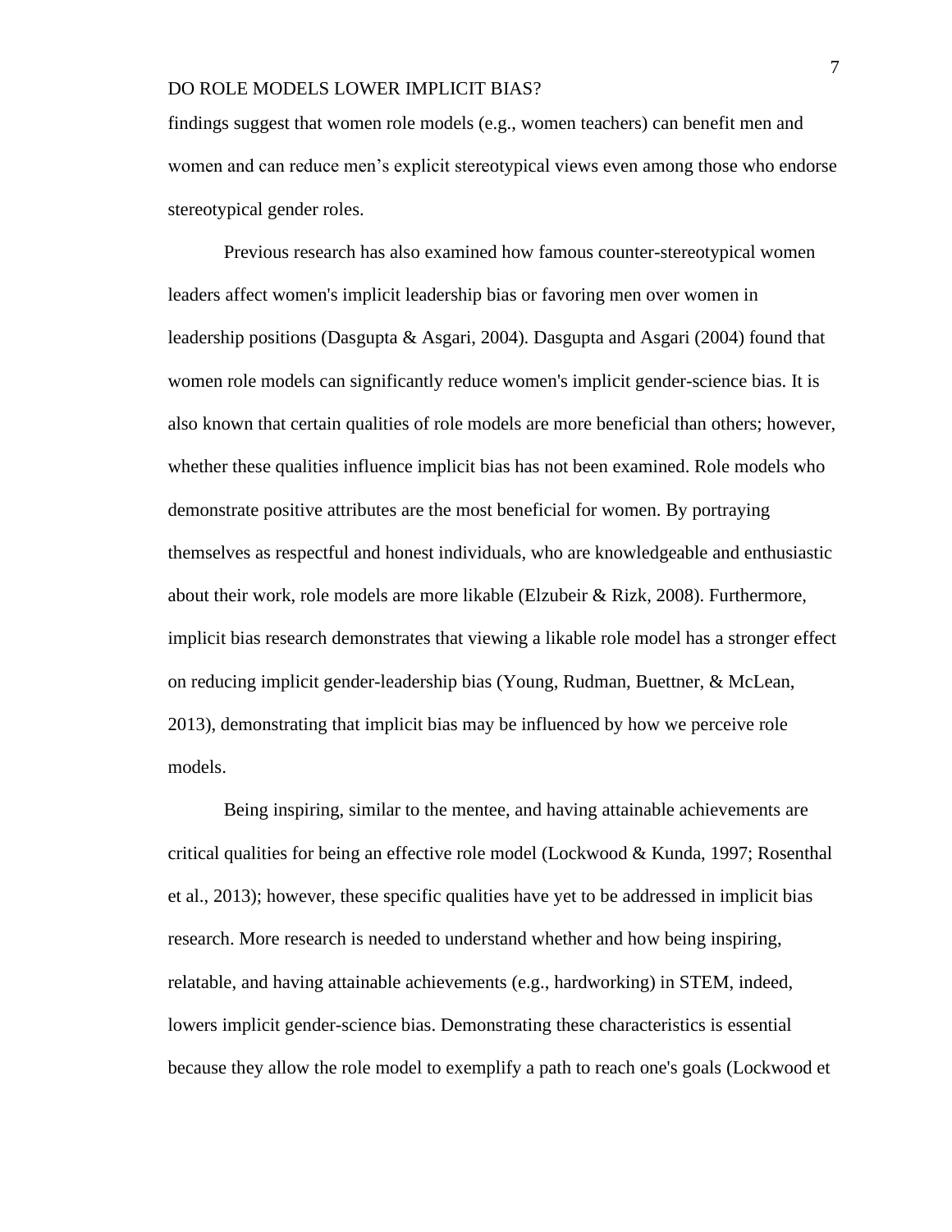findings suggest that women role models (e.g., women teachers) can benefit men and women and can reduce men's explicit stereotypical views even among those who endorse stereotypical gender roles.

Previous research has also examined how famous counter-stereotypical women leaders affect women's implicit leadership bias or favoring men over women in leadership positions (Dasgupta & Asgari, 2004). Dasgupta and Asgari (2004) found that women role models can significantly reduce women's implicit gender-science bias. It is also known that certain qualities of role models are more beneficial than others; however, whether these qualities influence implicit bias has not been examined. Role models who demonstrate positive attributes are the most beneficial for women. By portraying themselves as respectful and honest individuals, who are knowledgeable and enthusiastic about their work, role models are more likable (Elzubeir & Rizk, 2008). Furthermore, implicit bias research demonstrates that viewing a likable role model has a stronger effect on reducing implicit gender-leadership bias (Young, Rudman, Buettner, & McLean, 2013), demonstrating that implicit bias may be influenced by how we perceive role models.

Being inspiring, similar to the mentee, and having attainable achievements are critical qualities for being an effective role model (Lockwood & Kunda, 1997; Rosenthal et al., 2013); however, these specific qualities have yet to be addressed in implicit bias research. More research is needed to understand whether and how being inspiring, relatable, and having attainable achievements (e.g., hardworking) in STEM, indeed, lowers implicit gender-science bias. Demonstrating these characteristics is essential because they allow the role model to exemplify a path to reach one's goals (Lockwood et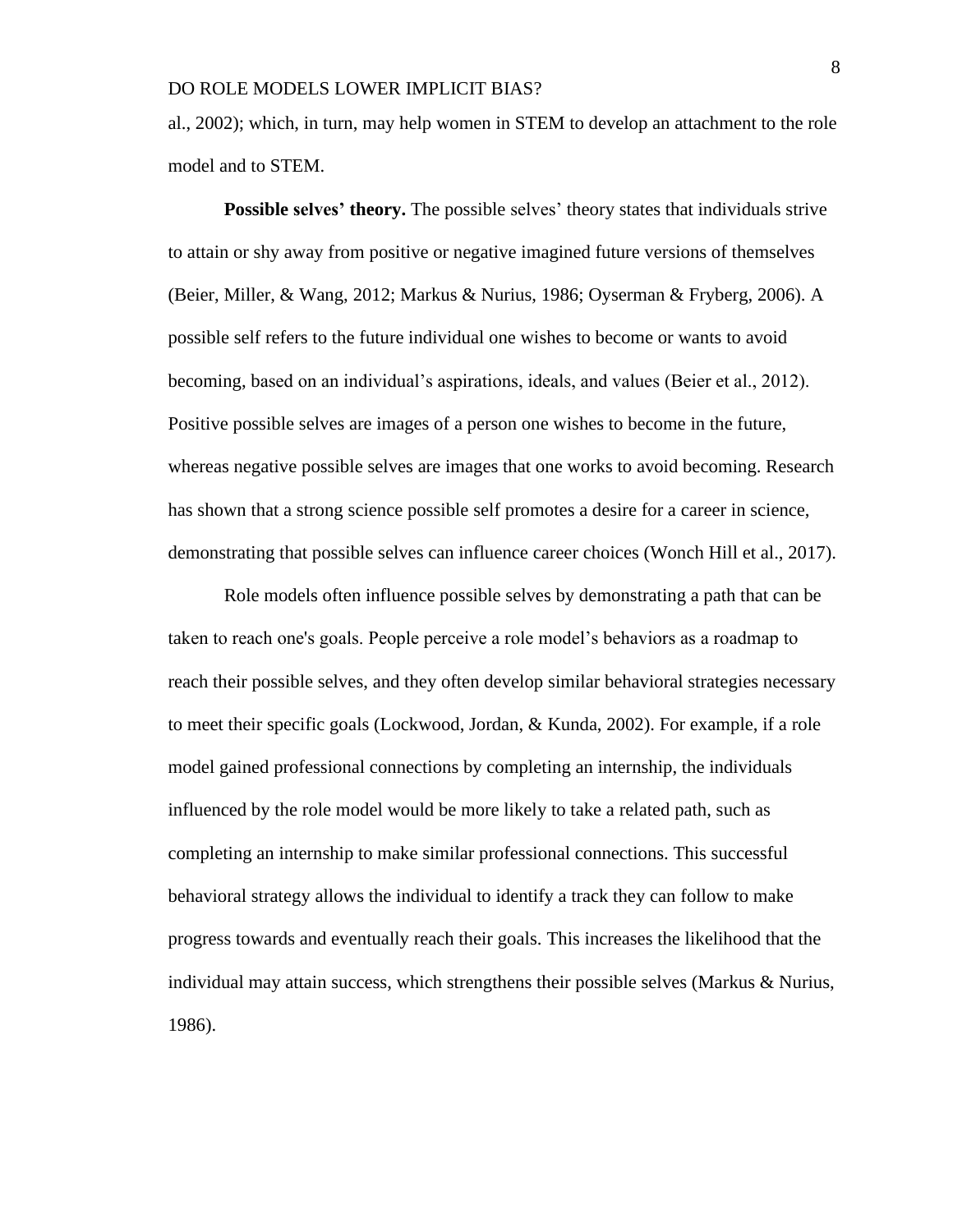al., 2002); which, in turn, may help women in STEM to develop an attachment to the role model and to STEM.

**Possible selves' theory.** The possible selves' theory states that individuals strive to attain or shy away from positive or negative imagined future versions of themselves (Beier, Miller, & Wang, 2012; Markus & Nurius, 1986; Oyserman & Fryberg, 2006). A possible self refers to the future individual one wishes to become or wants to avoid becoming, based on an individual's aspirations, ideals, and values (Beier et al., 2012). Positive possible selves are images of a person one wishes to become in the future, whereas negative possible selves are images that one works to avoid becoming. Research has shown that a strong science possible self promotes a desire for a career in science, demonstrating that possible selves can influence career choices (Wonch Hill et al., 2017).

Role models often influence possible selves by demonstrating a path that can be taken to reach one's goals. People perceive a role model's behaviors as a roadmap to reach their possible selves, and they often develop similar behavioral strategies necessary to meet their specific goals (Lockwood, Jordan, & Kunda, 2002). For example, if a role model gained professional connections by completing an internship, the individuals influenced by the role model would be more likely to take a related path, such as completing an internship to make similar professional connections. This successful behavioral strategy allows the individual to identify a track they can follow to make progress towards and eventually reach their goals. This increases the likelihood that the individual may attain success, which strengthens their possible selves (Markus & Nurius, 1986).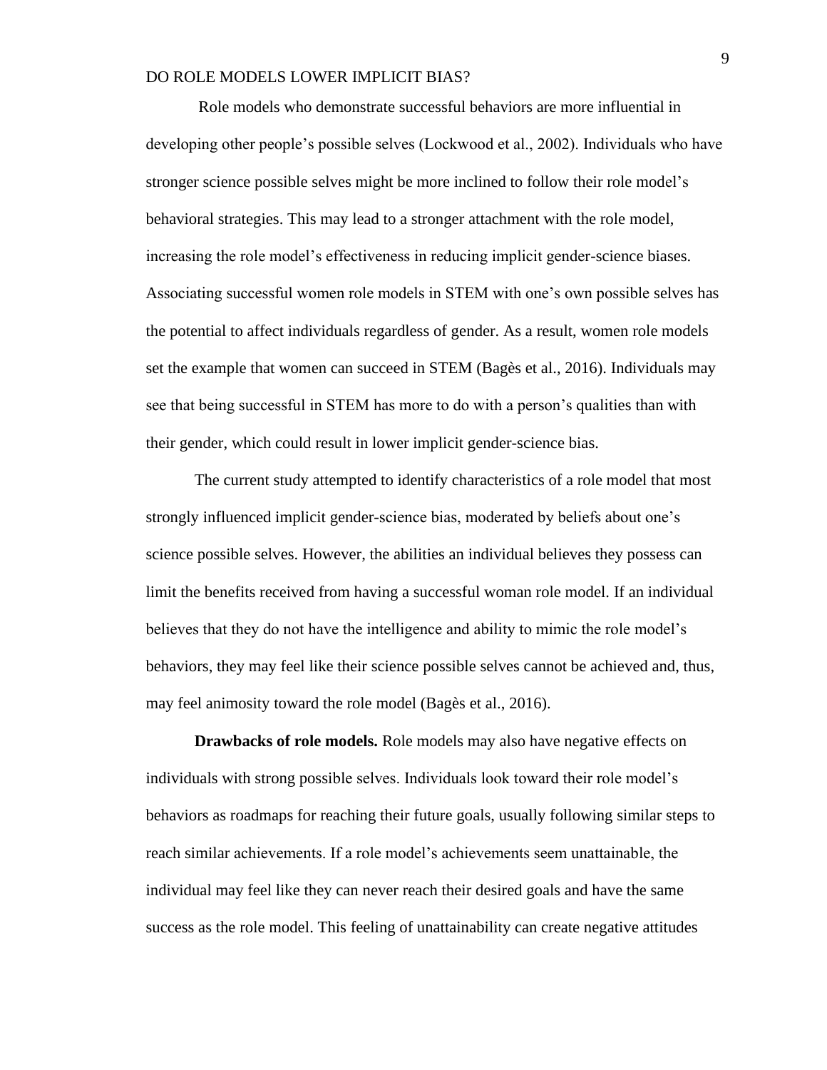Role models who demonstrate successful behaviors are more influential in developing other people's possible selves (Lockwood et al., 2002). Individuals who have stronger science possible selves might be more inclined to follow their role model's behavioral strategies. This may lead to a stronger attachment with the role model, increasing the role model's effectiveness in reducing implicit gender-science biases. Associating successful women role models in STEM with one's own possible selves has the potential to affect individuals regardless of gender. As a result, women role models set the example that women can succeed in STEM (Bagès et al., 2016). Individuals may see that being successful in STEM has more to do with a person's qualities than with their gender, which could result in lower implicit gender-science bias.

The current study attempted to identify characteristics of a role model that most strongly influenced implicit gender-science bias, moderated by beliefs about one's science possible selves. However, the abilities an individual believes they possess can limit the benefits received from having a successful woman role model. If an individual believes that they do not have the intelligence and ability to mimic the role model's behaviors, they may feel like their science possible selves cannot be achieved and, thus, may feel animosity toward the role model (Bagès et al., 2016).

**Drawbacks of role models.** Role models may also have negative effects on individuals with strong possible selves. Individuals look toward their role model's behaviors as roadmaps for reaching their future goals, usually following similar steps to reach similar achievements. If a role model's achievements seem unattainable, the individual may feel like they can never reach their desired goals and have the same success as the role model. This feeling of unattainability can create negative attitudes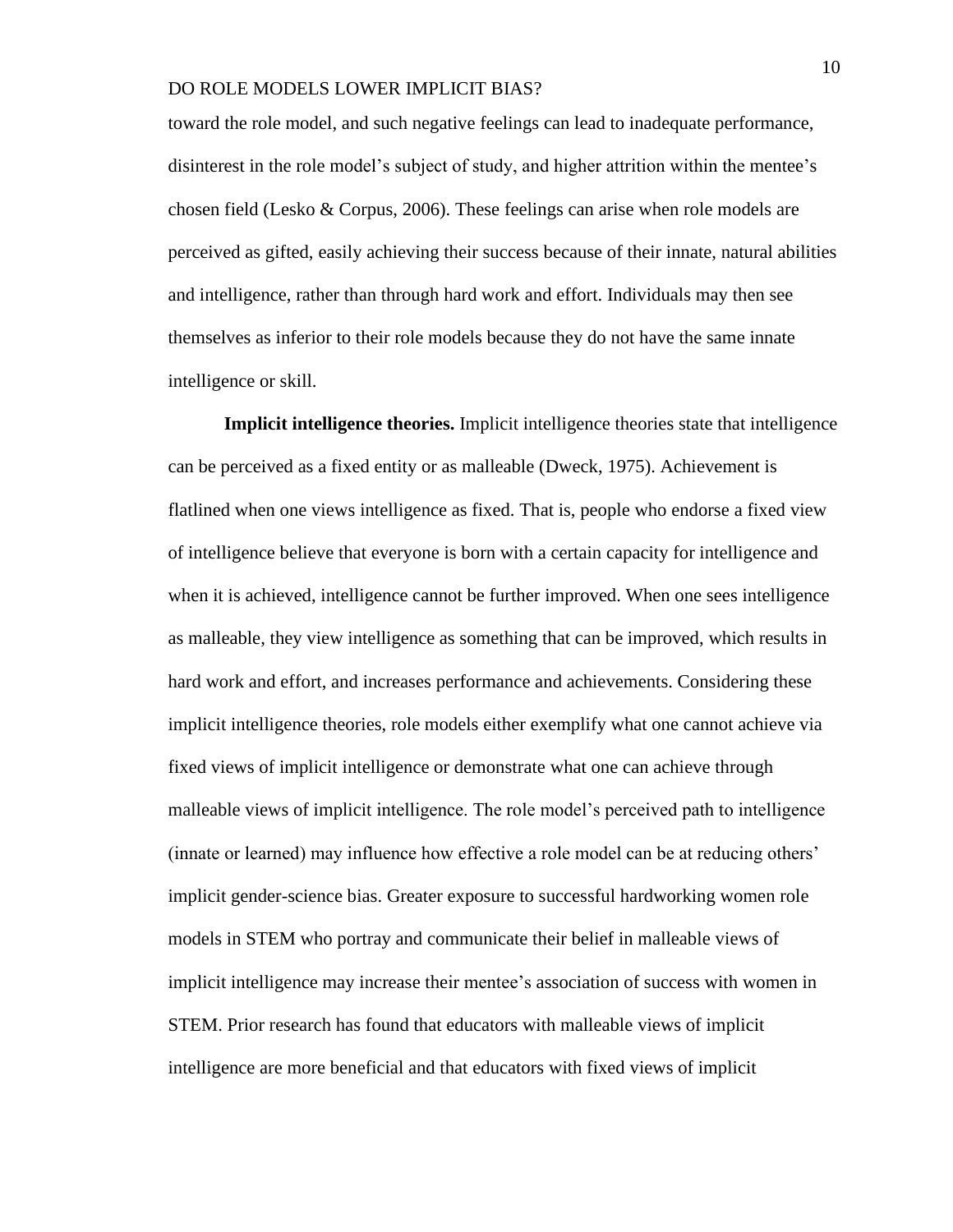toward the role model, and such negative feelings can lead to inadequate performance, disinterest in the role model's subject of study, and higher attrition within the mentee's chosen field (Lesko & Corpus, 2006). These feelings can arise when role models are perceived as gifted, easily achieving their success because of their innate, natural abilities and intelligence, rather than through hard work and effort. Individuals may then see themselves as inferior to their role models because they do not have the same innate intelligence or skill.

**Implicit intelligence theories.** Implicit intelligence theories state that intelligence can be perceived as a fixed entity or as malleable (Dweck, 1975). Achievement is flatlined when one views intelligence as fixed. That is, people who endorse a fixed view of intelligence believe that everyone is born with a certain capacity for intelligence and when it is achieved, intelligence cannot be further improved. When one sees intelligence as malleable, they view intelligence as something that can be improved, which results in hard work and effort, and increases performance and achievements. Considering these implicit intelligence theories, role models either exemplify what one cannot achieve via fixed views of implicit intelligence or demonstrate what one can achieve through malleable views of implicit intelligence. The role model's perceived path to intelligence (innate or learned) may influence how effective a role model can be at reducing others' implicit gender-science bias. Greater exposure to successful hardworking women role models in STEM who portray and communicate their belief in malleable views of implicit intelligence may increase their mentee's association of success with women in STEM. Prior research has found that educators with malleable views of implicit intelligence are more beneficial and that educators with fixed views of implicit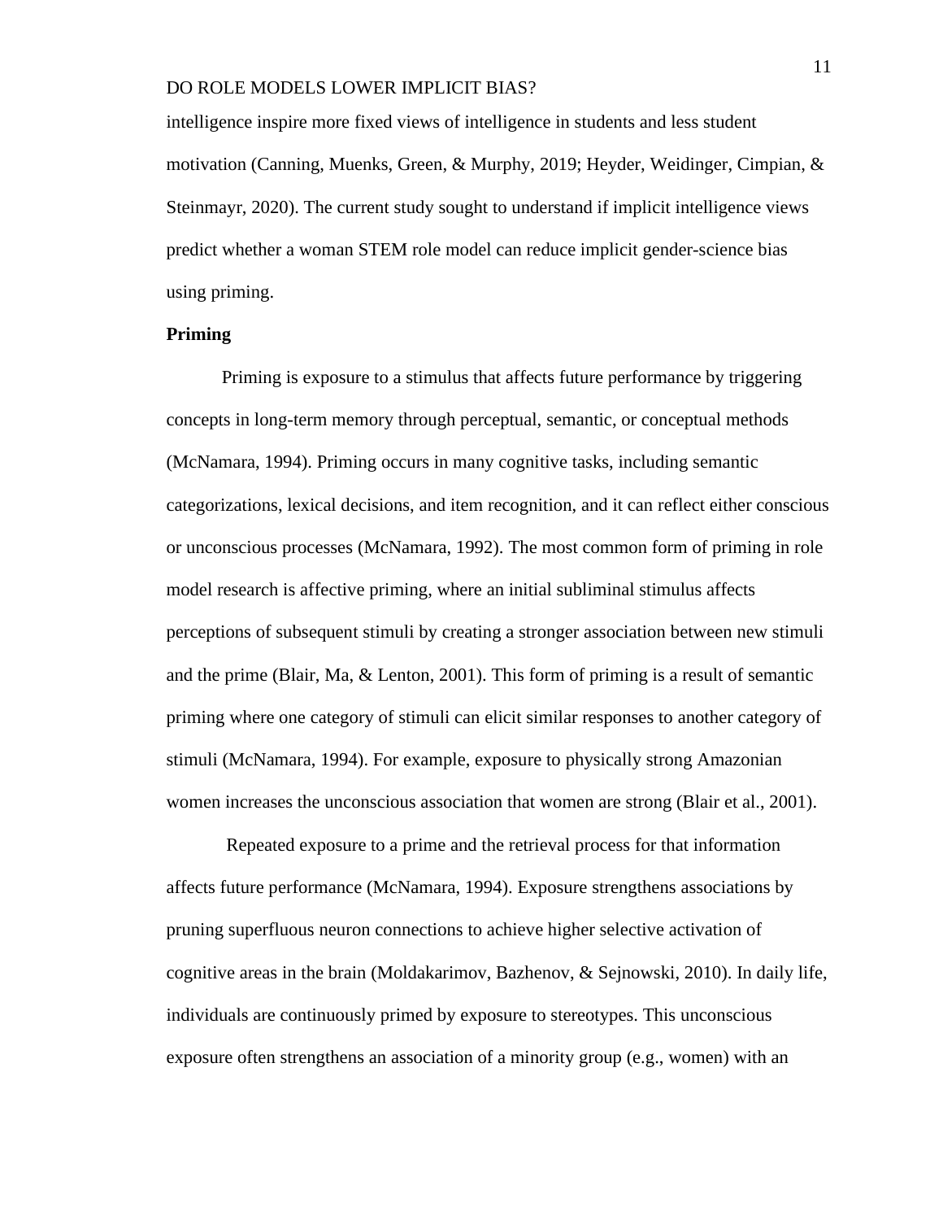intelligence inspire more fixed views of intelligence in students and less student motivation (Canning, Muenks, Green, & Murphy, 2019; Heyder, Weidinger, Cimpian, & Steinmayr, 2020). The current study sought to understand if implicit intelligence views predict whether a woman STEM role model can reduce implicit gender-science bias using priming.

**Priming**

Priming is exposure to a stimulus that affects future performance by triggering concepts in long-term memory through perceptual, semantic, or conceptual methods (McNamara, 1994). Priming occurs in many cognitive tasks, including semantic categorizations, lexical decisions, and item recognition, and it can reflect either conscious or unconscious processes (McNamara, 1992). The most common form of priming in role model research is affective priming, where an initial subliminal stimulus affects perceptions of subsequent stimuli by creating a stronger association between new stimuli and the prime (Blair, Ma, & Lenton, 2001). This form of priming is a result of semantic priming where one category of stimuli can elicit similar responses to another category of stimuli (McNamara, 1994). For example, exposure to physically strong Amazonian women increases the unconscious association that women are strong (Blair et al., 2001).

Repeated exposure to a prime and the retrieval process for that information affects future performance (McNamara, 1994). Exposure strengthens associations by pruning superfluous neuron connections to achieve higher selective activation of cognitive areas in the brain (Moldakarimov, Bazhenov, & Sejnowski, 2010). In daily life, individuals are continuously primed by exposure to stereotypes. This unconscious exposure often strengthens an association of a minority group (e.g., women) with an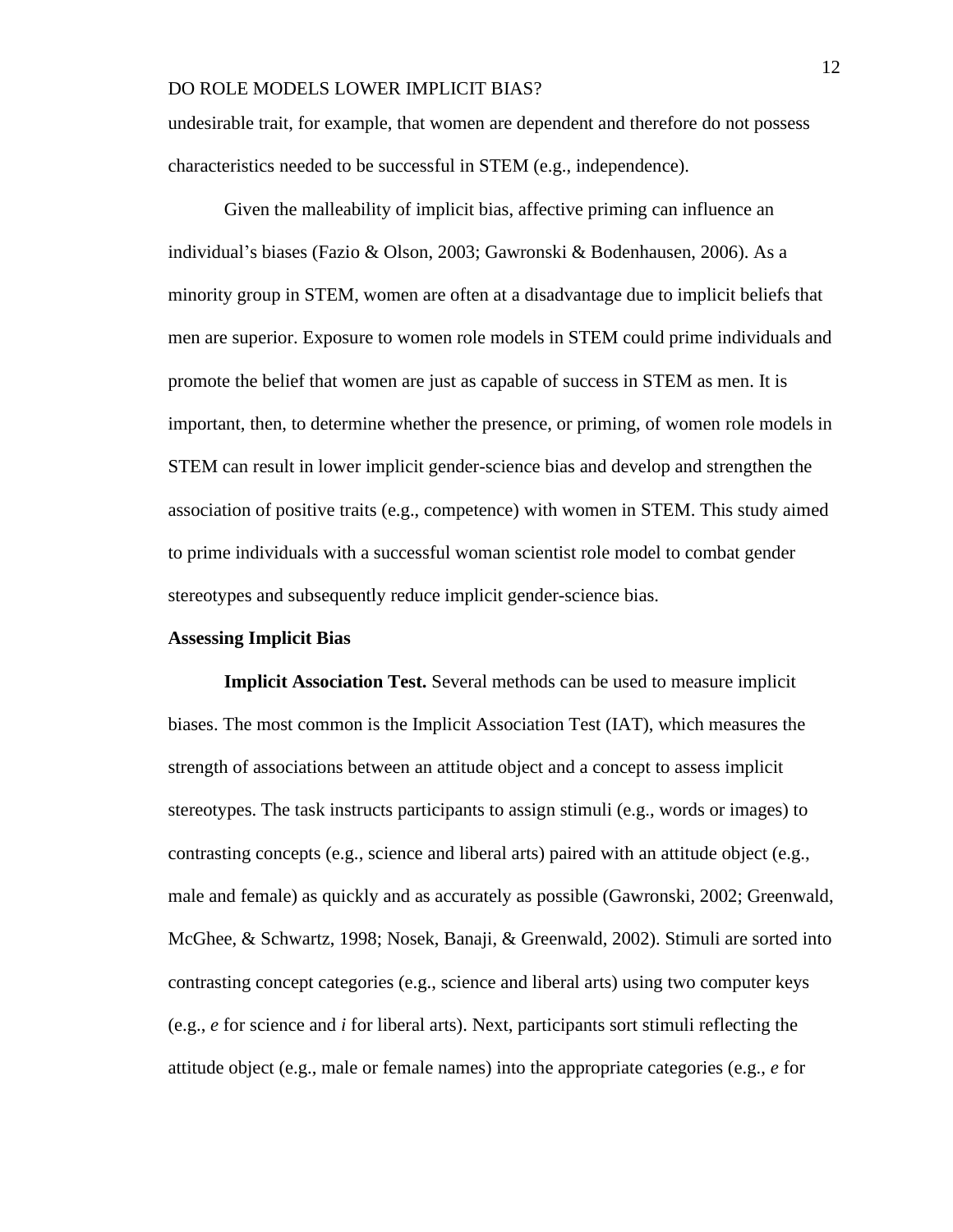undesirable trait, for example, that women are dependent and therefore do not possess characteristics needed to be successful in STEM (e.g., independence).

Given the malleability of implicit bias, affective priming can influence an individual's biases (Fazio & Olson, 2003; Gawronski & Bodenhausen, 2006). As a minority group in STEM, women are often at a disadvantage due to implicit beliefs that men are superior. Exposure to women role models in STEM could prime individuals and promote the belief that women are just as capable of success in STEM as men. It is important, then, to determine whether the presence, or priming, of women role models in STEM can result in lower implicit gender-science bias and develop and strengthen the association of positive traits (e.g., competence) with women in STEM. This study aimed to prime individuals with a successful woman scientist role model to combat gender stereotypes and subsequently reduce implicit gender-science bias.

## Assessing Implicit Bias

**Implicit Association Test.** Several methods can be used to measure implicit biases. The most common is the Implicit Association Test (IAT), which measures the strength of associations between an attitude object and a concept to assess implicit stereotypes. The task instructs participants to assign stimuli (e.g., words or images) to contrasting concepts (e.g., science and liberal arts) paired with an attitude object (e.g., male and female) as quickly and as accurately as possible (Gawronski, 2002; Greenwald, McGhee, & Schwartz, 1998; Nosek, Banaji, & Greenwald, 2002). Stimuli are sorted into contrasting concept categories (e.g., science and liberal arts) using two computer keys (e.g., *e* for science and *i* for liberal arts). Next, participants sort stimuli reflecting the attitude object (e.g., male or female names) into the appropriate categories (e.g., *e* for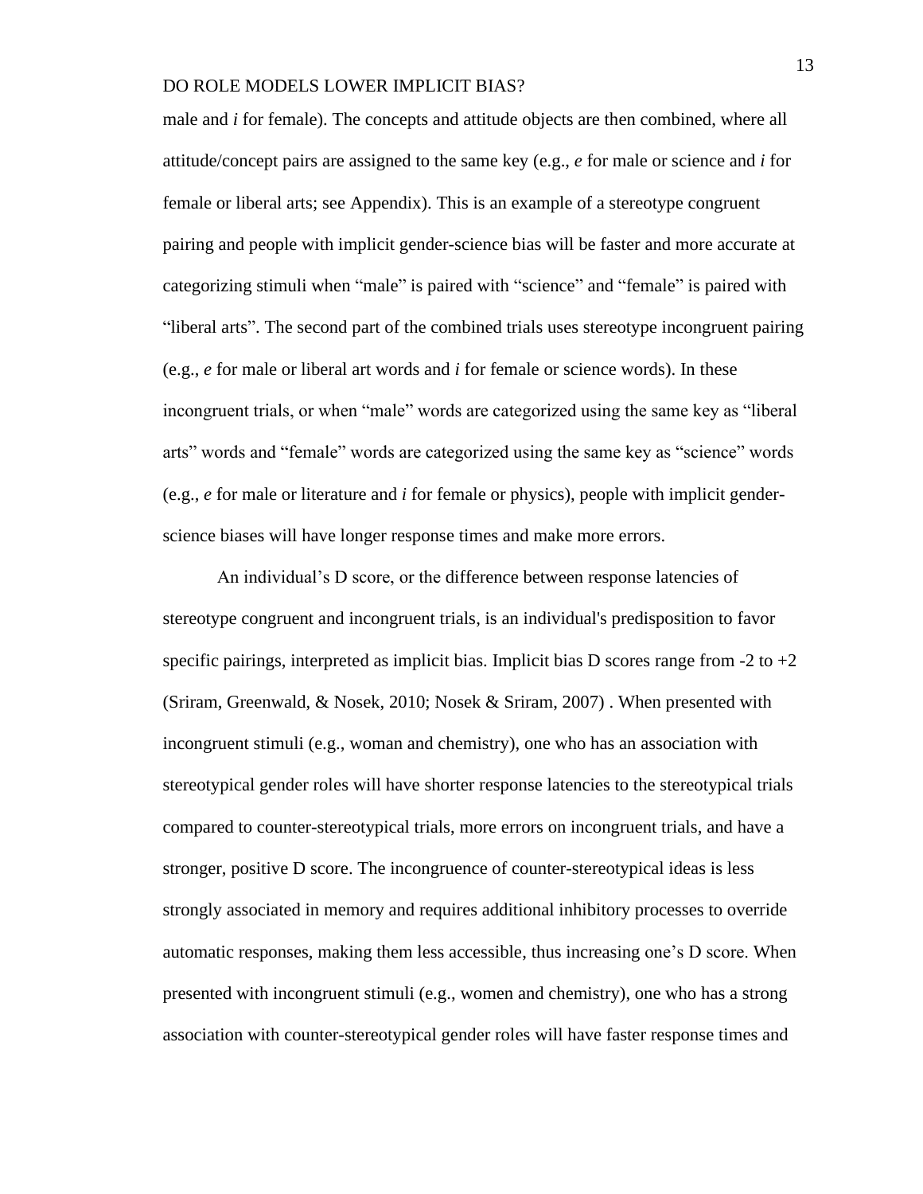male and *i* for female). The concepts and attitude objects are then combined, where all attitude/concept pairs are assigned to the same key (e.g., *e* for male or science and *i* for female or liberal arts; see Appendix). This is an example of a stereotype congruent pairing and people with implicit gender-science bias will be faster and more accurate at categorizing stimuli when "male" is paired with "science" and "female" is paired with "liberal arts". The second part of the combined trials uses stereotype incongruent pairing (e.g., *e* for male or liberal art words and *i* for female or science words). In these incongruent trials, or when "male" words are categorized using the same key as "liberal arts" words and "female" words are categorized using the same key as "science" words (e.g., *e* for male or literature and *i* for female or physics), people with implicit gender-science biases will have longer response times and make more errors.

An individual's D score, or the difference between response latencies of stereotype congruent and incongruent trials, is an individual's predisposition to favor specific pairings, interpreted as implicit bias. Implicit bias D scores range from -2 to +2 (Sriram, Greenwald, & Nosek, 2010; Nosek & Sriram, 2007) . When presented with incongruent stimuli (e.g., woman and chemistry), one who has an association with stereotypical gender roles will have shorter response latencies to the stereotypical trials compared to counter-stereotypical trials, more errors on incongruent trials, and have a stronger, positive D score. The incongruence of counter-stereotypical ideas is less strongly associated in memory and requires additional inhibitory processes to override automatic responses, making them less accessible, thus increasing one's D score. When presented with incongruent stimuli (e.g., women and chemistry), one who has a strong association with counter-stereotypical gender roles will have faster response times and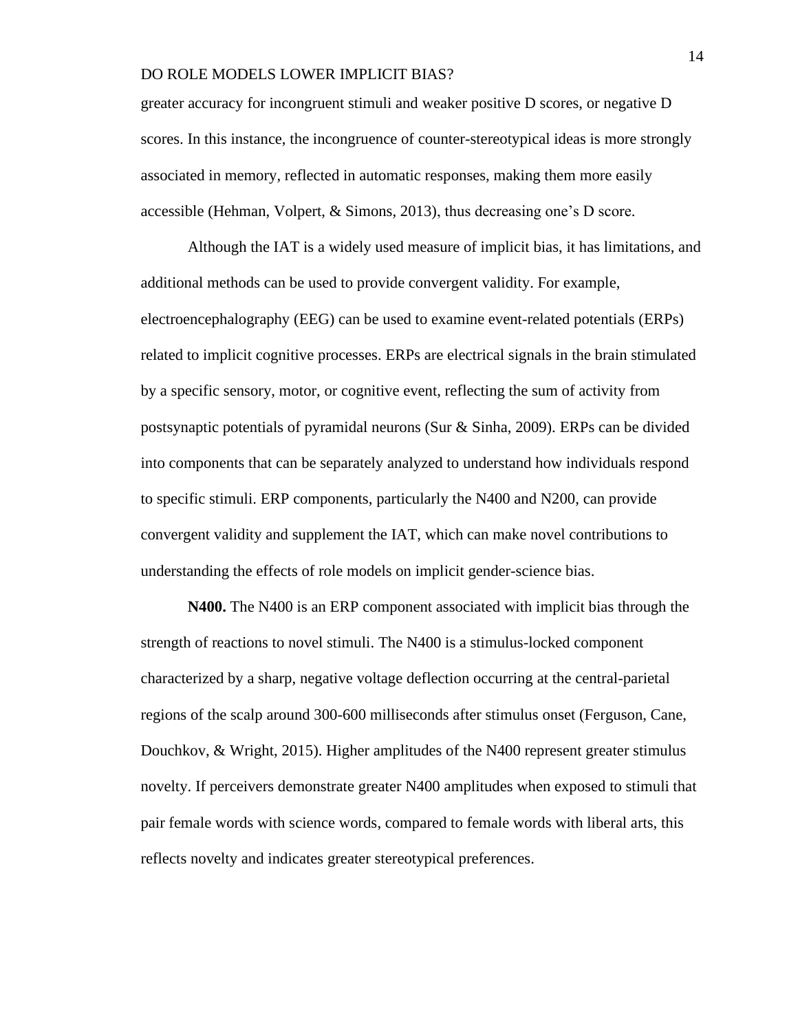greater accuracy for incongruent stimuli and weaker positive D scores, or negative D scores. In this instance, the incongruence of counter-stereotypical ideas is more strongly associated in memory, reflected in automatic responses, making them more easily accessible (Hehman, Volpert, & Simons, 2013), thus decreasing one's D score.

Although the IAT is a widely used measure of implicit bias, it has limitations, and additional methods can be used to provide convergent validity. For example, electroencephalography (EEG) can be used to examine event-related potentials (ERPs) related to implicit cognitive processes. ERPs are electrical signals in the brain stimulated by a specific sensory, motor, or cognitive event, reflecting the sum of activity from postsynaptic potentials of pyramidal neurons (Sur & Sinha, 2009). ERPs can be divided into components that can be separately analyzed to understand how individuals respond to specific stimuli. ERP components, particularly the N400 and N200, can provide convergent validity and supplement the IAT, which can make novel contributions to understanding the effects of role models on implicit gender-science bias.

**N400.** The N400 is an ERP component associated with implicit bias through the strength of reactions to novel stimuli. The N400 is a stimulus-locked component characterized by a sharp, negative voltage deflection occurring at the central-parietal regions of the scalp around 300-600 milliseconds after stimulus onset (Ferguson, Cane, Douchkov, & Wright, 2015). Higher amplitudes of the N400 represent greater stimulus novelty. If perceivers demonstrate greater N400 amplitudes when exposed to stimuli that pair female words with science words, compared to female words with liberal arts, this reflects novelty and indicates greater stereotypical preferences.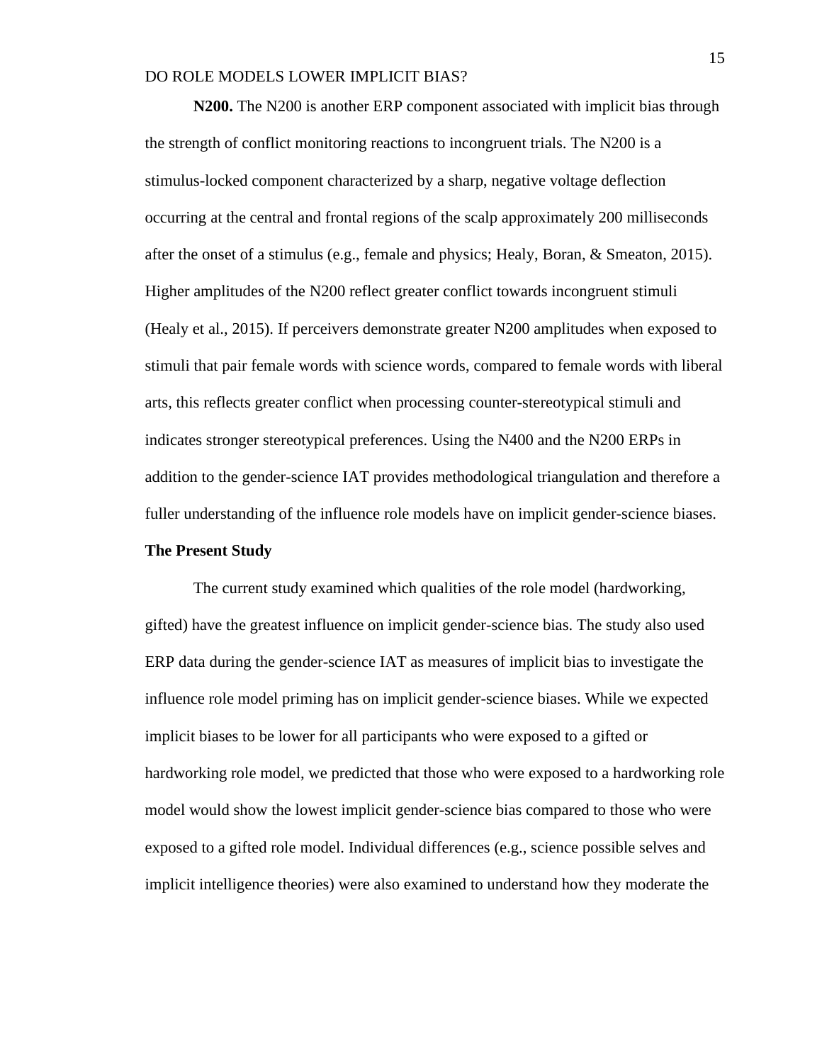**N200.** The N200 is another ERP component associated with implicit bias through the strength of conflict monitoring reactions to incongruent trials. The N200 is a stimulus-locked component characterized by a sharp, negative voltage deflection occurring at the central and frontal regions of the scalp approximately 200 milliseconds after the onset of a stimulus (e.g., female and physics; Healy, Boran, & Smeaton, 2015). Higher amplitudes of the N200 reflect greater conflict towards incongruent stimuli (Healy et al., 2015). If perceivers demonstrate greater N200 amplitudes when exposed to stimuli that pair female words with science words, compared to female words with liberal arts, this reflects greater conflict when processing counter-stereotypical stimuli and indicates stronger stereotypical preferences. Using the N400 and the N200 ERPs in addition to the gender-science IAT provides methodological triangulation and therefore a fuller understanding of the influence role models have on implicit gender-science biases.

## The Present Study

The current study examined which qualities of the role model (hardworking, gifted) have the greatest influence on implicit gender-science bias. The study also used ERP data during the gender-science IAT as measures of implicit bias to investigate the influence role model priming has on implicit gender-science biases. While we expected implicit biases to be lower for all participants who were exposed to a gifted or hardworking role model, we predicted that those who were exposed to a hardworking role model would show the lowest implicit gender-science bias compared to those who were exposed to a gifted role model. Individual differences (e.g., science possible selves and implicit intelligence theories) were also examined to understand how they moderate the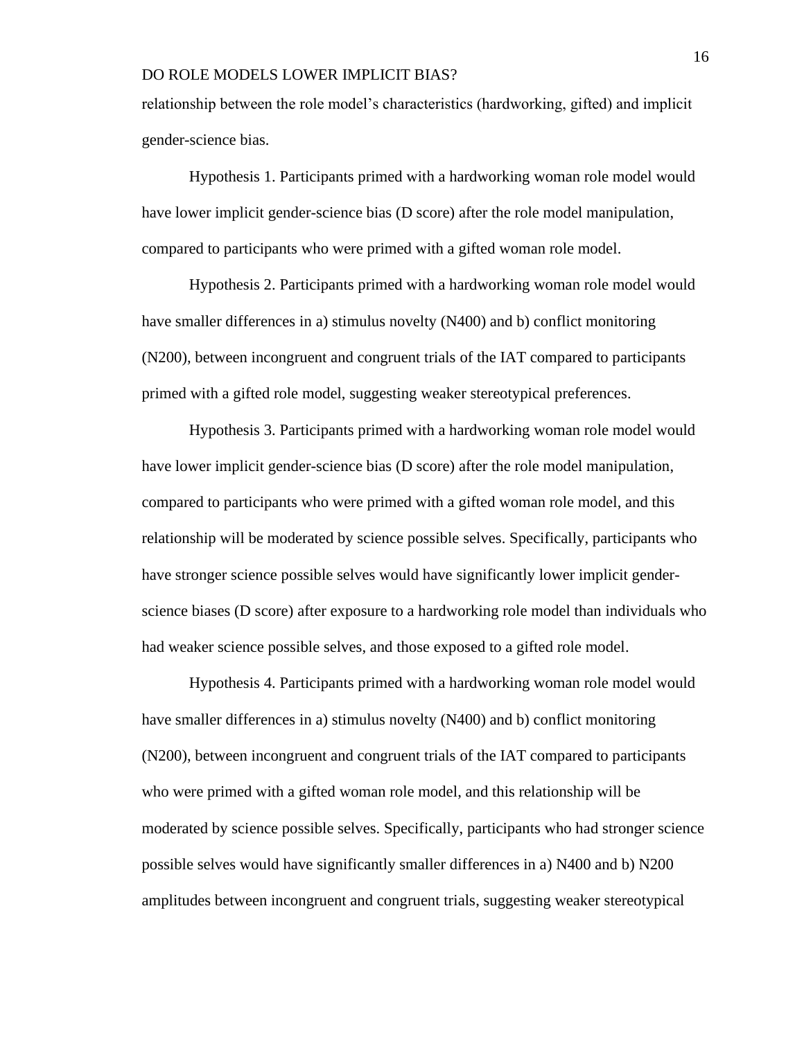relationship between the role model's characteristics (hardworking, gifted) and implicit gender-science bias.

Hypothesis 1. Participants primed with a hardworking woman role model would have lower implicit gender-science bias (D score) after the role model manipulation, compared to participants who were primed with a gifted woman role model.

Hypothesis 2. Participants primed with a hardworking woman role model would have smaller differences in a) stimulus novelty (N400) and b) conflict monitoring (N200), between incongruent and congruent trials of the IAT compared to participants primed with a gifted role model, suggesting weaker stereotypical preferences.

Hypothesis 3. Participants primed with a hardworking woman role model would have lower implicit gender-science bias (D score) after the role model manipulation, compared to participants who were primed with a gifted woman role model, and this relationship will be moderated by science possible selves. Specifically, participants who have stronger science possible selves would have significantly lower implicit gender-science biases (D score) after exposure to a hardworking role model than individuals who had weaker science possible selves, and those exposed to a gifted role model.

Hypothesis 4. Participants primed with a hardworking woman role model would have smaller differences in a) stimulus novelty (N400) and b) conflict monitoring (N200), between incongruent and congruent trials of the IAT compared to participants who were primed with a gifted woman role model, and this relationship will be moderated by science possible selves. Specifically, participants who had stronger science possible selves would have significantly smaller differences in a) N400 and b) N200 amplitudes between incongruent and congruent trials, suggesting weaker stereotypical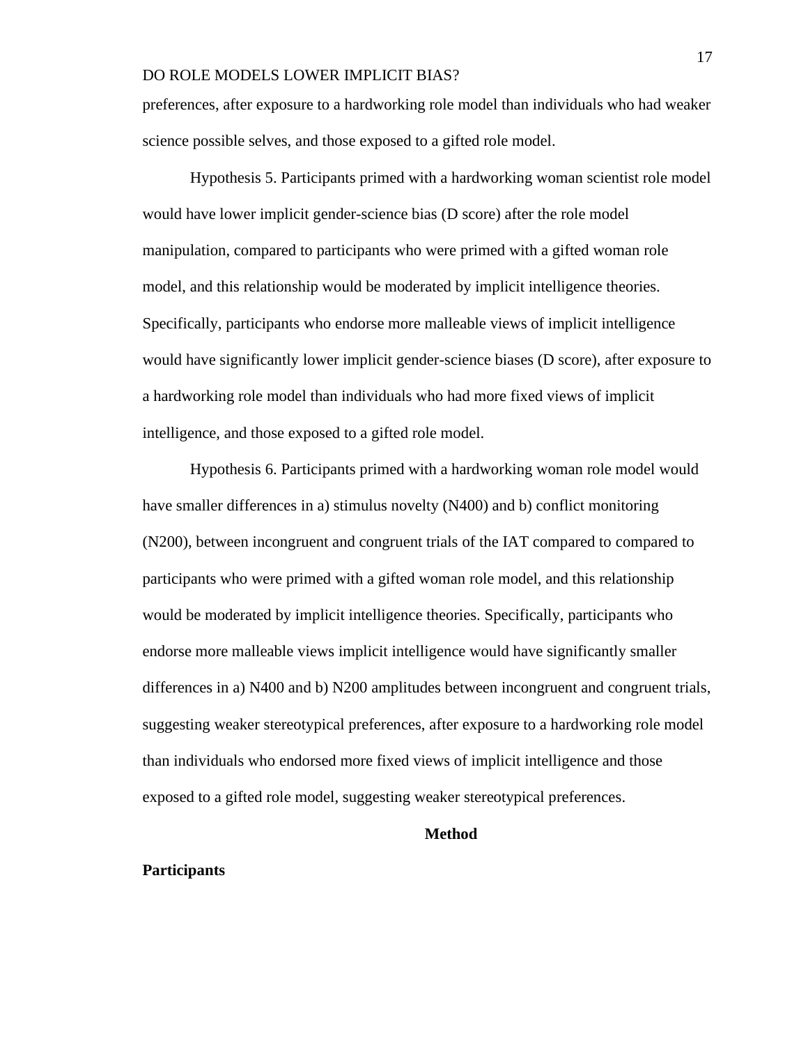preferences, after exposure to a hardworking role model than individuals who had weaker science possible selves, and those exposed to a gifted role model.

Hypothesis 5. Participants primed with a hardworking woman scientist role model would have lower implicit gender-science bias (D score) after the role model manipulation, compared to participants who were primed with a gifted woman role model, and this relationship would be moderated by implicit intelligence theories. Specifically, participants who endorse more malleable views of implicit intelligence would have significantly lower implicit gender-science biases (D score), after exposure to a hardworking role model than individuals who had more fixed views of implicit intelligence, and those exposed to a gifted role model.

Hypothesis 6. Participants primed with a hardworking woman role model would have smaller differences in a) stimulus novelty (N400) and b) conflict monitoring (N200), between incongruent and congruent trials of the IAT compared to compared to participants who were primed with a gifted woman role model, and this relationship would be moderated by implicit intelligence theories. Specifically, participants who endorse more malleable views implicit intelligence would have significantly smaller differences in a) N400 and b) N200 amplitudes between incongruent and congruent trials, suggesting weaker stereotypical preferences, after exposure to a hardworking role model than individuals who endorsed more fixed views of implicit intelligence and those exposed to a gifted role model, suggesting weaker stereotypical preferences.

# Method

## Participants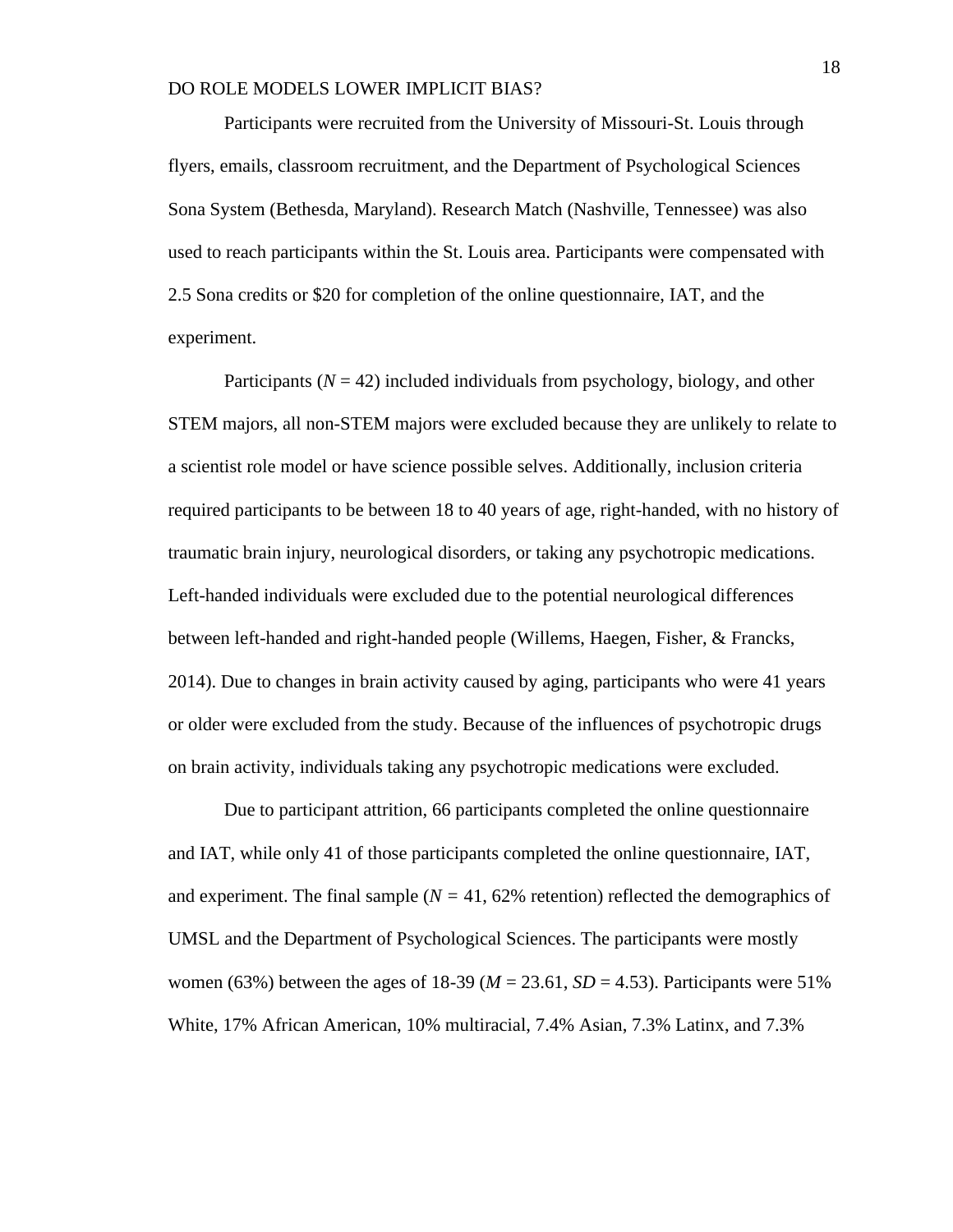Participants were recruited from the University of Missouri-St. Louis through flyers, emails, classroom recruitment, and the Department of Psychological Sciences Sona System (Bethesda, Maryland). Research Match (Nashville, Tennessee) was also used to reach participants within the St. Louis area. Participants were compensated with 2.5 Sona credits or $20 for completion of the online questionnaire, IAT, and the experiment.

Participants ($N$ = 42) included individuals from psychology, biology, and other STEM majors, all non-STEM majors were excluded because they are unlikely to relate to a scientist role model or have science possible selves. Additionally, inclusion criteria required participants to be between 18 to 40 years of age, right-handed, with no history of traumatic brain injury, neurological disorders, or taking any psychotropic medications. Left-handed individuals were excluded due to the potential neurological differences between left-handed and right-handed people (Willems, Haegen, Fisher, & Francks, 2014). Due to changes in brain activity caused by aging, participants who were 41 years or older were excluded from the study. Because of the influences of psychotropic drugs on brain activity, individuals taking any psychotropic medications were excluded.

Due to participant attrition, 66 participants completed the online questionnaire and IAT, while only 41 of those participants completed the online questionnaire, IAT, and experiment. The final sample ($N$ = 41, 62% retention) reflected the demographics of UMSL and the Department of Psychological Sciences. The participants were mostly women (63%) between the ages of 18-39 ($M$ = 23.61, $SD$ = 4.53). Participants were 51% White, 17% African American, 10% multiracial, 7.4% Asian, 7.3% Latinx, and 7.3%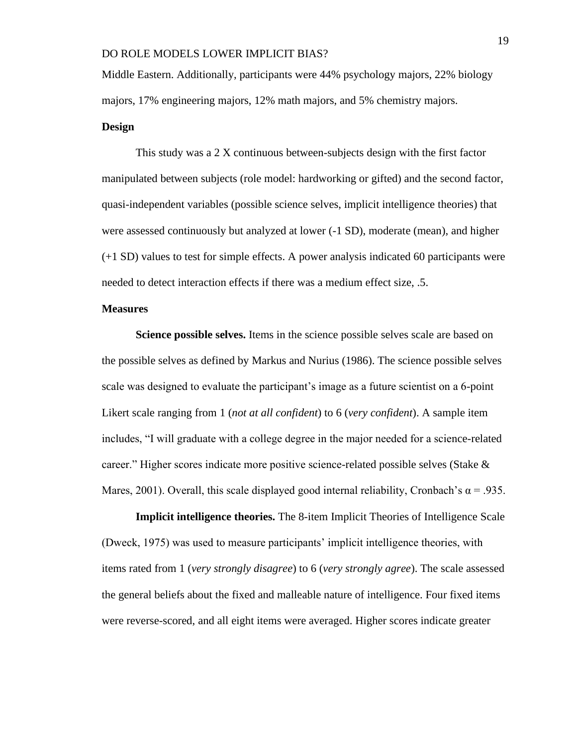Middle Eastern. Additionally, participants were 44% psychology majors, 22% biology majors, 17% engineering majors, 12% math majors, and 5% chemistry majors.

**Design**

This study was a 2 X continuous between-subjects design with the first factor manipulated between subjects (role model: hardworking or gifted) and the second factor, quasi-independent variables (possible science selves, implicit intelligence theories) that were assessed continuously but analyzed at lower (-1 SD), moderate (mean), and higher (+1 SD) values to test for simple effects. A power analysis indicated 60 participants were needed to detect interaction effects if there was a medium effect size, .5.

**Measures**

**Science possible selves.** Items in the science possible selves scale are based on the possible selves as defined by Markus and Nurius (1986). The science possible selves scale was designed to evaluate the participant's image as a future scientist on a 6-point Likert scale ranging from 1 (*not at all confident*) to 6 (*very confident*). A sample item includes, "I will graduate with a college degree in the major needed for a science-related career." Higher scores indicate more positive science-related possible selves (Stake & Mares, 2001). Overall, this scale displayed good internal reliability, Cronbach's $\alpha = .935$.

**Implicit intelligence theories.** The 8-item Implicit Theories of Intelligence Scale (Dweck, 1975) was used to measure participants' implicit intelligence theories, with items rated from 1 (*very strongly disagree*) to 6 (*very strongly agree*). The scale assessed the general beliefs about the fixed and malleable nature of intelligence. Four fixed items were reverse-scored, and all eight items were averaged. Higher scores indicate greater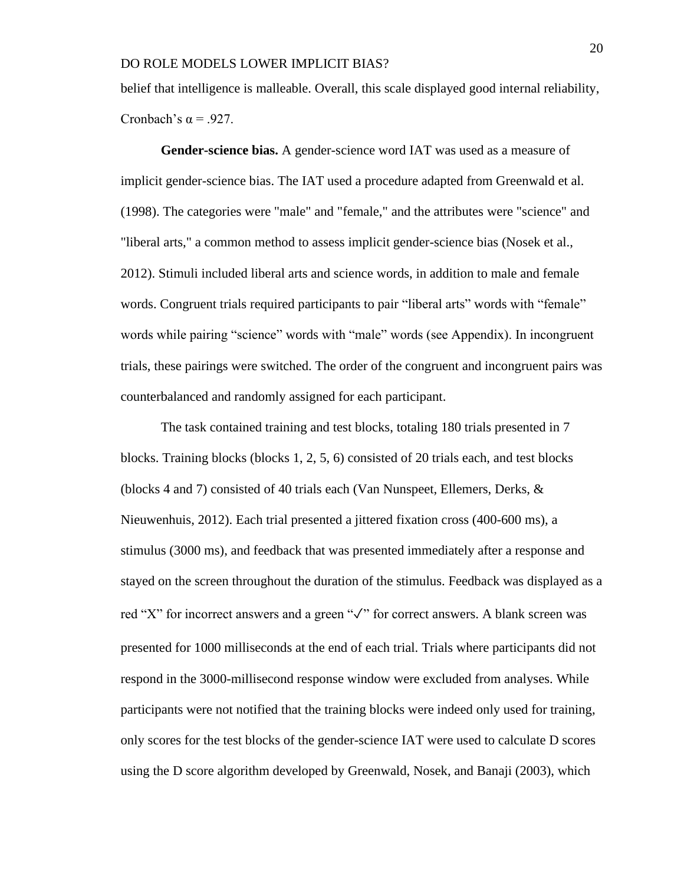belief that intelligence is malleable. Overall, this scale displayed good internal reliability, Cronbach's $\alpha = .927$.

**Gender-science bias.** A gender-science word IAT was used as a measure of implicit gender-science bias. The IAT used a procedure adapted from Greenwald et al. (1998). The categories were "male" and "female," and the attributes were "science" and "liberal arts," a common method to assess implicit gender-science bias (Nosek et al., 2012). Stimuli included liberal arts and science words, in addition to male and female words. Congruent trials required participants to pair "liberal arts" words with "female" words while pairing "science" words with "male" words (see Appendix). In incongruent trials, these pairings were switched. The order of the congruent and incongruent pairs was counterbalanced and randomly assigned for each participant.

The task contained training and test blocks, totaling 180 trials presented in 7 blocks. Training blocks (blocks 1, 2, 5, 6) consisted of 20 trials each, and test blocks (blocks 4 and 7) consisted of 40 trials each (Van Nunspeet, Ellemers, Derks, & Nieuwenhuis, 2012). Each trial presented a jittered fixation cross (400-600 ms), a stimulus (3000 ms), and feedback that was presented immediately after a response and stayed on the screen throughout the duration of the stimulus. Feedback was displayed as a red "X" for incorrect answers and a green "✓" for correct answers. A blank screen was presented for 1000 milliseconds at the end of each trial. Trials where participants did not respond in the 3000-millisecond response window were excluded from analyses. While participants were not notified that the training blocks were indeed only used for training, only scores for the test blocks of the gender-science IAT were used to calculate D scores using the D score algorithm developed by Greenwald, Nosek, and Banaji (2003), which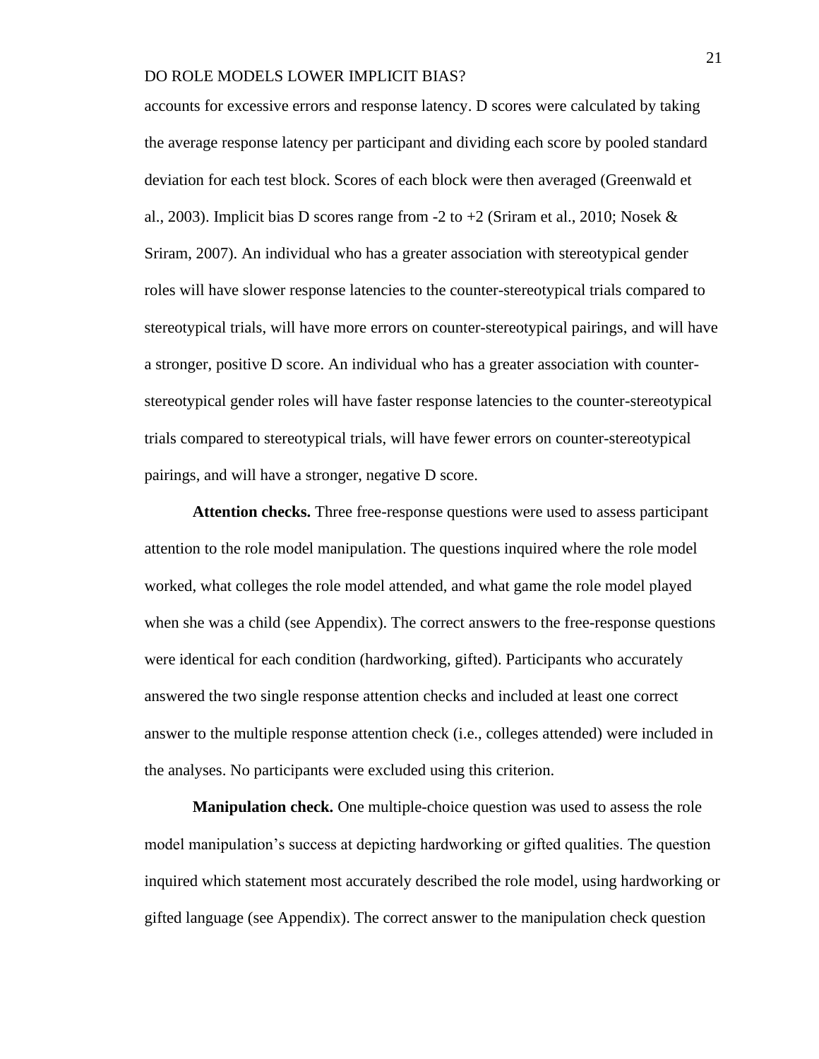accounts for excessive errors and response latency. D scores were calculated by taking the average response latency per participant and dividing each score by pooled standard deviation for each test block. Scores of each block were then averaged (Greenwald et al., 2003). Implicit bias D scores range from -2 to +2 (Sriram et al., 2010; Nosek & Sriram, 2007). An individual who has a greater association with stereotypical gender roles will have slower response latencies to the counter-stereotypical trials compared to stereotypical trials, will have more errors on counter-stereotypical pairings, and will have a stronger, positive D score. An individual who has a greater association with counter-stereotypical gender roles will have faster response latencies to the counter-stereotypical trials compared to stereotypical trials, will have fewer errors on counter-stereotypical pairings, and will have a stronger, negative D score.

**Attention checks.** Three free-response questions were used to assess participant attention to the role model manipulation. The questions inquired where the role model worked, what colleges the role model attended, and what game the role model played when she was a child (see Appendix). The correct answers to the free-response questions were identical for each condition (hardworking, gifted). Participants who accurately answered the two single response attention checks and included at least one correct answer to the multiple response attention check (i.e., colleges attended) were included in the analyses. No participants were excluded using this criterion.

**Manipulation check.** One multiple-choice question was used to assess the role model manipulation's success at depicting hardworking or gifted qualities. The question inquired which statement most accurately described the role model, using hardworking or gifted language (see Appendix). The correct answer to the manipulation check question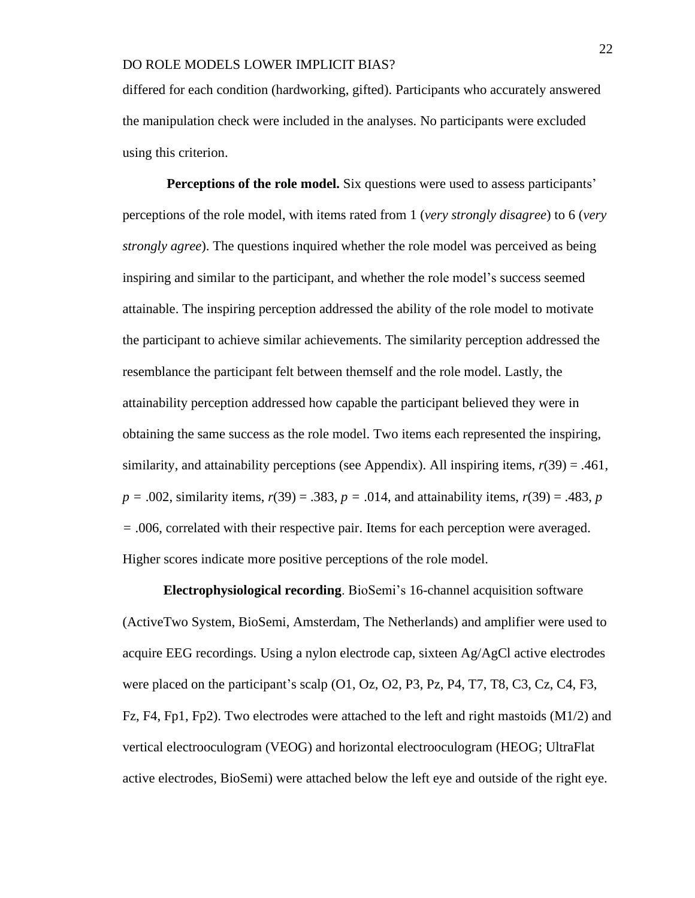differed for each condition (hardworking, gifted). Participants who accurately answered the manipulation check were included in the analyses. No participants were excluded using this criterion.

**Perceptions of the role model.** Six questions were used to assess participants' perceptions of the role model, with items rated from 1 (*very strongly disagree*) to 6 (*very strongly agree*). The questions inquired whether the role model was perceived as being inspiring and similar to the participant, and whether the role model's success seemed attainable. The inspiring perception addressed the ability of the role model to motivate the participant to achieve similar achievements. The similarity perception addressed the resemblance the participant felt between themself and the role model. Lastly, the attainability perception addressed how capable the participant believed they were in obtaining the same success as the role model. Two items each represented the inspiring, similarity, and attainability perceptions (see Appendix). All inspiring items, $r(39) = .461$, $p = .002$, similarity items, $r(39) = .383$, $p = .014$, and attainability items, $r(39) = .483$, $p = .006$, correlated with their respective pair. Items for each perception were averaged. Higher scores indicate more positive perceptions of the role model.

**Electrophysiological recording**. BioSemi's 16-channel acquisition software (ActiveTwo System, BioSemi, Amsterdam, The Netherlands) and amplifier were used to acquire EEG recordings. Using a nylon electrode cap, sixteen Ag/AgCl active electrodes were placed on the participant's scalp (O1, Oz, O2, P3, Pz, P4, T7, T8, C3, Cz, C4, F3, Fz, F4, Fp1, Fp2). Two electrodes were attached to the left and right mastoids (M1/2) and vertical electrooculogram (VEOG) and horizontal electrooculogram (HEOG; UltraFlat active electrodes, BioSemi) were attached below the left eye and outside of the right eye.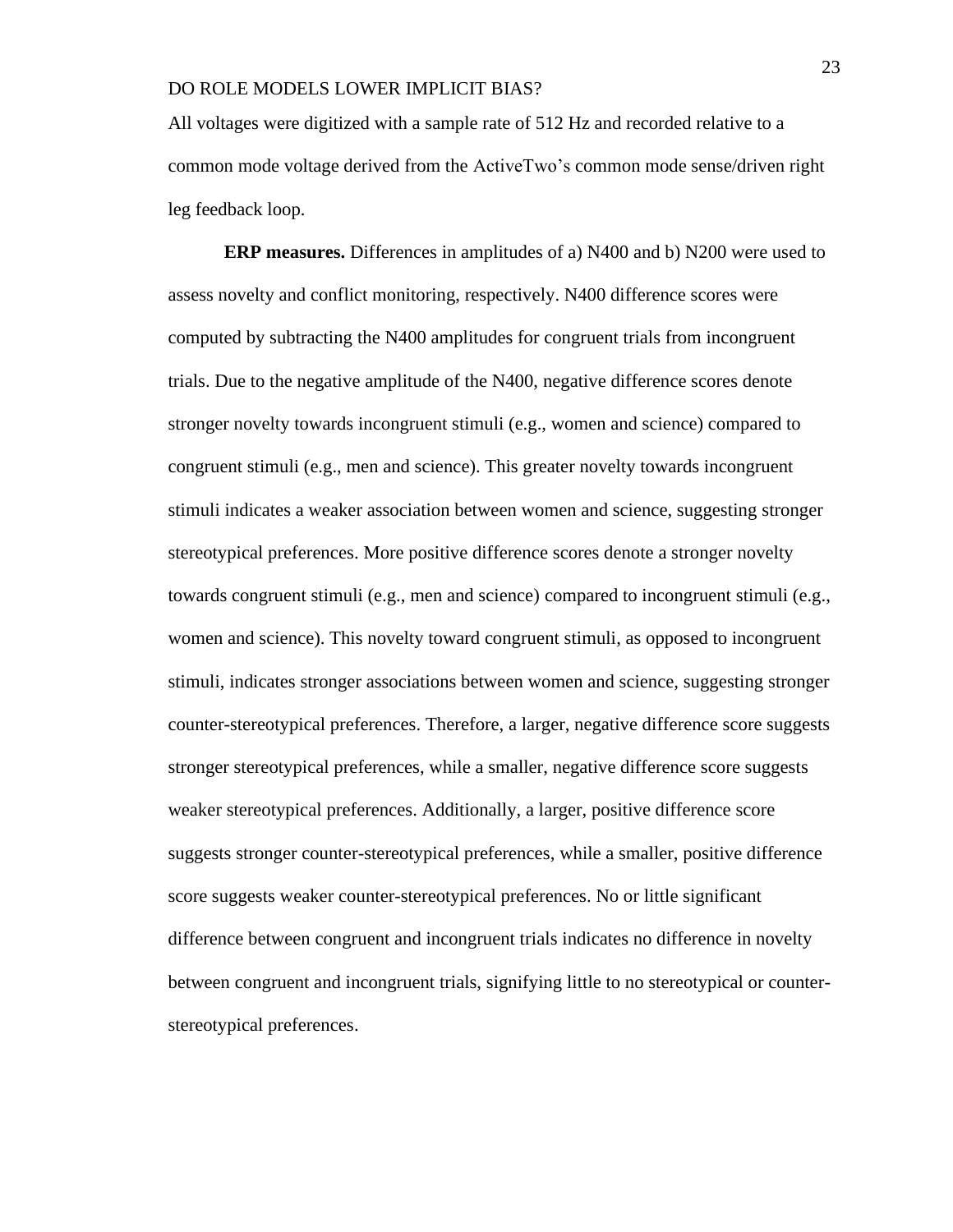All voltages were digitized with a sample rate of 512 Hz and recorded relative to a common mode voltage derived from the ActiveTwo's common mode sense/driven right leg feedback loop.

**ERP measures.** Differences in amplitudes of a) N400 and b) N200 were used to assess novelty and conflict monitoring, respectively. N400 difference scores were computed by subtracting the N400 amplitudes for congruent trials from incongruent trials. Due to the negative amplitude of the N400, negative difference scores denote stronger novelty towards incongruent stimuli (e.g., women and science) compared to congruent stimuli (e.g., men and science). This greater novelty towards incongruent stimuli indicates a weaker association between women and science, suggesting stronger stereotypical preferences. More positive difference scores denote a stronger novelty towards congruent stimuli (e.g., men and science) compared to incongruent stimuli (e.g., women and science). This novelty toward congruent stimuli, as opposed to incongruent stimuli, indicates stronger associations between women and science, suggesting stronger counter-stereotypical preferences. Therefore, a larger, negative difference score suggests stronger stereotypical preferences, while a smaller, negative difference score suggests weaker stereotypical preferences. Additionally, a larger, positive difference score suggests stronger counter-stereotypical preferences, while a smaller, positive difference score suggests weaker counter-stereotypical preferences. No or little significant difference between congruent and incongruent trials indicates no difference in novelty between congruent and incongruent trials, signifying little to no stereotypical or counter-stereotypical preferences.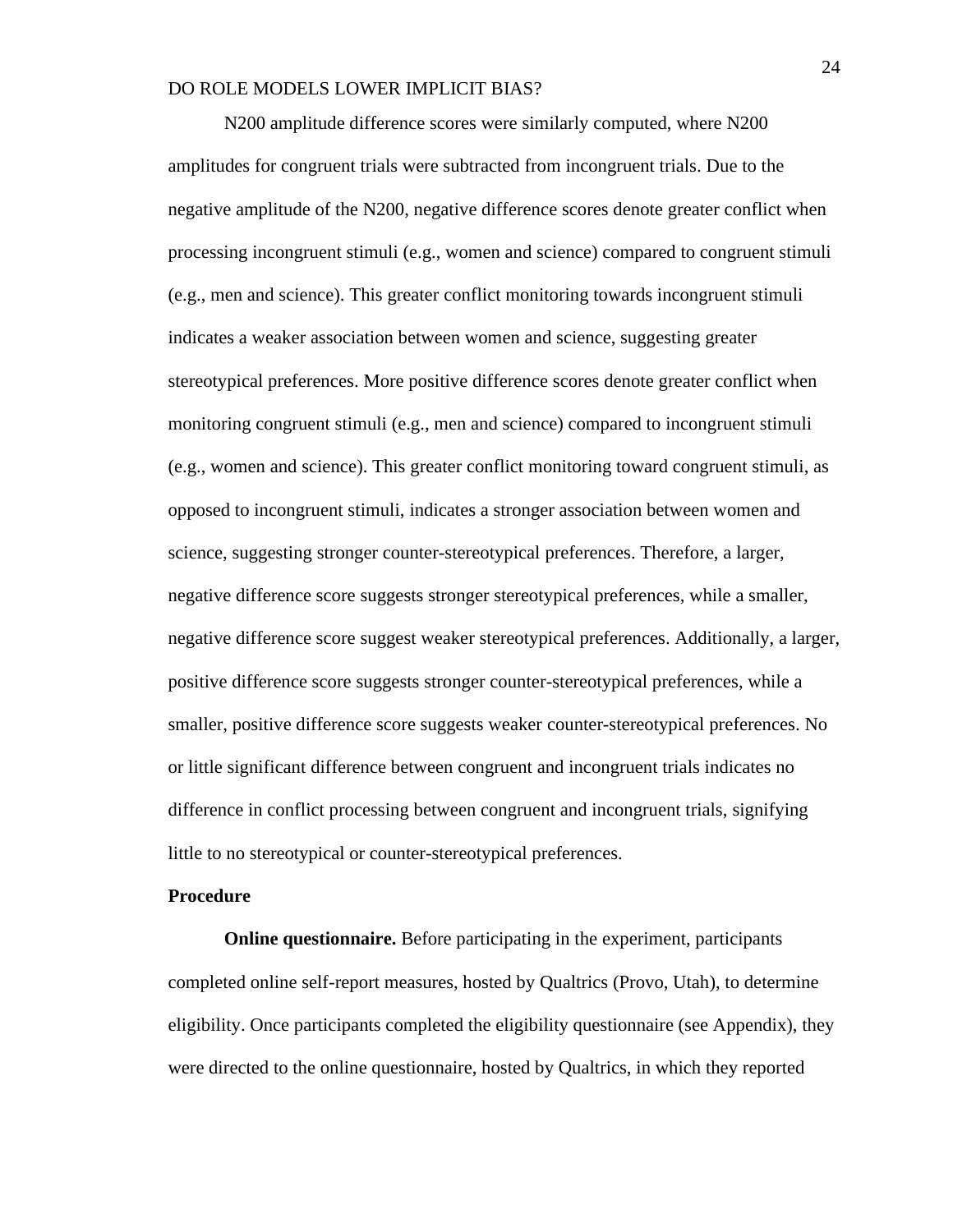N200 amplitude difference scores were similarly computed, where N200 amplitudes for congruent trials were subtracted from incongruent trials. Due to the negative amplitude of the N200, negative difference scores denote greater conflict when processing incongruent stimuli (e.g., women and science) compared to congruent stimuli (e.g., men and science). This greater conflict monitoring towards incongruent stimuli indicates a weaker association between women and science, suggesting greater stereotypical preferences. More positive difference scores denote greater conflict when monitoring congruent stimuli (e.g., men and science) compared to incongruent stimuli (e.g., women and science). This greater conflict monitoring toward congruent stimuli, as opposed to incongruent stimuli, indicates a stronger association between women and science, suggesting stronger counter-stereotypical preferences. Therefore, a larger, negative difference score suggests stronger stereotypical preferences, while a smaller, negative difference score suggest weaker stereotypical preferences. Additionally, a larger, positive difference score suggests stronger counter-stereotypical preferences, while a smaller, positive difference score suggests weaker counter-stereotypical preferences. No or little significant difference between congruent and incongruent trials indicates no difference in conflict processing between congruent and incongruent trials, signifying little to no stereotypical or counter-stereotypical preferences.

**Procedure**

**Online questionnaire.** Before participating in the experiment, participants completed online self-report measures, hosted by Qualtrics (Provo, Utah), to determine eligibility. Once participants completed the eligibility questionnaire (see Appendix), they were directed to the online questionnaire, hosted by Qualtrics, in which they reported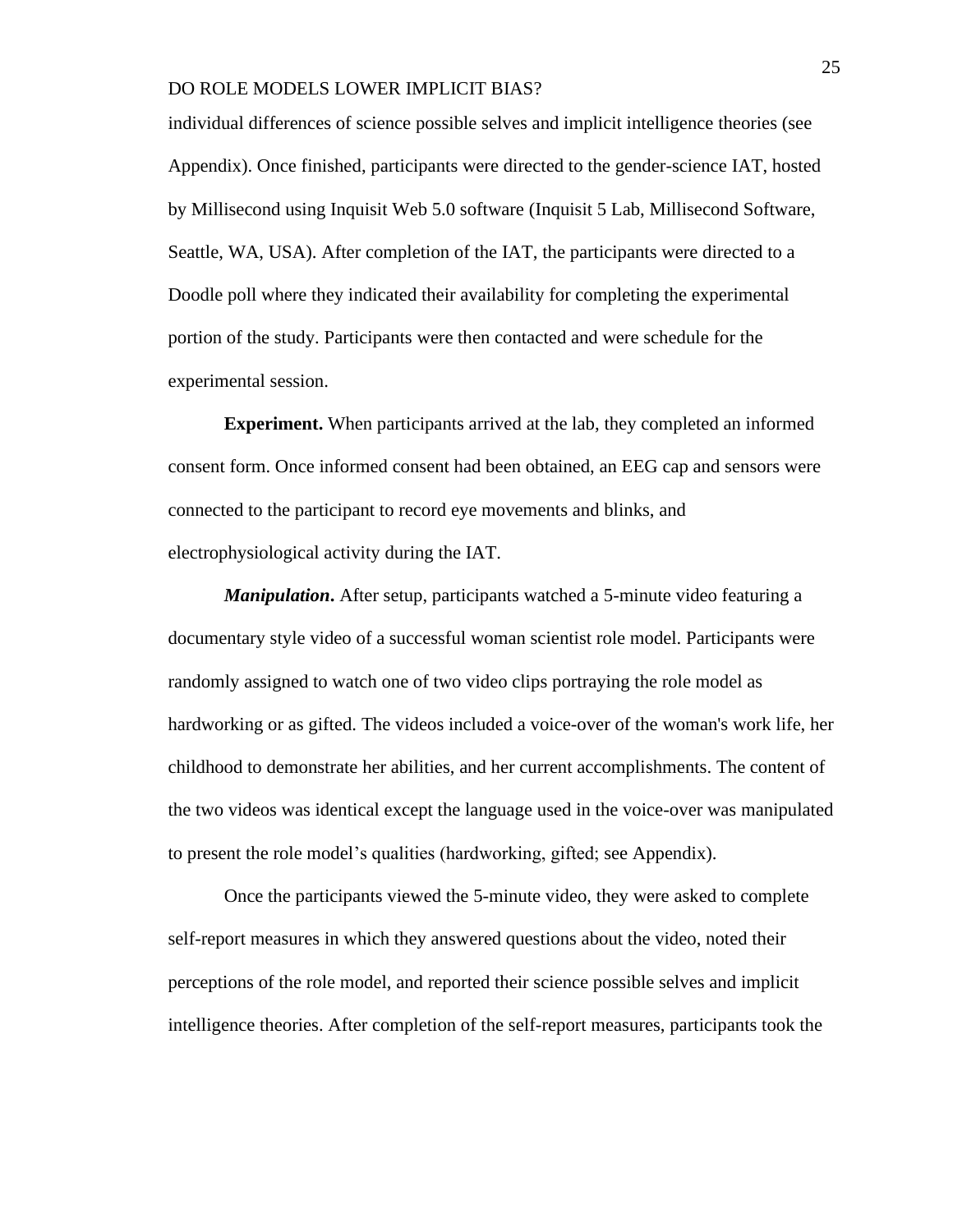individual differences of science possible selves and implicit intelligence theories (see Appendix). Once finished, participants were directed to the gender-science IAT, hosted by Millisecond using Inquisit Web 5.0 software (Inquisit 5 Lab, Millisecond Software, Seattle, WA, USA). After completion of the IAT, the participants were directed to a Doodle poll where they indicated their availability for completing the experimental portion of the study. Participants were then contacted and were schedule for the experimental session.

**Experiment.** When participants arrived at the lab, they completed an informed consent form. Once informed consent had been obtained, an EEG cap and sensors were connected to the participant to record eye movements and blinks, and electrophysiological activity during the IAT.

***Manipulation*.** After setup, participants watched a 5-minute video featuring a documentary style video of a successful woman scientist role model. Participants were randomly assigned to watch one of two video clips portraying the role model as hardworking or as gifted. The videos included a voice-over of the woman's work life, her childhood to demonstrate her abilities, and her current accomplishments. The content of the two videos was identical except the language used in the voice-over was manipulated to present the role model's qualities (hardworking, gifted; see Appendix).

Once the participants viewed the 5-minute video, they were asked to complete self-report measures in which they answered questions about the video, noted their perceptions of the role model, and reported their science possible selves and implicit intelligence theories. After completion of the self-report measures, participants took the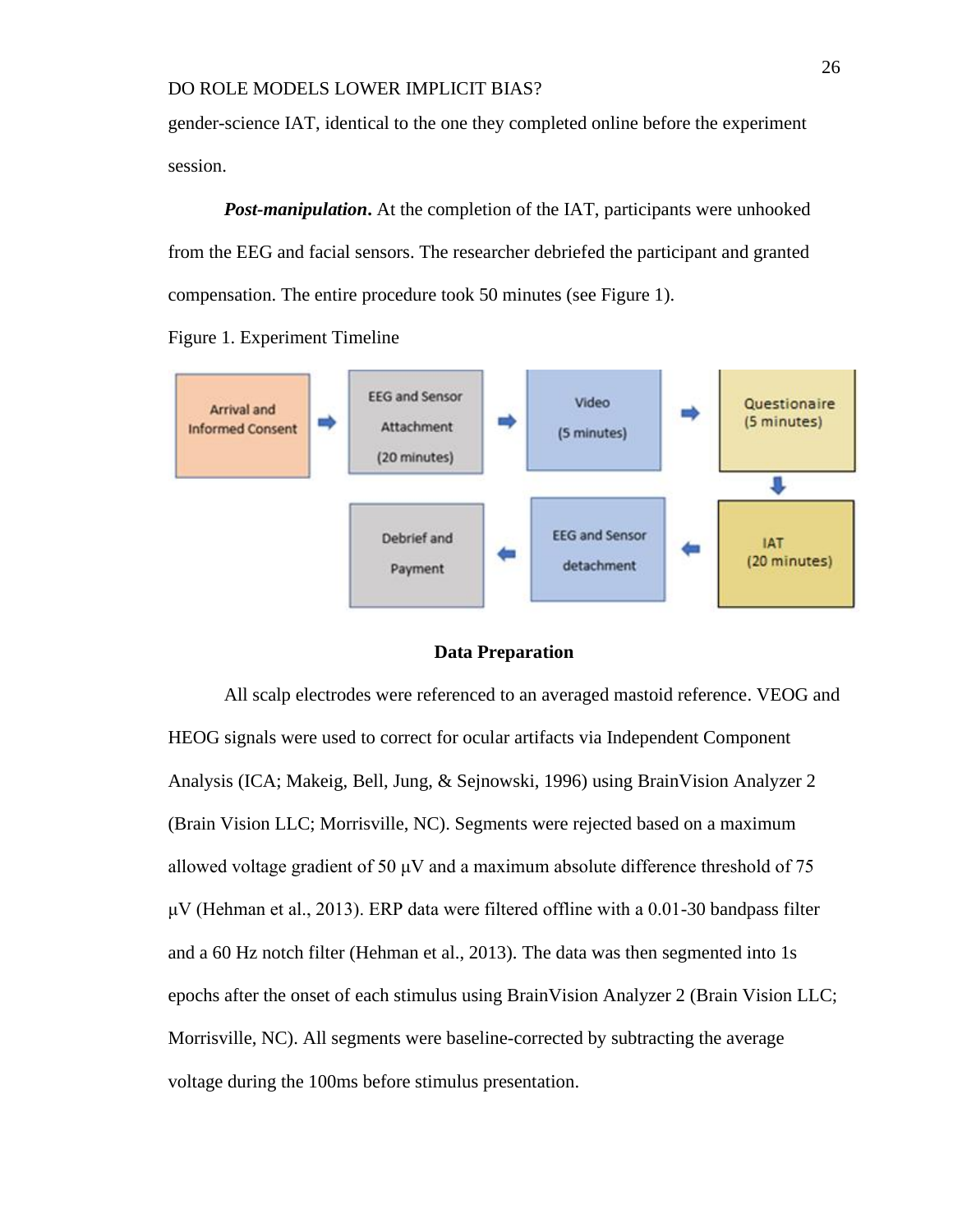gender-science IAT, identical to the one they completed online before the experiment session.

***Post-manipulation*.** At the completion of the IAT, participants were unhooked from the EEG and facial sensors. The researcher debriefed the participant and granted compensation. The entire procedure took 50 minutes (see Figure 1).

Figure 1. Experiment Timeline

**Data Preparation**

All scalp electrodes were referenced to an averaged mastoid reference. VEOG and HEOG signals were used to correct for ocular artifacts via Independent Component Analysis (ICA; Makeig, Bell, Jung, & Sejnowski, 1996) using BrainVision Analyzer 2 (Brain Vision LLC; Morrisville, NC). Segments were rejected based on a maximum allowed voltage gradient of 50 μV and a maximum absolute difference threshold of 75 μV (Hehman et al., 2013). ERP data were filtered offline with a 0.01-30 bandpass filter and a 60 Hz notch filter (Hehman et al., 2013). The data was then segmented into 1s epochs after the onset of each stimulus using BrainVision Analyzer 2 (Brain Vision LLC; Morrisville, NC). All segments were baseline-corrected by subtracting the average voltage during the 100ms before stimulus presentation.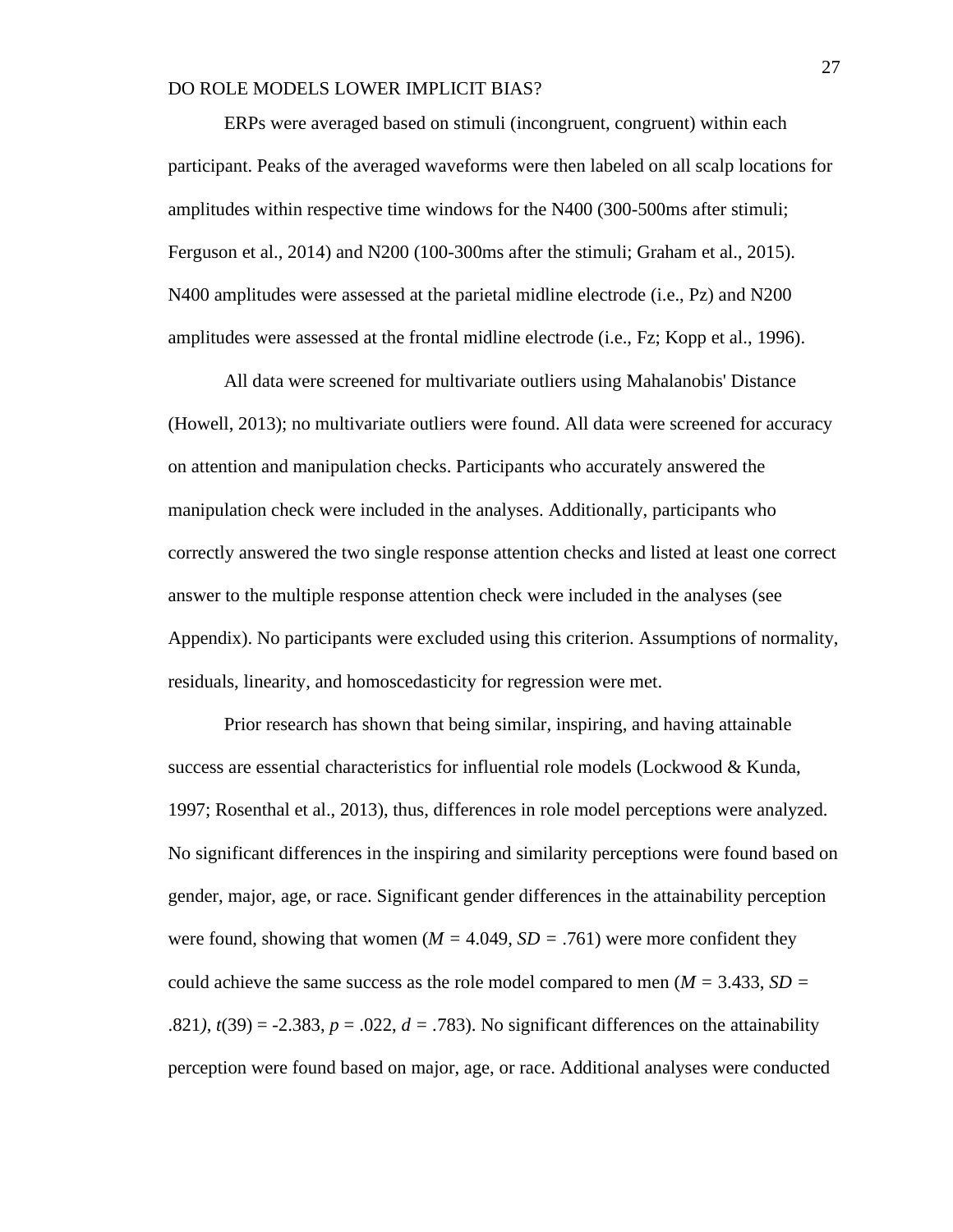ERPs were averaged based on stimuli (incongruent, congruent) within each participant. Peaks of the averaged waveforms were then labeled on all scalp locations for amplitudes within respective time windows for the N400 (300-500ms after stimuli; Ferguson et al., 2014) and N200 (100-300ms after the stimuli; Graham et al., 2015). N400 amplitudes were assessed at the parietal midline electrode (i.e., Pz) and N200 amplitudes were assessed at the frontal midline electrode (i.e., Fz; Kopp et al., 1996).

All data were screened for multivariate outliers using Mahalanobis' Distance (Howell, 2013); no multivariate outliers were found. All data were screened for accuracy on attention and manipulation checks. Participants who accurately answered the manipulation check were included in the analyses. Additionally, participants who correctly answered the two single response attention checks and listed at least one correct answer to the multiple response attention check were included in the analyses (see Appendix). No participants were excluded using this criterion. Assumptions of normality, residuals, linearity, and homoscedasticity for regression were met.

Prior research has shown that being similar, inspiring, and having attainable success are essential characteristics for influential role models (Lockwood & Kunda, 1997; Rosenthal et al., 2013), thus, differences in role model perceptions were analyzed. No significant differences in the inspiring and similarity perceptions were found based on gender, major, age, or race. Significant gender differences in the attainability perception were found, showing that women ($M$ = 4.049, $SD$ = .761) were more confident they could achieve the same success as the role model compared to men ($M$ = 3.433, $SD$ = .821), $t(39)$ = -2.383, $p$ = .022, $d$ = .783). No significant differences on the attainability perception were found based on major, age, or race. Additional analyses were conducted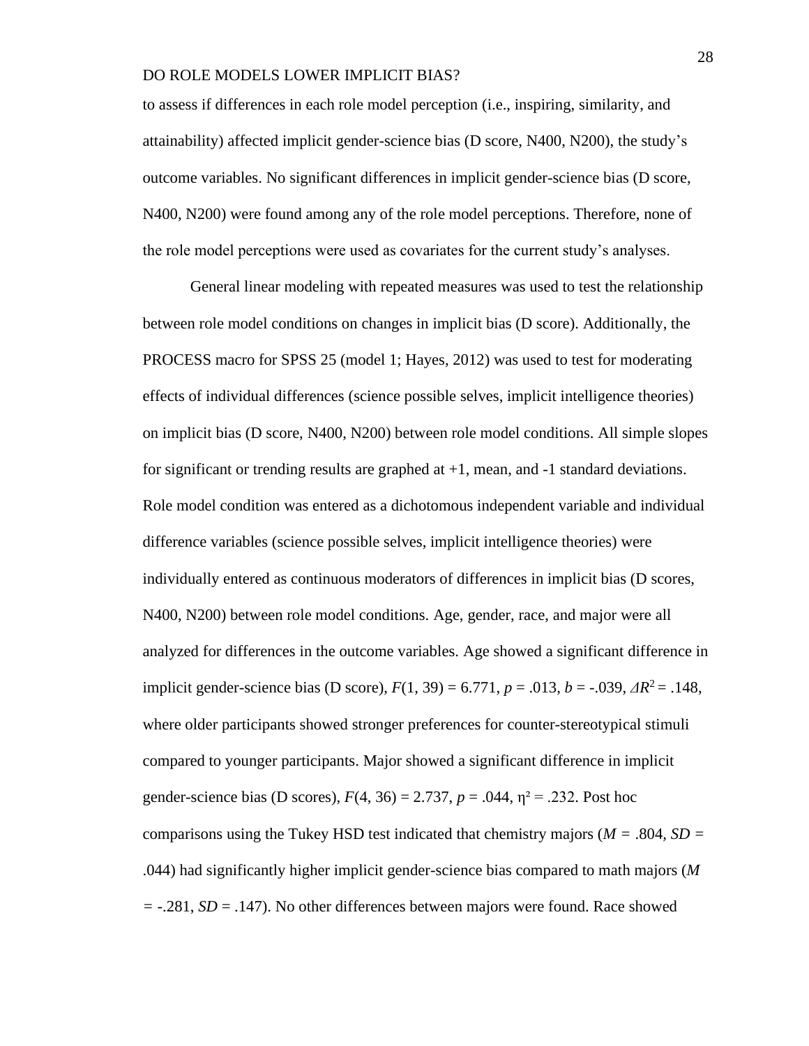to assess if differences in each role model perception (i.e., inspiring, similarity, and attainability) affected implicit gender-science bias (D score, N400, N200), the study's outcome variables. No significant differences in implicit gender-science bias (D score, N400, N200) were found among any of the role model perceptions. Therefore, none of the role model perceptions were used as covariates for the current study's analyses.

General linear modeling with repeated measures was used to test the relationship between role model conditions on changes in implicit bias (D score). Additionally, the PROCESS macro for SPSS 25 (model 1; Hayes, 2012) was used to test for moderating effects of individual differences (science possible selves, implicit intelligence theories) on implicit bias (D score, N400, N200) between role model conditions. All simple slopes for significant or trending results are graphed at +1, mean, and -1 standard deviations. Role model condition was entered as a dichotomous independent variable and individual difference variables (science possible selves, implicit intelligence theories) were individually entered as continuous moderators of differences in implicit bias (D scores, N400, N200) between role model conditions. Age, gender, race, and major were all analyzed for differences in the outcome variables. Age showed a significant difference in implicit gender-science bias (D score), $F(1, 39) = 6.771$, $p = .013$, $b = -.039$, $\Delta R^2 = .148$, where older participants showed stronger preferences for counter-stereotypical stimuli compared to younger participants. Major showed a significant difference in implicit gender-science bias (D scores), $F(4, 36) = 2.737$, $p = .044$, $\eta^2 = .232$. Post hoc comparisons using the Tukey HSD test indicated that chemistry majors ($M = .804$, $SD = .044$) had significantly higher implicit gender-science bias compared to math majors ($M = -.281$, $SD = .147$). No other differences between majors were found. Race showed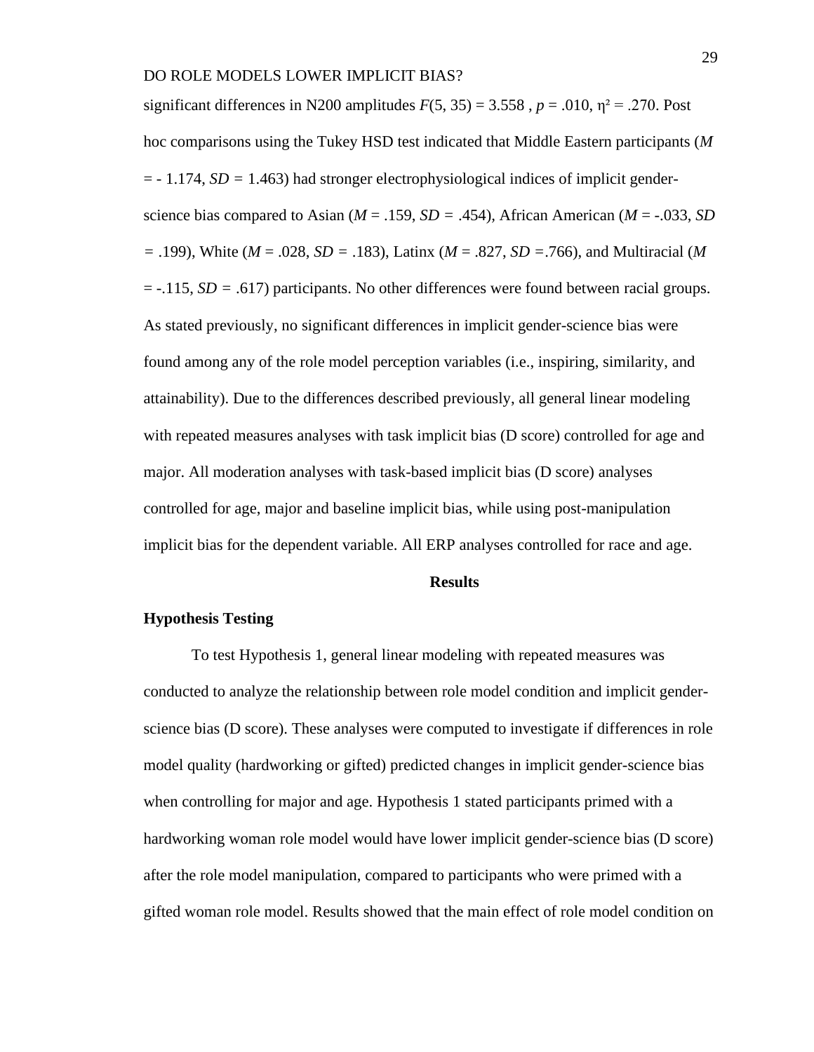significant differences in N200 amplitudes $F(5, 35) = 3.558$ , $p = .010$, $\eta^2 = .270$. Post hoc comparisons using the Tukey HSD test indicated that Middle Eastern participants ($M = -1.174$, $SD = 1.463$) had stronger electrophysiological indices of implicit gender-science bias compared to Asian ($M = .159$, $SD = .454$), African American ($M = -.033$, $SD = .199$), White ($M = .028$, $SD = .183$), Latinx ($M = .827$, $SD = .766$), and Multiracial ($M = -.115$, $SD = .617$) participants. No other differences were found between racial groups. As stated previously, no significant differences in implicit gender-science bias were found among any of the role model perception variables (i.e., inspiring, similarity, and attainability). Due to the differences described previously, all general linear modeling with repeated measures analyses with task implicit bias (D score) controlled for age and major. All moderation analyses with task-based implicit bias (D score) analyses controlled for age, major and baseline implicit bias, while using post-manipulation implicit bias for the dependent variable. All ERP analyses controlled for race and age.

# Results

## Hypothesis Testing

To test Hypothesis 1, general linear modeling with repeated measures was conducted to analyze the relationship between role model condition and implicit gender-science bias (D score). These analyses were computed to investigate if differences in role model quality (hardworking or gifted) predicted changes in implicit gender-science bias when controlling for major and age. Hypothesis 1 stated participants primed with a hardworking woman role model would have lower implicit gender-science bias (D score) after the role model manipulation, compared to participants who were primed with a gifted woman role model. Results showed that the main effect of role model condition on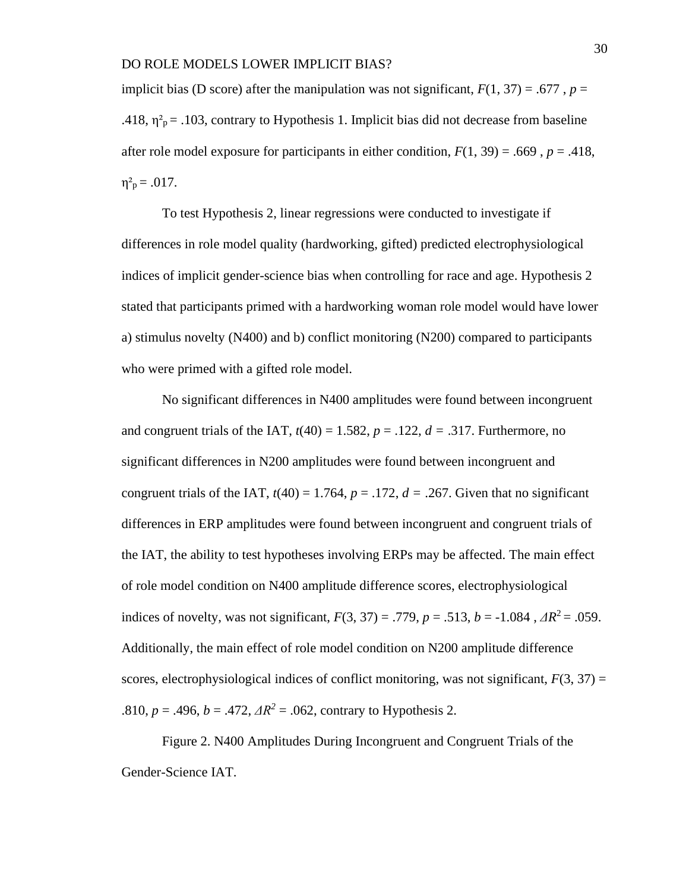implicit bias (D score) after the manipulation was not significant, $F(1, 37) = .677$ , $p = .418$, $\eta^2_p = .103$, contrary to Hypothesis 1. Implicit bias did not decrease from baseline after role model exposure for participants in either condition, $F(1, 39) = .669$ , $p = .418$, $\eta^2_p = .017$.

To test Hypothesis 2, linear regressions were conducted to investigate if differences in role model quality (hardworking, gifted) predicted electrophysiological indices of implicit gender-science bias when controlling for race and age. Hypothesis 2 stated that participants primed with a hardworking woman role model would have lower a) stimulus novelty (N400) and b) conflict monitoring (N200) compared to participants who were primed with a gifted role model.

No significant differences in N400 amplitudes were found between incongruent and congruent trials of the IAT, $t(40) = 1.582$, $p = .122$, $d = .317$. Furthermore, no significant differences in N200 amplitudes were found between incongruent and congruent trials of the IAT, $t(40) = 1.764$, $p = .172$, $d = .267$. Given that no significant differences in ERP amplitudes were found between incongruent and congruent trials of the IAT, the ability to test hypotheses involving ERPs may be affected. The main effect of role model condition on N400 amplitude difference scores, electrophysiological indices of novelty, was not significant, $F(3, 37) = .779$, $p = .513$, $b = -1.084$ , $\Delta R^2 = .059$. Additionally, the main effect of role model condition on N200 amplitude difference scores, electrophysiological indices of conflict monitoring, was not significant, $F(3, 37) = .810$, $p = .496$, $b = .472$, $\Delta R^2 = .062$, contrary to Hypothesis 2.

Figure 2. N400 Amplitudes During Incongruent and Congruent Trials of the Gender-Science IAT.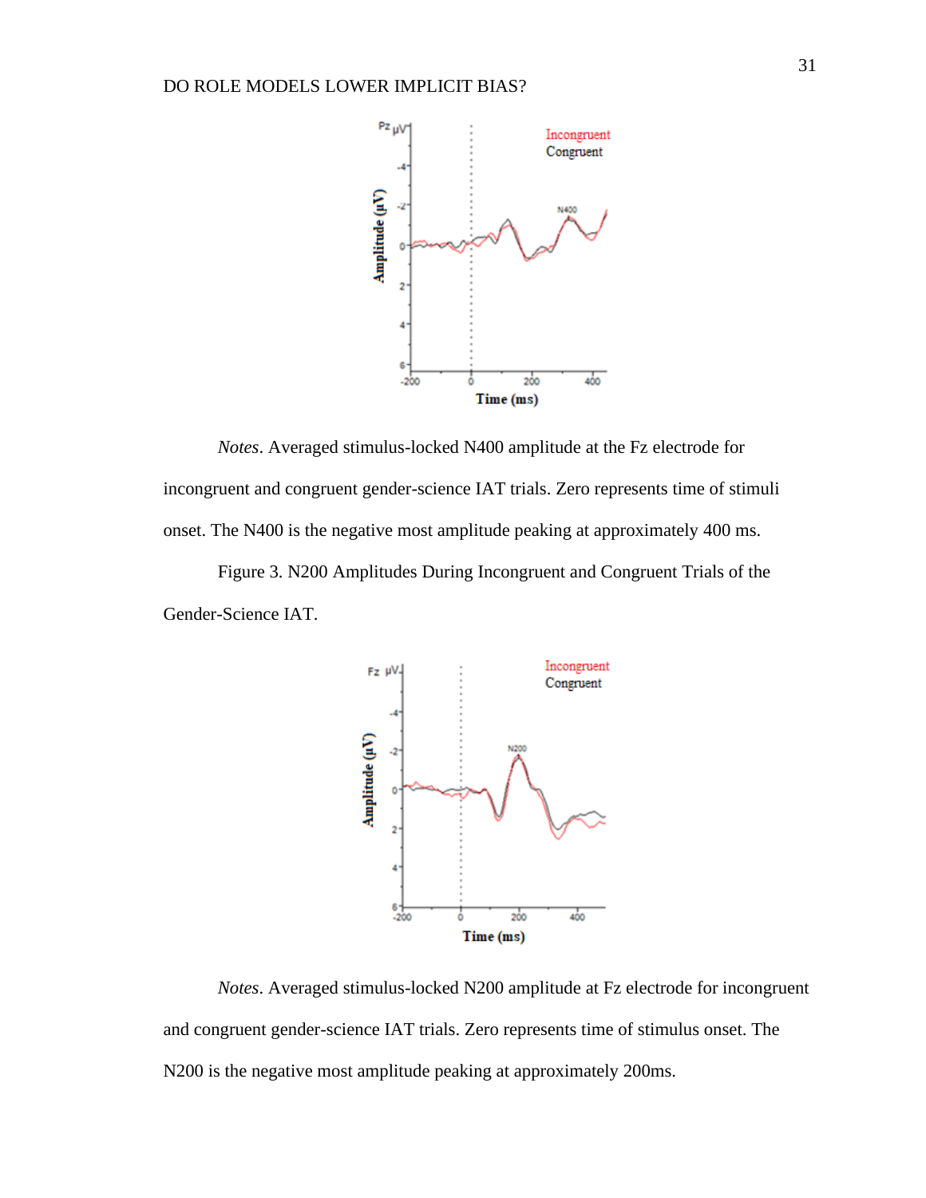*Notes*. Averaged stimulus-locked N400 amplitude at the Fz electrode for incongruent and congruent gender-science IAT trials. Zero represents time of stimuli onset. The N400 is the negative most amplitude peaking at approximately 400 ms.

Figure 3. N200 Amplitudes During Incongruent and Congruent Trials of the Gender-Science IAT.

*Notes*. Averaged stimulus-locked N200 amplitude at Fz electrode for incongruent and congruent gender-science IAT trials. Zero represents time of stimulus onset. The N200 is the negative most amplitude peaking at approximately 200ms.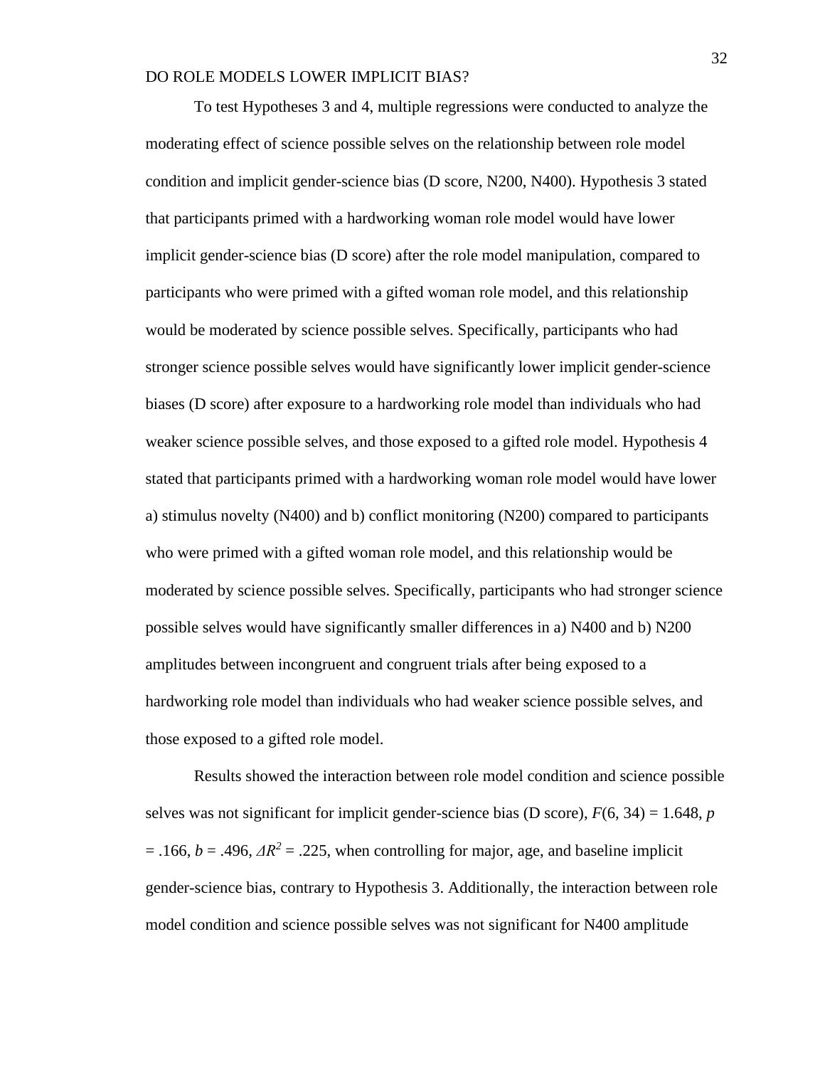To test Hypotheses 3 and 4, multiple regressions were conducted to analyze the moderating effect of science possible selves on the relationship between role model condition and implicit gender-science bias (D score, N200, N400). Hypothesis 3 stated that participants primed with a hardworking woman role model would have lower implicit gender-science bias (D score) after the role model manipulation, compared to participants who were primed with a gifted woman role model, and this relationship would be moderated by science possible selves. Specifically, participants who had stronger science possible selves would have significantly lower implicit gender-science biases (D score) after exposure to a hardworking role model than individuals who had weaker science possible selves, and those exposed to a gifted role model. Hypothesis 4 stated that participants primed with a hardworking woman role model would have lower a) stimulus novelty (N400) and b) conflict monitoring (N200) compared to participants who were primed with a gifted woman role model, and this relationship would be moderated by science possible selves. Specifically, participants who had stronger science possible selves would have significantly smaller differences in a) N400 and b) N200 amplitudes between incongruent and congruent trials after being exposed to a hardworking role model than individuals who had weaker science possible selves, and those exposed to a gifted role model.

Results showed the interaction between role model condition and science possible selves was not significant for implicit gender-science bias (D score), $F(6, 34) = 1.648$, $p = .166$, $b = .496$, $\Delta R^2 = .225$, when controlling for major, age, and baseline implicit gender-science bias, contrary to Hypothesis 3. Additionally, the interaction between role model condition and science possible selves was not significant for N400 amplitude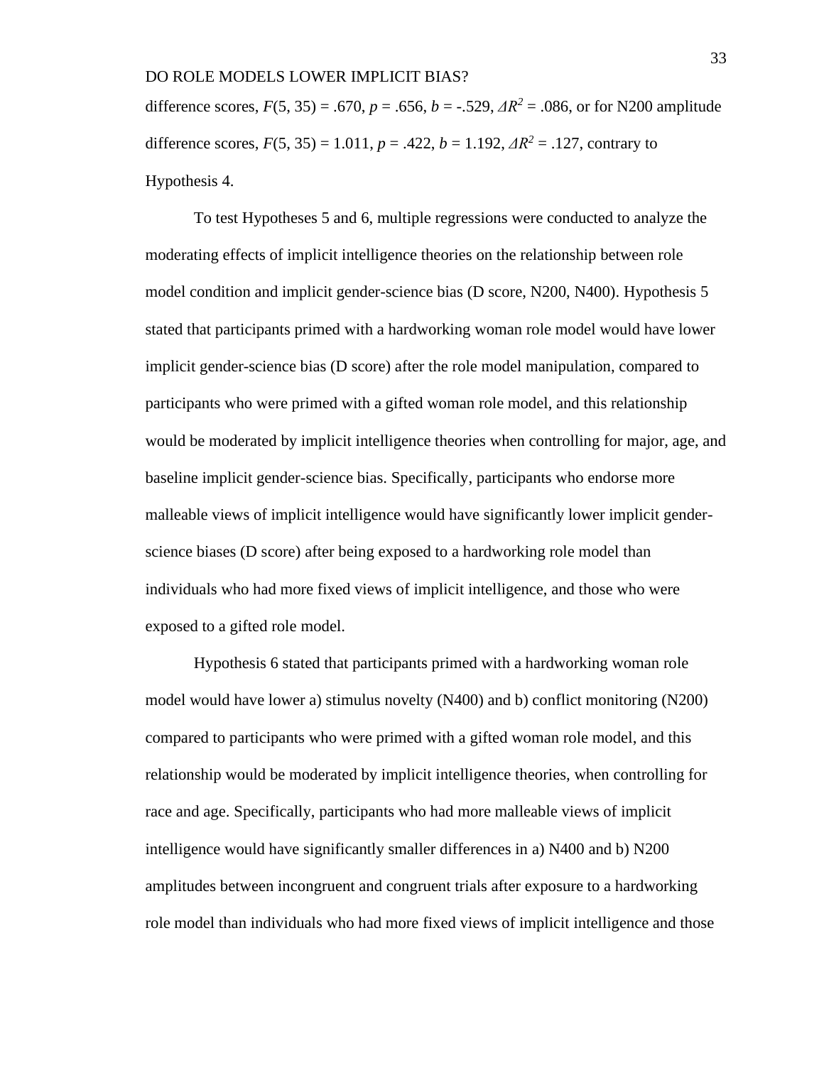difference scores, $F(5, 35) = .670$, $p = .656$, $b = -.529$, $\Delta R^2 = .086$, or for N200 amplitude difference scores, $F(5, 35) = 1.011$, $p = .422$, $b = 1.192$, $\Delta R^2 = .127$, contrary to Hypothesis 4.

To test Hypotheses 5 and 6, multiple regressions were conducted to analyze the moderating effects of implicit intelligence theories on the relationship between role model condition and implicit gender-science bias (D score, N200, N400). Hypothesis 5 stated that participants primed with a hardworking woman role model would have lower implicit gender-science bias (D score) after the role model manipulation, compared to participants who were primed with a gifted woman role model, and this relationship would be moderated by implicit intelligence theories when controlling for major, age, and baseline implicit gender-science bias. Specifically, participants who endorse more malleable views of implicit intelligence would have significantly lower implicit gender-science biases (D score) after being exposed to a hardworking role model than individuals who had more fixed views of implicit intelligence, and those who were exposed to a gifted role model.

Hypothesis 6 stated that participants primed with a hardworking woman role model would have lower a) stimulus novelty (N400) and b) conflict monitoring (N200) compared to participants who were primed with a gifted woman role model, and this relationship would be moderated by implicit intelligence theories, when controlling for race and age. Specifically, participants who had more malleable views of implicit intelligence would have significantly smaller differences in a) N400 and b) N200 amplitudes between incongruent and congruent trials after exposure to a hardworking role model than individuals who had more fixed views of implicit intelligence and those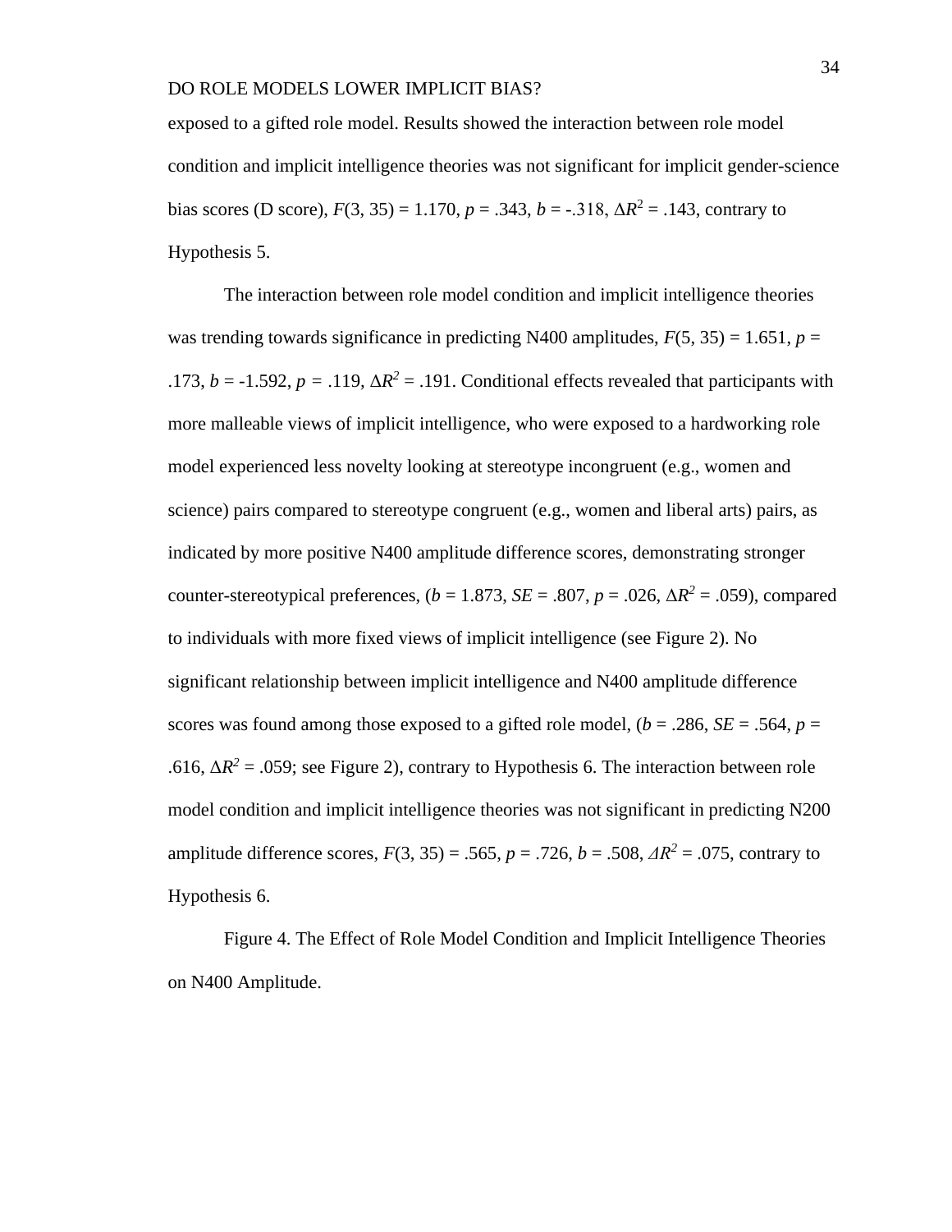exposed to a gifted role model. Results showed the interaction between role model condition and implicit intelligence theories was not significant for implicit gender-science bias scores (D score), $F(3, 35) = 1.170$, $p = .343$, $b = -.318$, $\Delta R^2 = .143$, contrary to Hypothesis 5.

The interaction between role model condition and implicit intelligence theories was trending towards significance in predicting N400 amplitudes, $F(5, 35) = 1.651$, $p = .173$, $b = -1.592$, $p = .119$, $\Delta R^2 = .191$. Conditional effects revealed that participants with more malleable views of implicit intelligence, who were exposed to a hardworking role model experienced less novelty looking at stereotype incongruent (e.g., women and science) pairs compared to stereotype congruent (e.g., women and liberal arts) pairs, as indicated by more positive N400 amplitude difference scores, demonstrating stronger counter-stereotypical preferences, ($b = 1.873$, $SE = .807$, $p = .026$, $\Delta R^2 = .059$), compared to individuals with more fixed views of implicit intelligence (see Figure 2). No significant relationship between implicit intelligence and N400 amplitude difference scores was found among those exposed to a gifted role model, ($b = .286$, $SE = .564$, $p = .616$, $\Delta R^2 = .059$; see Figure 2), contrary to Hypothesis 6. The interaction between role model condition and implicit intelligence theories was not significant in predicting N200 amplitude difference scores, $F(3, 35) = .565$, $p = .726$, $b = .508$, $\Delta R^2 = .075$, contrary to Hypothesis 6.

Figure 4. The Effect of Role Model Condition and Implicit Intelligence Theories on N400 Amplitude.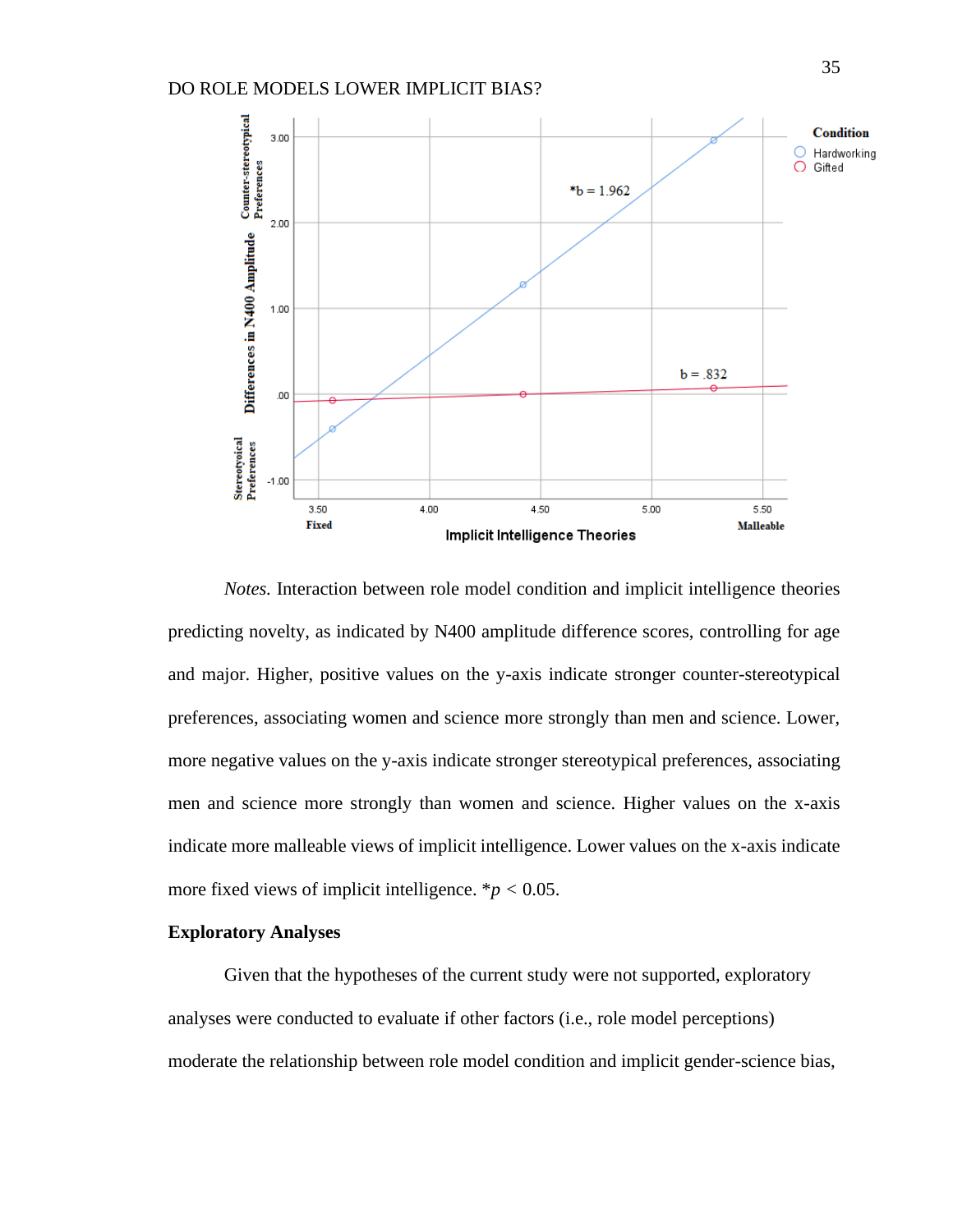*Notes.* Interaction between role model condition and implicit intelligence theories predicting novelty, as indicated by N400 amplitude difference scores, controlling for age and major. Higher, positive values on the y-axis indicate stronger counter-stereotypical preferences, associating women and science more strongly than men and science. Lower, more negative values on the y-axis indicate stronger stereotypical preferences, associating men and science more strongly than women and science. Higher values on the x-axis indicate more malleable views of implicit intelligence. Lower values on the x-axis indicate more fixed views of implicit intelligence. *$p < 0.05$.

### Exploratory Analyses

Given that the hypotheses of the current study were not supported, exploratory analyses were conducted to evaluate if other factors (i.e., role model perceptions) moderate the relationship between role model condition and implicit gender-science bias,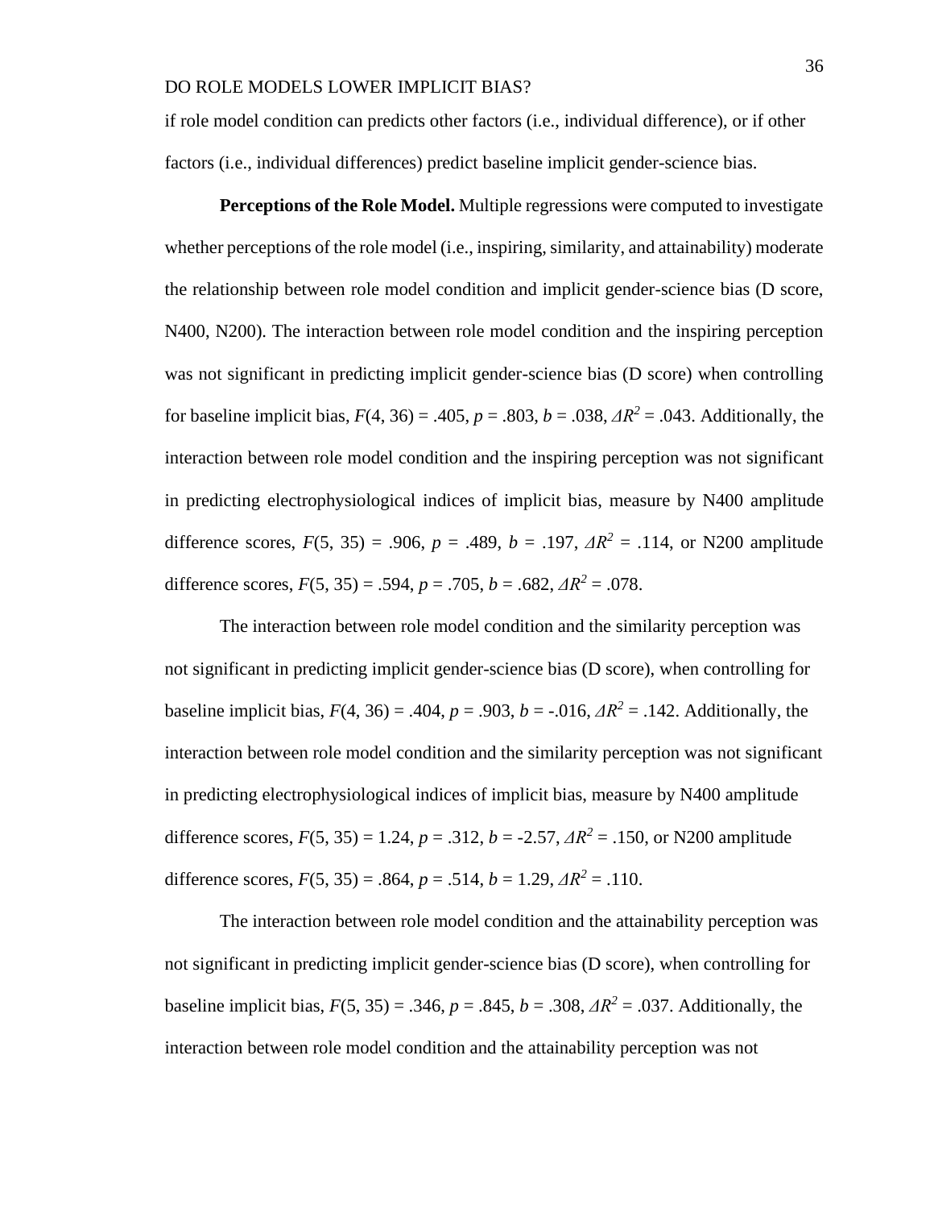if role model condition can predicts other factors (i.e., individual difference), or if other factors (i.e., individual differences) predict baseline implicit gender-science bias.

**Perceptions of the Role Model.** Multiple regressions were computed to investigate whether perceptions of the role model (i.e., inspiring, similarity, and attainability) moderate the relationship between role model condition and implicit gender-science bias (D score, N400, N200). The interaction between role model condition and the inspiring perception was not significant in predicting implicit gender-science bias (D score) when controlling for baseline implicit bias, $F(4, 36) = .405$, $p = .803$, $b = .038$, $\Delta R^2 = .043$. Additionally, the interaction between role model condition and the inspiring perception was not significant in predicting electrophysiological indices of implicit bias, measure by N400 amplitude difference scores, $F(5, 35) = .906$, $p = .489$, $b = .197$, $\Delta R^2 = .114$, or N200 amplitude difference scores, $F(5, 35) = .594$, $p = .705$, $b = .682$, $\Delta R^2 = .078$.

The interaction between role model condition and the similarity perception was not significant in predicting implicit gender-science bias (D score), when controlling for baseline implicit bias, $F(4, 36) = .404$, $p = .903$, $b = -.016$, $\Delta R^2 = .142$. Additionally, the interaction between role model condition and the similarity perception was not significant in predicting electrophysiological indices of implicit bias, measure by N400 amplitude difference scores, $F(5, 35) = 1.24$, $p = .312$, $b = -2.57$, $\Delta R^2 = .150$, or N200 amplitude difference scores, $F(5, 35) = .864$, $p = .514$, $b = 1.29$, $\Delta R^2 = .110$.

The interaction between role model condition and the attainability perception was not significant in predicting implicit gender-science bias (D score), when controlling for baseline implicit bias, $F(5, 35) = .346$, $p = .845$, $b = .308$, $\Delta R^2 = .037$. Additionally, the interaction between role model condition and the attainability perception was not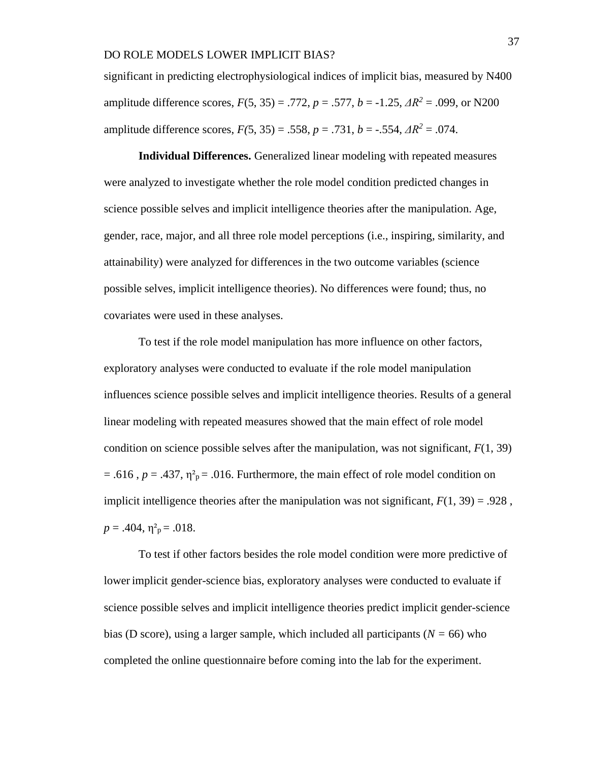significant in predicting electrophysiological indices of implicit bias, measured by N400 amplitude difference scores, $F(5, 35) = .772$, $p = .577$, $b = -1.25$, $\Delta R^2 = .099$, or N200 amplitude difference scores, $F(5, 35) = .558$, $p = .731$, $b = -.554$, $\Delta R^2 = .074$.

**Individual Differences.** Generalized linear modeling with repeated measures were analyzed to investigate whether the role model condition predicted changes in science possible selves and implicit intelligence theories after the manipulation. Age, gender, race, major, and all three role model perceptions (i.e., inspiring, similarity, and attainability) were analyzed for differences in the two outcome variables (science possible selves, implicit intelligence theories). No differences were found; thus, no covariates were used in these analyses.

To test if the role model manipulation has more influence on other factors, exploratory analyses were conducted to evaluate if the role model manipulation influences science possible selves and implicit intelligence theories. Results of a general linear modeling with repeated measures showed that the main effect of role model condition on science possible selves after the manipulation, was not significant, $F(1, 39) = .616$, $p = .437$, $\eta^2_p = .016$. Furthermore, the main effect of role model condition on implicit intelligence theories after the manipulation was not significant, $F(1, 39) = .928$, $p = .404$, $\eta^2_p = .018$.

To test if other factors besides the role model condition were more predictive of lower implicit gender-science bias, exploratory analyses were conducted to evaluate if science possible selves and implicit intelligence theories predict implicit gender-science bias (D score), using a larger sample, which included all participants ($N = 66$) who completed the online questionnaire before coming into the lab for the experiment.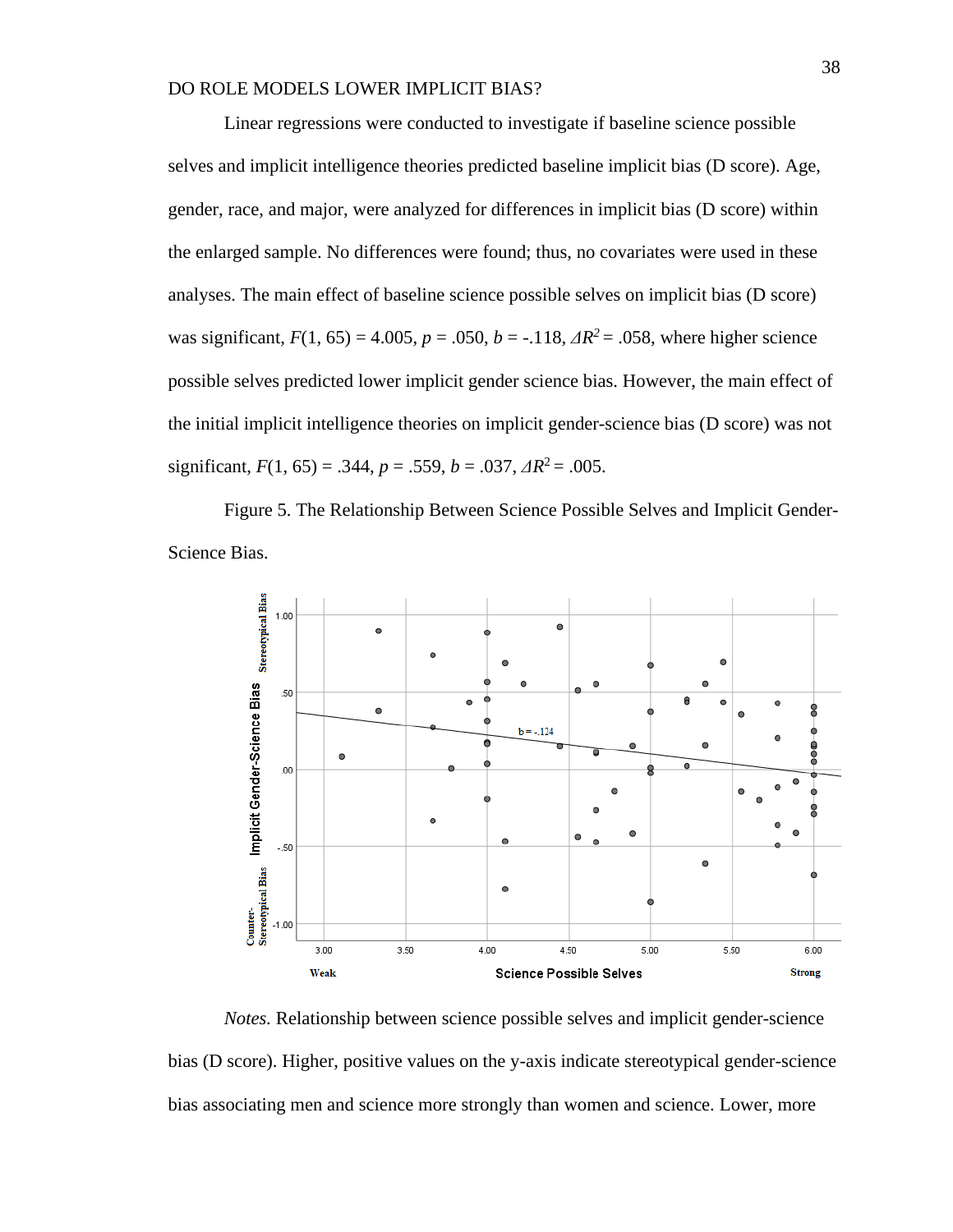Linear regressions were conducted to investigate if baseline science possible selves and implicit intelligence theories predicted baseline implicit bias (D score). Age, gender, race, and major, were analyzed for differences in implicit bias (D score) within the enlarged sample. No differences were found; thus, no covariates were used in these analyses. The main effect of baseline science possible selves on implicit bias (D score) was significant, $F(1, 65) = 4.005$, $p = .050$, $b = -.118$, $\Delta R^2 = .058$, where higher science possible selves predicted lower implicit gender science bias. However, the main effect of the initial implicit intelligence theories on implicit gender-science bias (D score) was not significant, $F(1, 65) = .344$, $p = .559$, $b = .037$, $\Delta R^2 = .005$.

Figure 5. The Relationship Between Science Possible Selves and Implicit Gender-Science Bias.

*Notes.* Relationship between science possible selves and implicit gender-science bias (D score). Higher, positive values on the y-axis indicate stereotypical gender-science bias associating men and science more strongly than women and science. Lower, more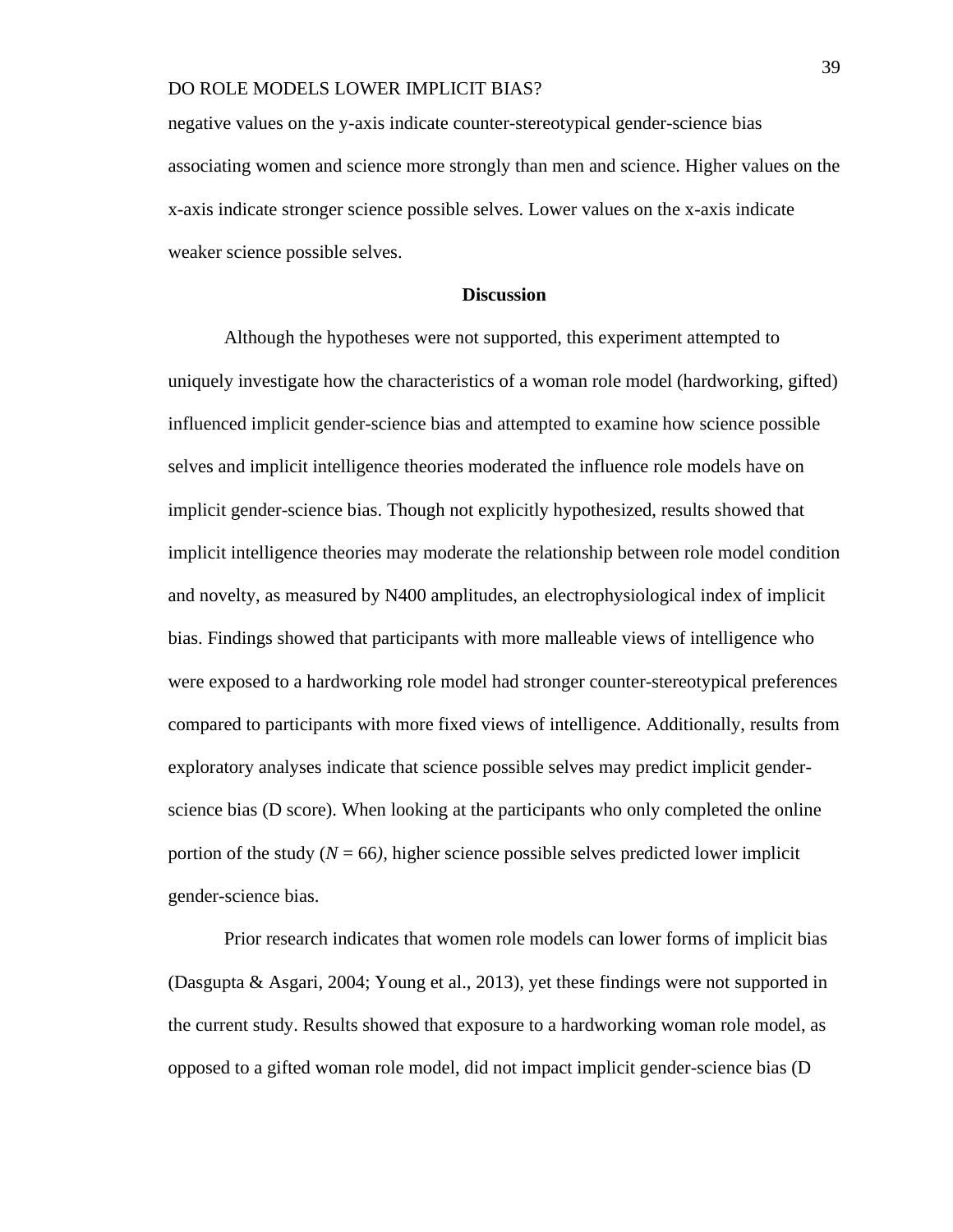negative values on the y-axis indicate counter-stereotypical gender-science bias associating women and science more strongly than men and science. Higher values on the x-axis indicate stronger science possible selves. Lower values on the x-axis indicate weaker science possible selves.

## Discussion

Although the hypotheses were not supported, this experiment attempted to uniquely investigate how the characteristics of a woman role model (hardworking, gifted) influenced implicit gender-science bias and attempted to examine how science possible selves and implicit intelligence theories moderated the influence role models have on implicit gender-science bias. Though not explicitly hypothesized, results showed that implicit intelligence theories may moderate the relationship between role model condition and novelty, as measured by N400 amplitudes, an electrophysiological index of implicit bias. Findings showed that participants with more malleable views of intelligence who were exposed to a hardworking role model had stronger counter-stereotypical preferences compared to participants with more fixed views of intelligence. Additionally, results from exploratory analyses indicate that science possible selves may predict implicit gender-science bias (D score). When looking at the participants who only completed the online portion of the study ($N$ = 66), higher science possible selves predicted lower implicit gender-science bias.

Prior research indicates that women role models can lower forms of implicit bias (Dasgupta & Asgari, 2004; Young et al., 2013), yet these findings were not supported in the current study. Results showed that exposure to a hardworking woman role model, as opposed to a gifted woman role model, did not impact implicit gender-science bias (D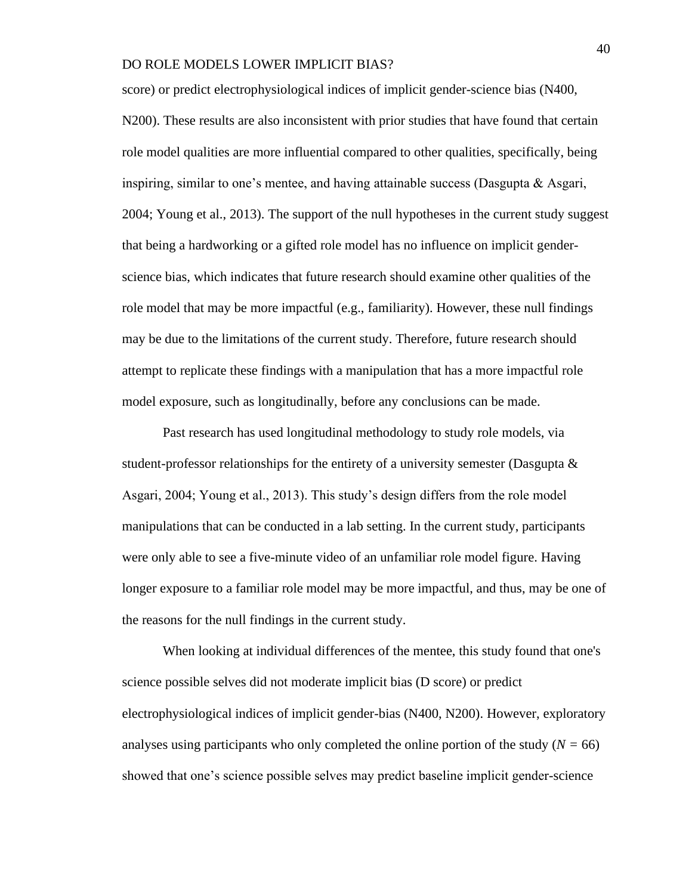score) or predict electrophysiological indices of implicit gender-science bias (N400, N200). These results are also inconsistent with prior studies that have found that certain role model qualities are more influential compared to other qualities, specifically, being inspiring, similar to one's mentee, and having attainable success (Dasgupta & Asgari, 2004; Young et al., 2013). The support of the null hypotheses in the current study suggest that being a hardworking or a gifted role model has no influence on implicit gender-science bias, which indicates that future research should examine other qualities of the role model that may be more impactful (e.g., familiarity). However, these null findings may be due to the limitations of the current study. Therefore, future research should attempt to replicate these findings with a manipulation that has a more impactful role model exposure, such as longitudinally, before any conclusions can be made.

Past research has used longitudinal methodology to study role models, via student-professor relationships for the entirety of a university semester (Dasgupta & Asgari, 2004; Young et al., 2013). This study's design differs from the role model manipulations that can be conducted in a lab setting. In the current study, participants were only able to see a five-minute video of an unfamiliar role model figure. Having longer exposure to a familiar role model may be more impactful, and thus, may be one of the reasons for the null findings in the current study.

When looking at individual differences of the mentee, this study found that one's science possible selves did not moderate implicit bias (D score) or predict electrophysiological indices of implicit gender-bias (N400, N200). However, exploratory analyses using participants who only completed the online portion of the study ($N = 66$) showed that one's science possible selves may predict baseline implicit gender-science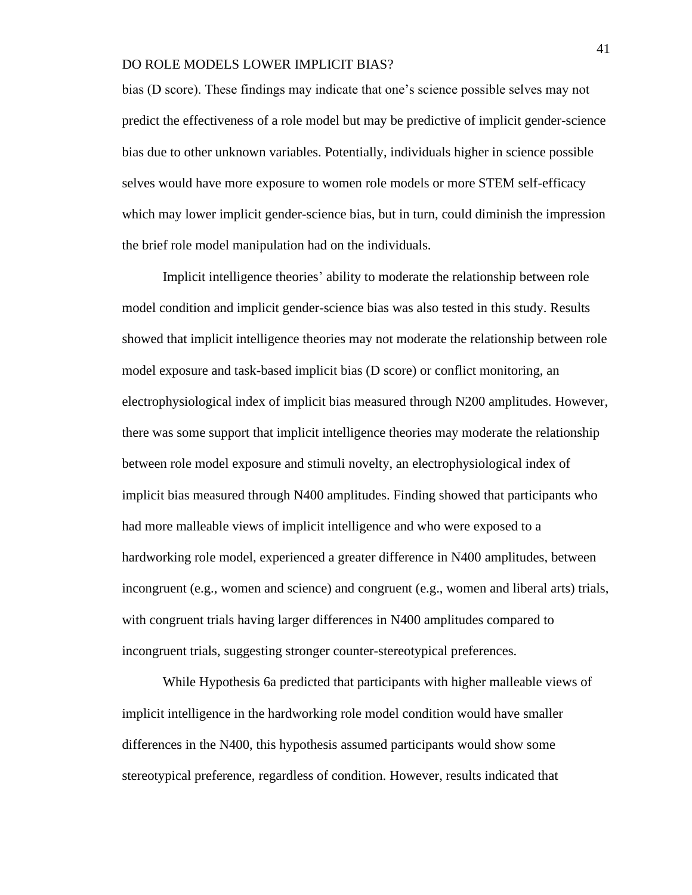bias (D score). These findings may indicate that one's science possible selves may not predict the effectiveness of a role model but may be predictive of implicit gender-science bias due to other unknown variables. Potentially, individuals higher in science possible selves would have more exposure to women role models or more STEM self-efficacy which may lower implicit gender-science bias, but in turn, could diminish the impression the brief role model manipulation had on the individuals.

Implicit intelligence theories' ability to moderate the relationship between role model condition and implicit gender-science bias was also tested in this study. Results showed that implicit intelligence theories may not moderate the relationship between role model exposure and task-based implicit bias (D score) or conflict monitoring, an electrophysiological index of implicit bias measured through N200 amplitudes. However, there was some support that implicit intelligence theories may moderate the relationship between role model exposure and stimuli novelty, an electrophysiological index of implicit bias measured through N400 amplitudes. Finding showed that participants who had more malleable views of implicit intelligence and who were exposed to a hardworking role model, experienced a greater difference in N400 amplitudes, between incongruent (e.g., women and science) and congruent (e.g., women and liberal arts) trials, with congruent trials having larger differences in N400 amplitudes compared to incongruent trials, suggesting stronger counter-stereotypical preferences.

While Hypothesis 6a predicted that participants with higher malleable views of implicit intelligence in the hardworking role model condition would have smaller differences in the N400, this hypothesis assumed participants would show some stereotypical preference, regardless of condition. However, results indicated that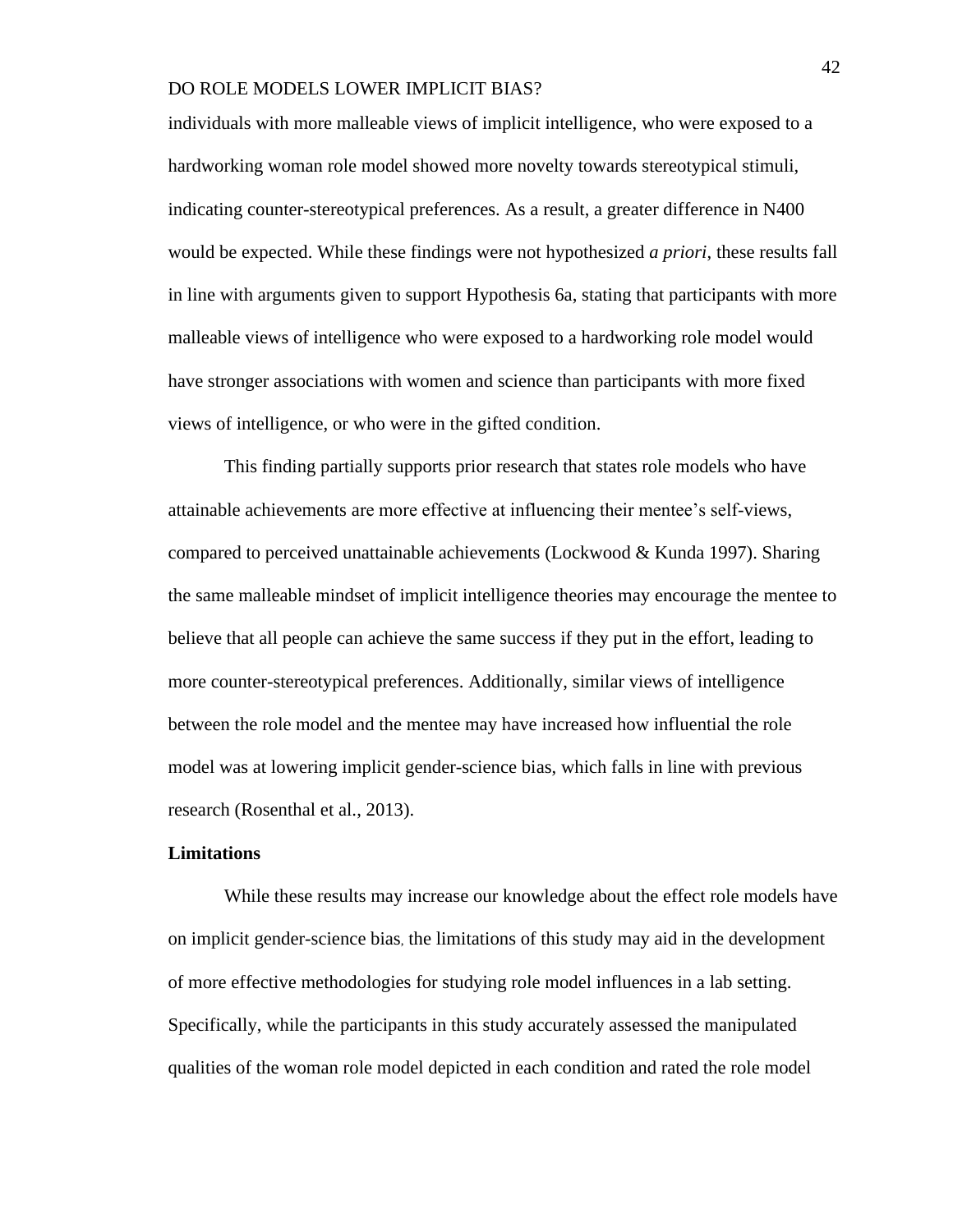individuals with more malleable views of implicit intelligence, who were exposed to a hardworking woman role model showed more novelty towards stereotypical stimuli, indicating counter-stereotypical preferences. As a result, a greater difference in N400 would be expected. While these findings were not hypothesized *a priori*, these results fall in line with arguments given to support Hypothesis 6a, stating that participants with more malleable views of intelligence who were exposed to a hardworking role model would have stronger associations with women and science than participants with more fixed views of intelligence, or who were in the gifted condition.

This finding partially supports prior research that states role models who have attainable achievements are more effective at influencing their mentee's self-views, compared to perceived unattainable achievements (Lockwood & Kunda 1997). Sharing the same malleable mindset of implicit intelligence theories may encourage the mentee to believe that all people can achieve the same success if they put in the effort, leading to more counter-stereotypical preferences. Additionally, similar views of intelligence between the role model and the mentee may have increased how influential the role model was at lowering implicit gender-science bias, which falls in line with previous research (Rosenthal et al., 2013).

## Limitations

While these results may increase our knowledge about the effect role models have on implicit gender-science bias, the limitations of this study may aid in the development of more effective methodologies for studying role model influences in a lab setting. Specifically, while the participants in this study accurately assessed the manipulated qualities of the woman role model depicted in each condition and rated the role model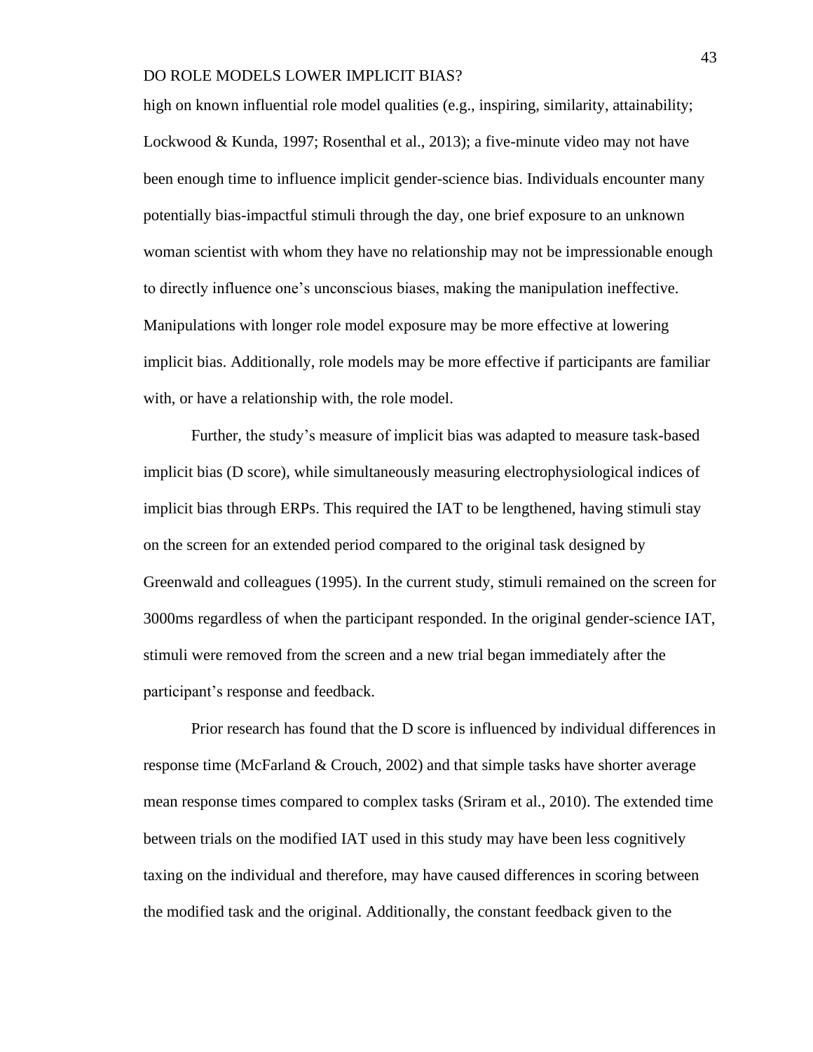high on known influential role model qualities (e.g., inspiring, similarity, attainability; Lockwood & Kunda, 1997; Rosenthal et al., 2013); a five-minute video may not have been enough time to influence implicit gender-science bias. Individuals encounter many potentially bias-impactful stimuli through the day, one brief exposure to an unknown woman scientist with whom they have no relationship may not be impressionable enough to directly influence one's unconscious biases, making the manipulation ineffective. Manipulations with longer role model exposure may be more effective at lowering implicit bias. Additionally, role models may be more effective if participants are familiar with, or have a relationship with, the role model.

Further, the study's measure of implicit bias was adapted to measure task-based implicit bias (D score), while simultaneously measuring electrophysiological indices of implicit bias through ERPs. This required the IAT to be lengthened, having stimuli stay on the screen for an extended period compared to the original task designed by Greenwald and colleagues (1995). In the current study, stimuli remained on the screen for 3000ms regardless of when the participant responded. In the original gender-science IAT, stimuli were removed from the screen and a new trial began immediately after the participant's response and feedback.

Prior research has found that the D score is influenced by individual differences in response time (McFarland & Crouch, 2002) and that simple tasks have shorter average mean response times compared to complex tasks (Sriram et al., 2010). The extended time between trials on the modified IAT used in this study may have been less cognitively taxing on the individual and therefore, may have caused differences in scoring between the modified task and the original. Additionally, the constant feedback given to the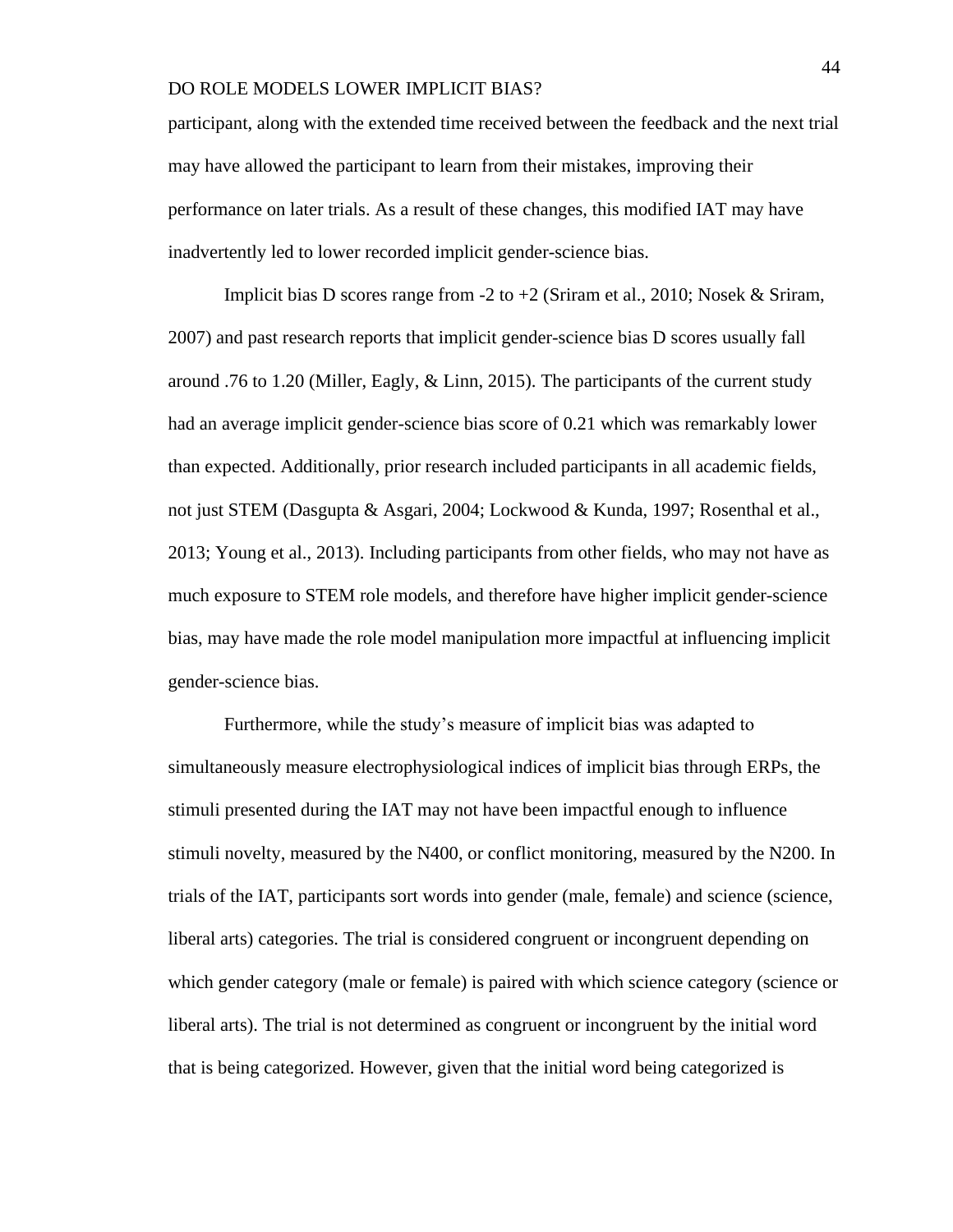participant, along with the extended time received between the feedback and the next trial may have allowed the participant to learn from their mistakes, improving their performance on later trials. As a result of these changes, this modified IAT may have inadvertently led to lower recorded implicit gender-science bias.

Implicit bias D scores range from -2 to +2 (Sriram et al., 2010; Nosek & Sriram, 2007) and past research reports that implicit gender-science bias D scores usually fall around .76 to 1.20 (Miller, Eagly, & Linn, 2015). The participants of the current study had an average implicit gender-science bias score of 0.21 which was remarkably lower than expected. Additionally, prior research included participants in all academic fields, not just STEM (Dasgupta & Asgari, 2004; Lockwood & Kunda, 1997; Rosenthal et al., 2013; Young et al., 2013). Including participants from other fields, who may not have as much exposure to STEM role models, and therefore have higher implicit gender-science bias, may have made the role model manipulation more impactful at influencing implicit gender-science bias.

Furthermore, while the study's measure of implicit bias was adapted to simultaneously measure electrophysiological indices of implicit bias through ERPs, the stimuli presented during the IAT may not have been impactful enough to influence stimuli novelty, measured by the N400, or conflict monitoring, measured by the N200. In trials of the IAT, participants sort words into gender (male, female) and science (science, liberal arts) categories. The trial is considered congruent or incongruent depending on which gender category (male or female) is paired with which science category (science or liberal arts). The trial is not determined as congruent or incongruent by the initial word that is being categorized. However, given that the initial word being categorized is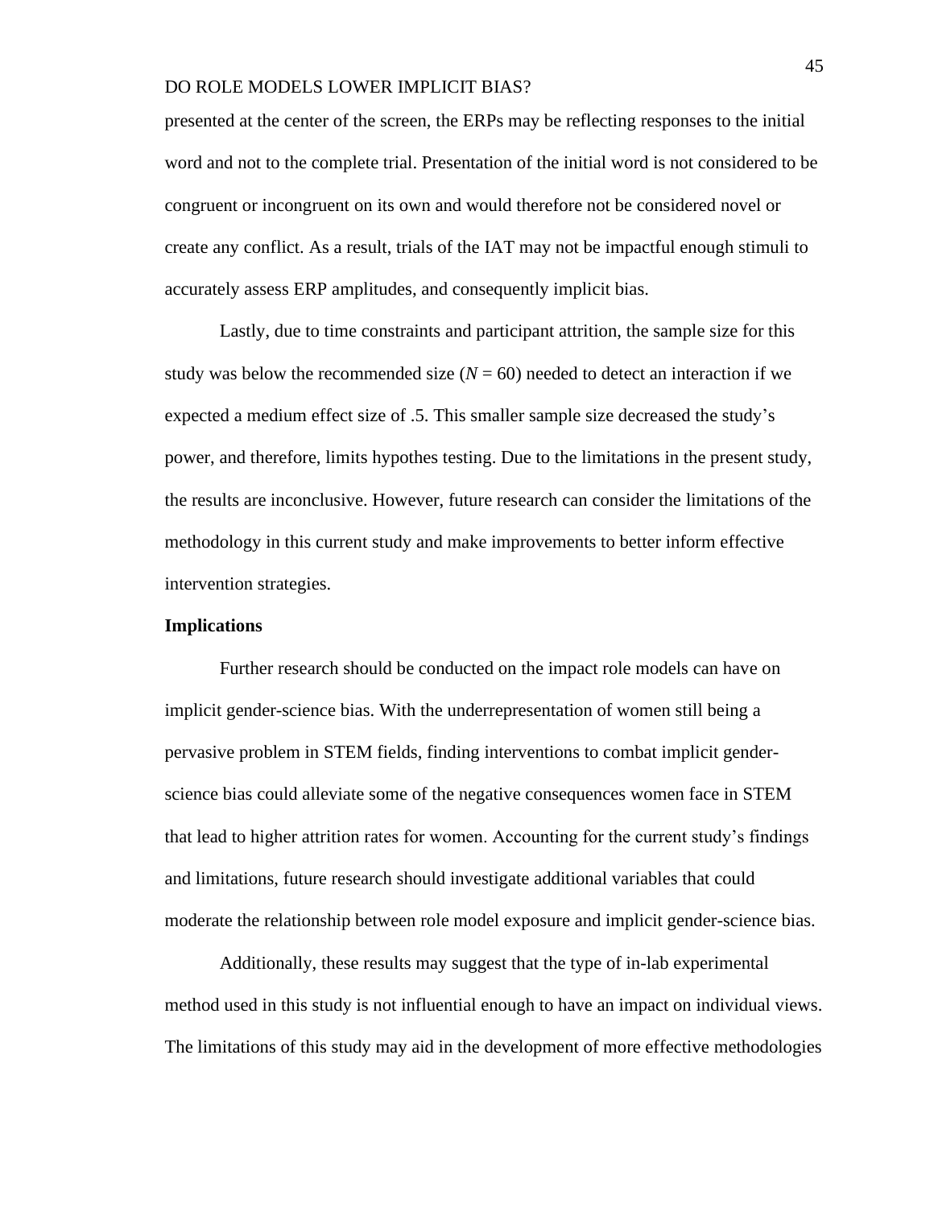presented at the center of the screen, the ERPs may be reflecting responses to the initial word and not to the complete trial. Presentation of the initial word is not considered to be congruent or incongruent on its own and would therefore not be considered novel or create any conflict. As a result, trials of the IAT may not be impactful enough stimuli to accurately assess ERP amplitudes, and consequently implicit bias.

Lastly, due to time constraints and participant attrition, the sample size for this study was below the recommended size ($N = 60$) needed to detect an interaction if we expected a medium effect size of .5. This smaller sample size decreased the study's power, and therefore, limits hypothes testing. Due to the limitations in the present study, the results are inconclusive. However, future research can consider the limitations of the methodology in this current study and make improvements to better inform effective intervention strategies.

## Implications

Further research should be conducted on the impact role models can have on implicit gender-science bias. With the underrepresentation of women still being a pervasive problem in STEM fields, finding interventions to combat implicit gender-science bias could alleviate some of the negative consequences women face in STEM that lead to higher attrition rates for women. Accounting for the current study's findings and limitations, future research should investigate additional variables that could moderate the relationship between role model exposure and implicit gender-science bias.

Additionally, these results may suggest that the type of in-lab experimental method used in this study is not influential enough to have an impact on individual views. The limitations of this study may aid in the development of more effective methodologies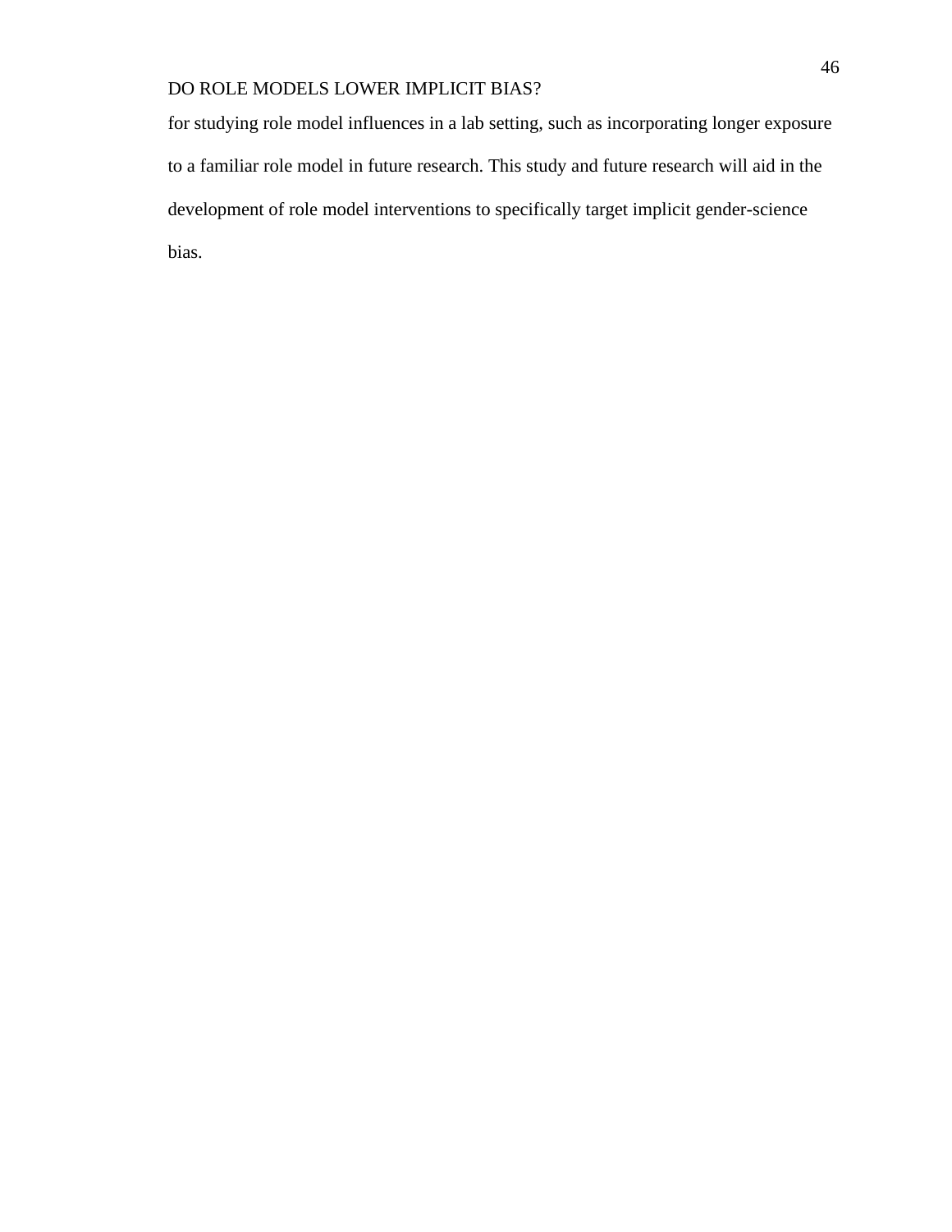for studying role model influences in a lab setting, such as incorporating longer exposure to a familiar role model in future research. This study and future research will aid in the development of role model interventions to specifically target implicit gender-science bias.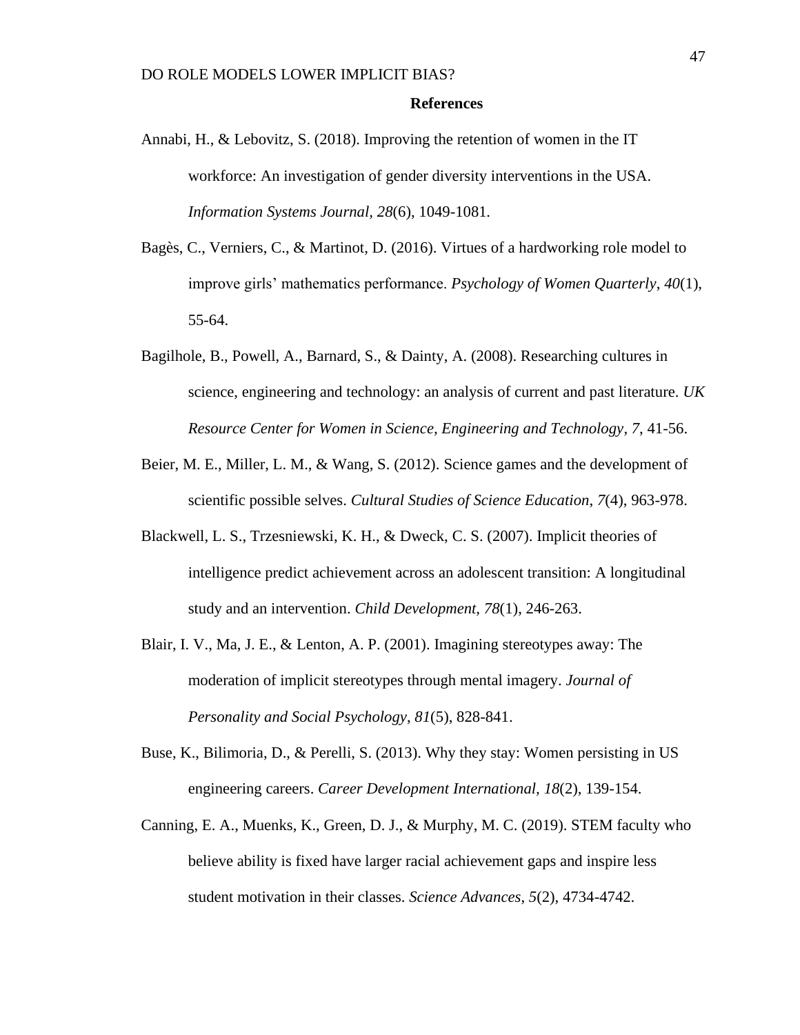**References**

Annabi, H., & Lebovitz, S. (2018). Improving the retention of women in the IT workforce: An investigation of gender diversity interventions in the USA. *Information Systems Journal, 28*(6), 1049-1081.

Bagès, C., Verniers, C., & Martinot, D. (2016). Virtues of a hardworking role model to improve girls' mathematics performance. *Psychology of Women Quarterly*, *40*(1), 55-64.

Bagilhole, B., Powell, A., Barnard, S., & Dainty, A. (2008). Researching cultures in science, engineering and technology: an analysis of current and past literature. *UK Resource Center for Women in Science, Engineering and Technology*, *7*, 41-56.

Beier, M. E., Miller, L. M., & Wang, S. (2012). Science games and the development of scientific possible selves. *Cultural Studies of Science Education*, *7*(4), 963-978.

Blackwell, L. S., Trzesniewski, K. H., & Dweck, C. S. (2007). Implicit theories of intelligence predict achievement across an adolescent transition: A longitudinal study and an intervention. *Child Development, 78*(1), 246-263.

Blair, I. V., Ma, J. E., & Lenton, A. P. (2001). Imagining stereotypes away: The moderation of implicit stereotypes through mental imagery. *Journal of Personality and Social Psychology*, *81*(5), 828-841.

Buse, K., Bilimoria, D., & Perelli, S. (2013). Why they stay: Women persisting in US engineering careers. *Career Development International, 18*(2), 139-154.

Canning, E. A., Muenks, K., Green, D. J., & Murphy, M. C. (2019). STEM faculty who believe ability is fixed have larger racial achievement gaps and inspire less student motivation in their classes. *Science Advances, 5*(2), 4734-4742.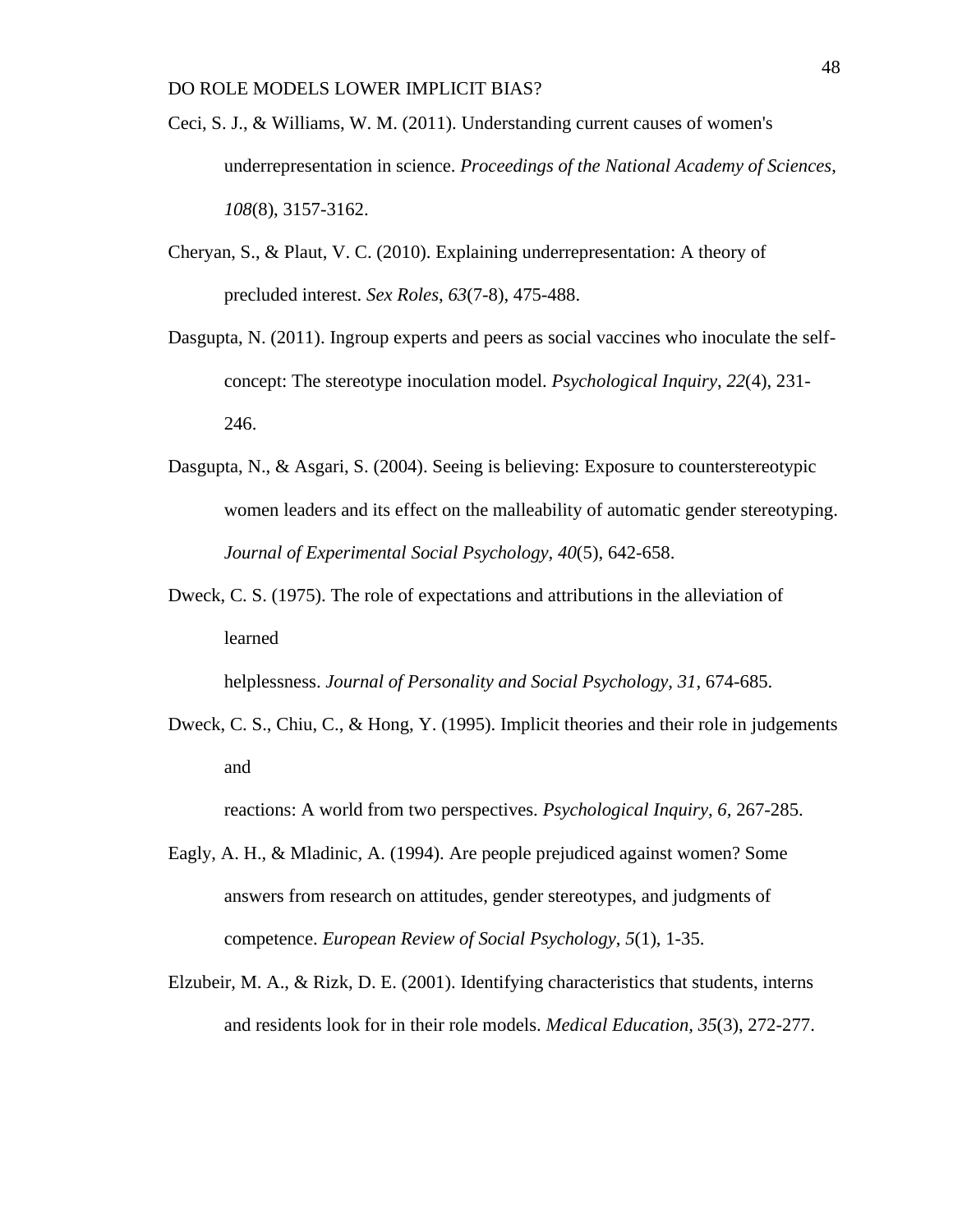Ceci, S. J., & Williams, W. M. (2011). Understanding current causes of women's underrepresentation in science. *Proceedings of the National Academy of Sciences*, *108*(8), 3157-3162.

Cheryan, S., & Plaut, V. C. (2010). Explaining underrepresentation: A theory of precluded interest. *Sex Roles*, *63*(7-8), 475-488.

Dasgupta, N. (2011). Ingroup experts and peers as social vaccines who inoculate the self-concept: The stereotype inoculation model. *Psychological Inquiry*, *22*(4), 231-246.

Dasgupta, N., & Asgari, S. (2004). Seeing is believing: Exposure to counterstereotypic women leaders and its effect on the malleability of automatic gender stereotyping. *Journal of Experimental Social Psychology, 40*(5), 642-658.

Dweck, C. S. (1975). The role of expectations and attributions in the alleviation of learned helplessness. *Journal of Personality and Social Psychology, 31*, 674-685.

Dweck, C. S., Chiu, C., & Hong, Y. (1995). Implicit theories and their role in judgements and reactions: A world from two perspectives. *Psychological Inquiry, 6,* 267-285.

Eagly, A. H., & Mladinic, A. (1994). Are people prejudiced against women? Some answers from research on attitudes, gender stereotypes, and judgments of competence. *European Review of Social Psychology*, *5*(1), 1-35.

Elzubeir, M. A., & Rizk, D. E. (2001). Identifying characteristics that students, interns and residents look for in their role models. *Medical Education, 35*(3), 272-277.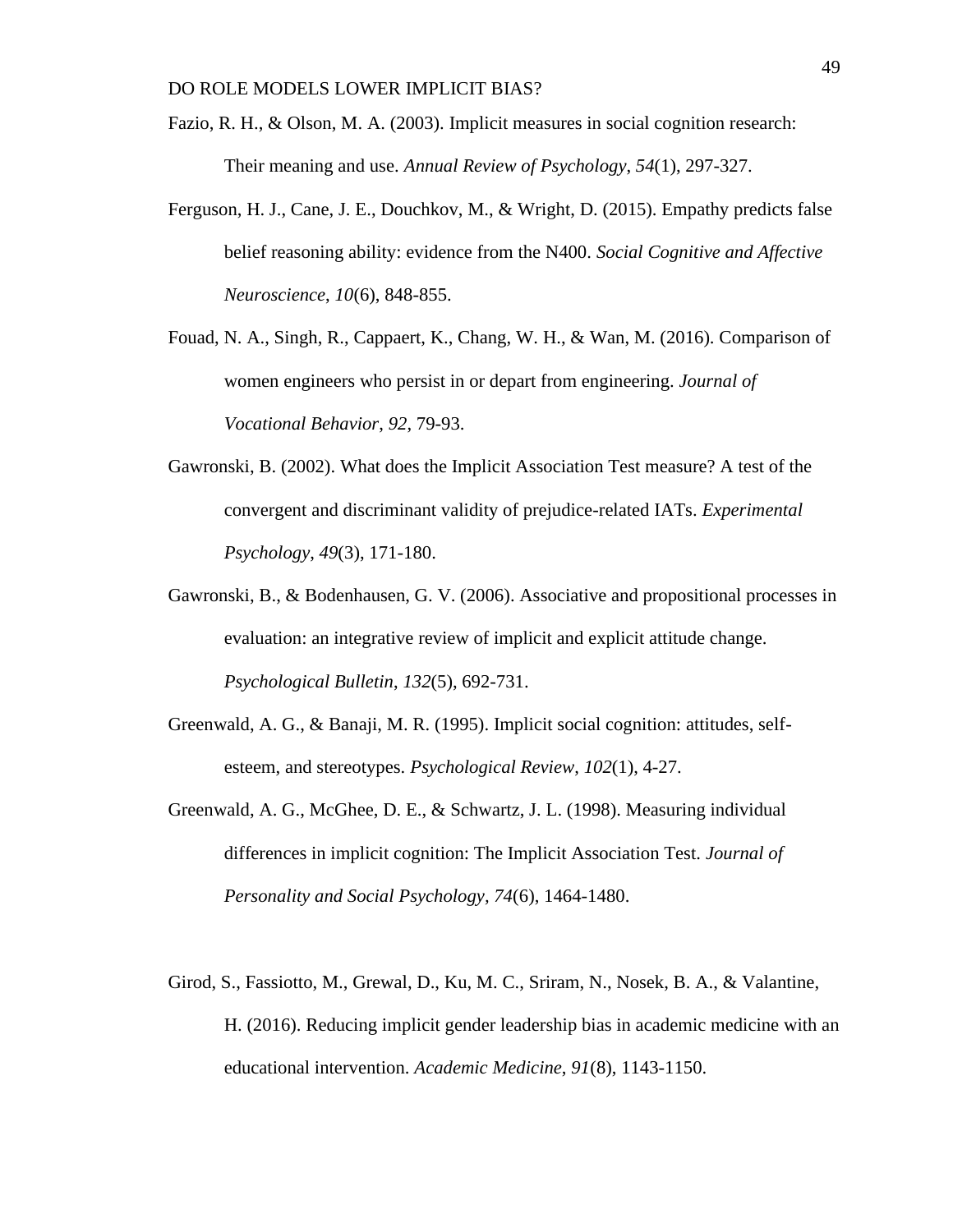Fazio, R. H., & Olson, M. A. (2003). Implicit measures in social cognition research: Their meaning and use. *Annual Review of Psychology, 54*(1), 297-327.

Ferguson, H. J., Cane, J. E., Douchkov, M., & Wright, D. (2015). Empathy predicts false belief reasoning ability: evidence from the N400. *Social Cognitive and Affective Neuroscience*, *10*(6), 848-855.

Fouad, N. A., Singh, R., Cappaert, K., Chang, W. H., & Wan, M. (2016). Comparison of women engineers who persist in or depart from engineering. *Journal of Vocational Behavior*, *92*, 79-93.

Gawronski, B. (2002). What does the Implicit Association Test measure? A test of the convergent and discriminant validity of prejudice-related IATs. *Experimental Psychology*, *49*(3), 171-180.

Gawronski, B., & Bodenhausen, G. V. (2006). Associative and propositional processes in evaluation: an integrative review of implicit and explicit attitude change. *Psychological Bulletin*, *132*(5), 692-731.

Greenwald, A. G., & Banaji, M. R. (1995). Implicit social cognition: attitudes, self-esteem, and stereotypes. *Psychological Review*, *102*(1), 4-27.

Greenwald, A. G., McGhee, D. E., & Schwartz, J. L. (1998). Measuring individual differences in implicit cognition: The Implicit Association Test. *Journal of Personality and Social Psychology, 74*(6), 1464-1480.

Girod, S., Fassiotto, M., Grewal, D., Ku, M. C., Sriram, N., Nosek, B. A., & Valantine, H. (2016). Reducing implicit gender leadership bias in academic medicine with an educational intervention. *Academic Medicine*, *91*(8), 1143-1150.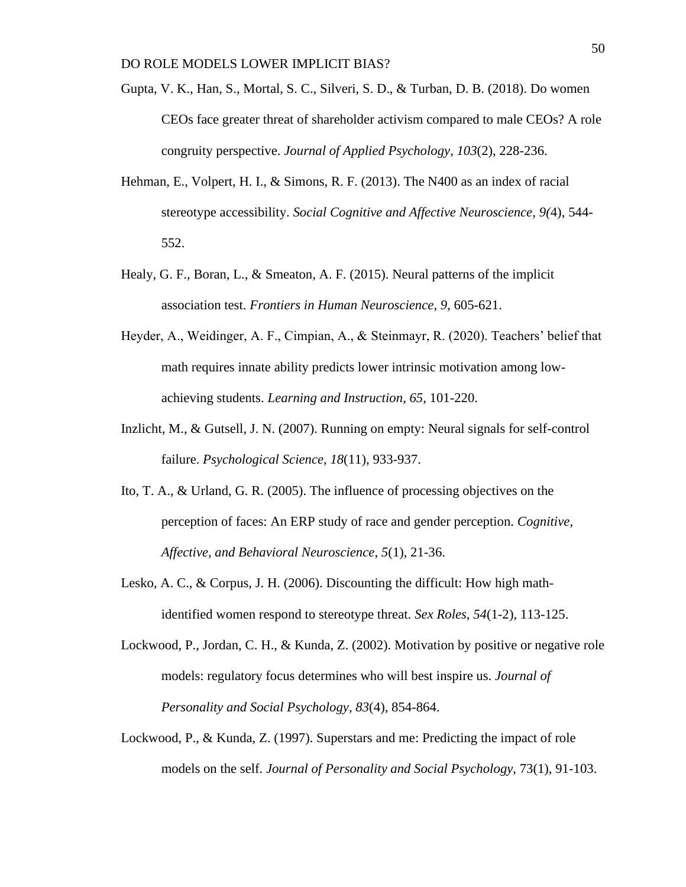Gupta, V. K., Han, S., Mortal, S. C., Silveri, S. D., & Turban, D. B. (2018). Do women CEOs face greater threat of shareholder activism compared to male CEOs? A role congruity perspective. *Journal of Applied Psychology*, *103*(2), 228-236.

Hehman, E., Volpert, H. I., & Simons, R. F. (2013). The N400 as an index of racial stereotype accessibility. *Social Cognitive and Affective Neuroscience*, *9(*4), 544-552.

Healy, G. F., Boran, L., & Smeaton, A. F. (2015). Neural patterns of the implicit association test. *Frontiers in Human Neuroscience, 9*, 605-621.

Heyder, A., Weidinger, A. F., Cimpian, A., & Steinmayr, R. (2020). Teachers' belief that math requires innate ability predicts lower intrinsic motivation among low-achieving students. *Learning and Instruction*, *65*, 101-220.

Inzlicht, M., & Gutsell, J. N. (2007). Running on empty: Neural signals for self-control failure. *Psychological Science*, *18*(11), 933-937.

Ito, T. A., & Urland, G. R. (2005). The influence of processing objectives on the perception of faces: An ERP study of race and gender perception. *Cognitive, Affective, and Behavioral Neuroscience*, *5*(1), 21-36.

Lesko, A. C., & Corpus, J. H. (2006). Discounting the difficult: How high math-identified women respond to stereotype threat. *Sex Roles*, *54*(1-2), 113-125.

Lockwood, P., Jordan, C. H., & Kunda, Z. (2002). Motivation by positive or negative role models: regulatory focus determines who will best inspire us. *Journal of Personality and Social Psychology*, *83*(4), 854-864.

Lockwood, P., & Kunda, Z. (1997). Superstars and me: Predicting the impact of role models on the self. *Journal of Personality and Social Psychology*, 73(1), 91-103.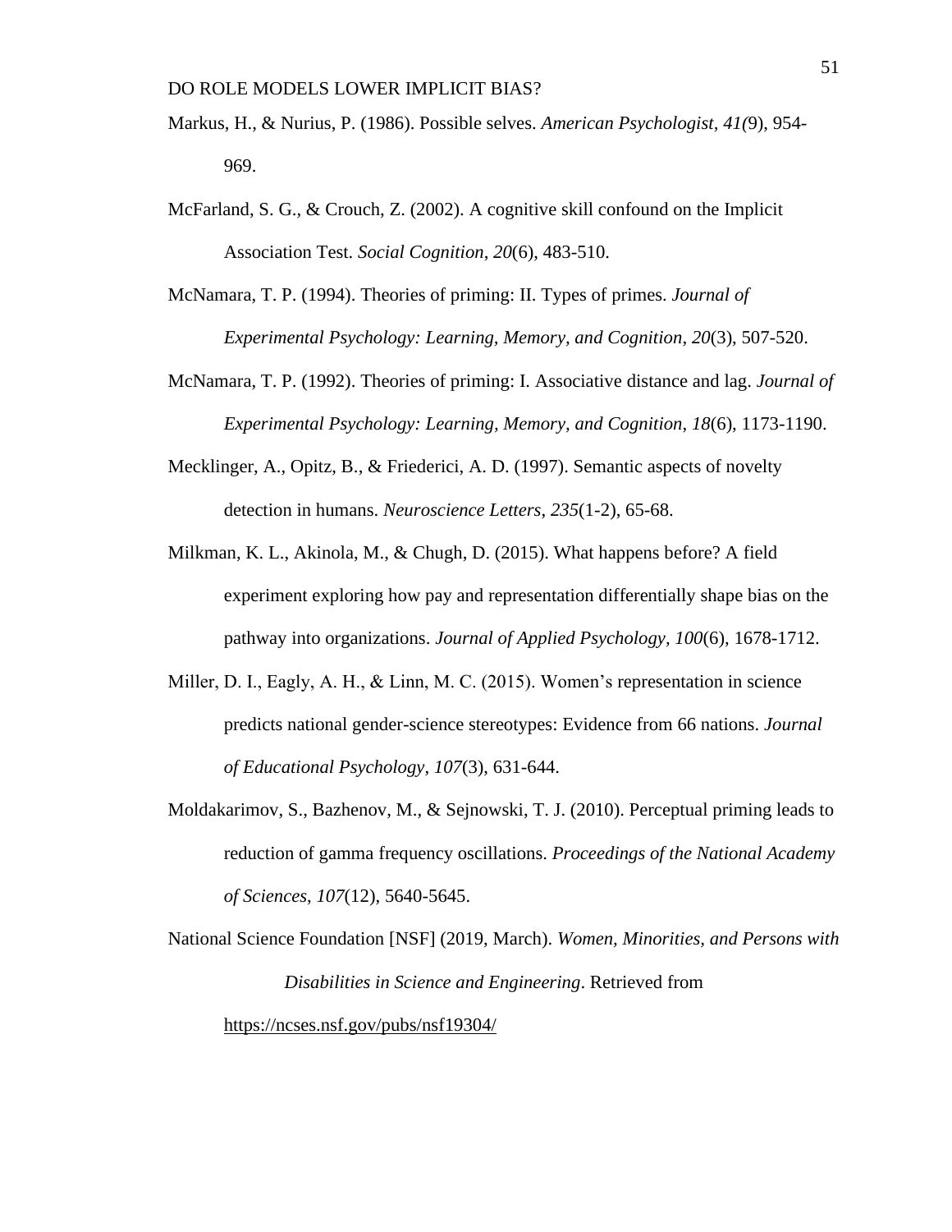Markus, H., & Nurius, P. (1986). Possible selves. *American Psychologist, 41(*9), 954-969.

McFarland, S. G., & Crouch, Z. (2002). A cognitive skill confound on the Implicit Association Test. *Social Cognition*, *20*(6), 483-510.

McNamara, T. P. (1994). Theories of priming: II. Types of primes. *Journal of Experimental Psychology: Learning, Memory, and Cognition*, *20*(3), 507-520.

McNamara, T. P. (1992). Theories of priming: I. Associative distance and lag. *Journal of Experimental Psychology: Learning, Memory, and Cognition*, *18*(6), 1173-1190.

Mecklinger, A., Opitz, B., & Friederici, A. D. (1997). Semantic aspects of novelty detection in humans. *Neuroscience Letters*, *235*(1-2), 65-68.

Milkman, K. L., Akinola, M., & Chugh, D. (2015). What happens before? A field experiment exploring how pay and representation differentially shape bias on the pathway into organizations. *Journal of Applied Psychology, 100*(6), 1678-1712.

Miller, D. I., Eagly, A. H., & Linn, M. C. (2015). Women's representation in science predicts national gender-science stereotypes: Evidence from 66 nations. *Journal of Educational Psychology*, *107*(3), 631-644.

Moldakarimov, S., Bazhenov, M., & Sejnowski, T. J. (2010). Perceptual priming leads to reduction of gamma frequency oscillations. *Proceedings of the National Academy of Sciences*, *107*(12), 5640-5645.

National Science Foundation [NSF] (2019, March). *Women, Minorities, and Persons with Disabilities in Science and Engineering*. Retrieved from https://ncses.nsf.gov/pubs/nsf19304/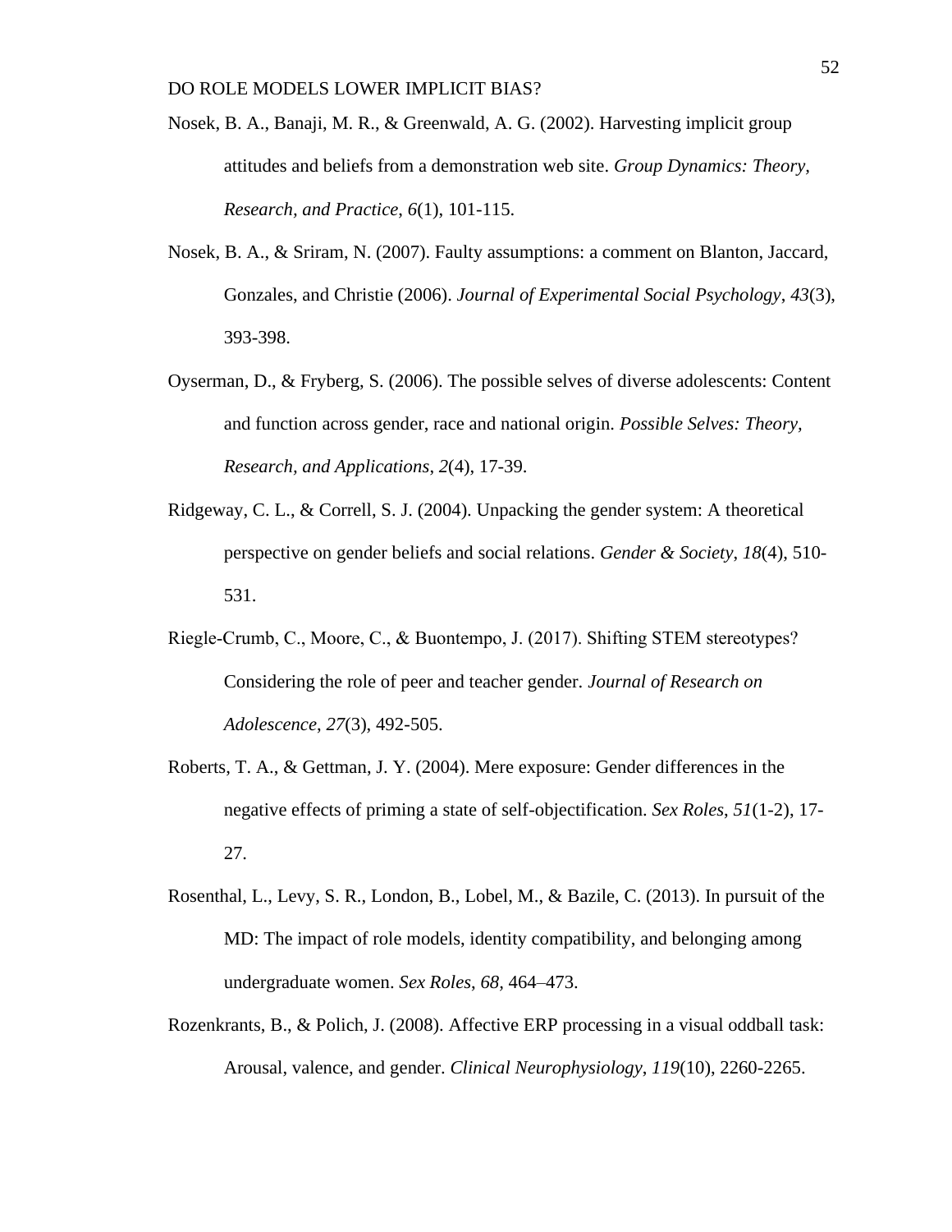Nosek, B. A., Banaji, M. R., & Greenwald, A. G. (2002). Harvesting implicit group attitudes and beliefs from a demonstration web site. *Group Dynamics: Theory, Research, and Practice*, *6*(1), 101-115.

Nosek, B. A., & Sriram, N. (2007). Faulty assumptions: a comment on Blanton, Jaccard, Gonzales, and Christie (2006). *Journal of Experimental Social Psychology*, *43*(3), 393-398.

Oyserman, D., & Fryberg, S. (2006). The possible selves of diverse adolescents: Content and function across gender, race and national origin. *Possible Selves: Theory, Research, and Applications*, *2*(4), 17-39.

Ridgeway, C. L., & Correll, S. J. (2004). Unpacking the gender system: A theoretical perspective on gender beliefs and social relations. *Gender & Society*, *18*(4), 510-531.

Riegle-Crumb, C., Moore, C., & Buontempo, J. (2017). Shifting STEM stereotypes? Considering the role of peer and teacher gender. *Journal of Research on Adolescence*, *27*(3), 492-505.

Roberts, T. A., & Gettman, J. Y. (2004). Mere exposure: Gender differences in the negative effects of priming a state of self-objectification. *Sex Roles*, *51*(1-2), 17-27.

Rosenthal, L., Levy, S. R., London, B., Lobel, M., & Bazile, C. (2013). In pursuit of the MD: The impact of role models, identity compatibility, and belonging among undergraduate women. *Sex Roles*, *68*, 464–473.

Rozenkrants, B., & Polich, J. (2008). Affective ERP processing in a visual oddball task: Arousal, valence, and gender. *Clinical Neurophysiology*, *119*(10), 2260-2265.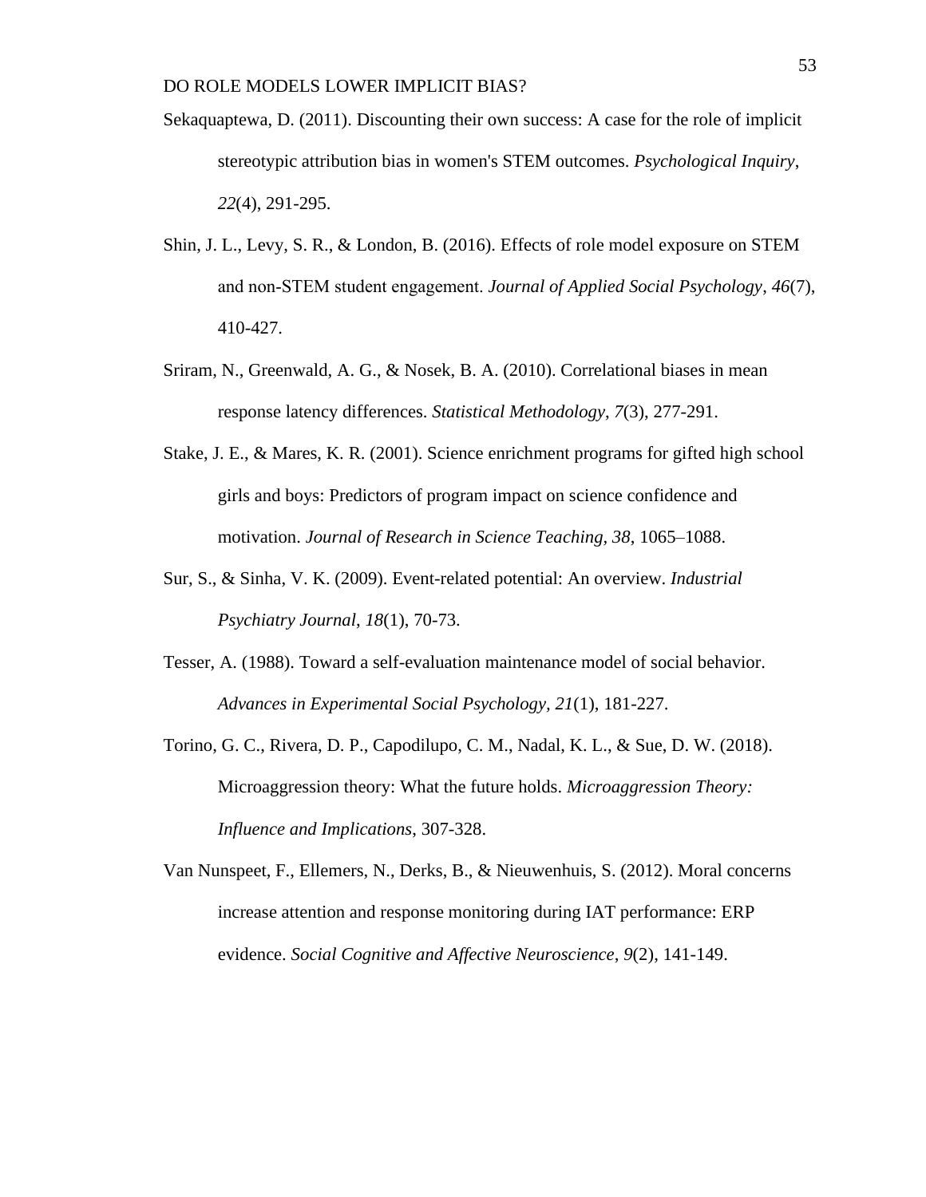Sekaquaptewa, D. (2011). Discounting their own success: A case for the role of implicit stereotypic attribution bias in women's STEM outcomes. *Psychological Inquiry*, *22*(4), 291-295.

Shin, J. L., Levy, S. R., & London, B. (2016). Effects of role model exposure on STEM and non-STEM student engagement. *Journal of Applied Social Psychology*, *46*(7), 410-427.

Sriram, N., Greenwald, A. G., & Nosek, B. A. (2010). Correlational biases in mean response latency differences. *Statistical Methodology*, *7*(3), 277-291.

Stake, J. E., & Mares, K. R. (2001). Science enrichment programs for gifted high school girls and boys: Predictors of program impact on science confidence and motivation. *Journal of Research in Science Teaching*, *38*, 1065–1088.

Sur, S., & Sinha, V. K. (2009). Event-related potential: An overview. *Industrial Psychiatry Journal*, *18*(1), 70-73.

Tesser, A. (1988). Toward a self-evaluation maintenance model of social behavior. *Advances in Experimental Social Psychology, 21*(1), 181-227.

Torino, G. C., Rivera, D. P., Capodilupo, C. M., Nadal, K. L., & Sue, D. W. (2018). Microaggression theory: What the future holds. *Microaggression Theory: Influence and Implications*, 307-328.

Van Nunspeet, F., Ellemers, N., Derks, B., & Nieuwenhuis, S. (2012). Moral concerns increase attention and response monitoring during IAT performance: ERP evidence. *Social Cognitive and Affective Neuroscience*, *9*(2), 141-149.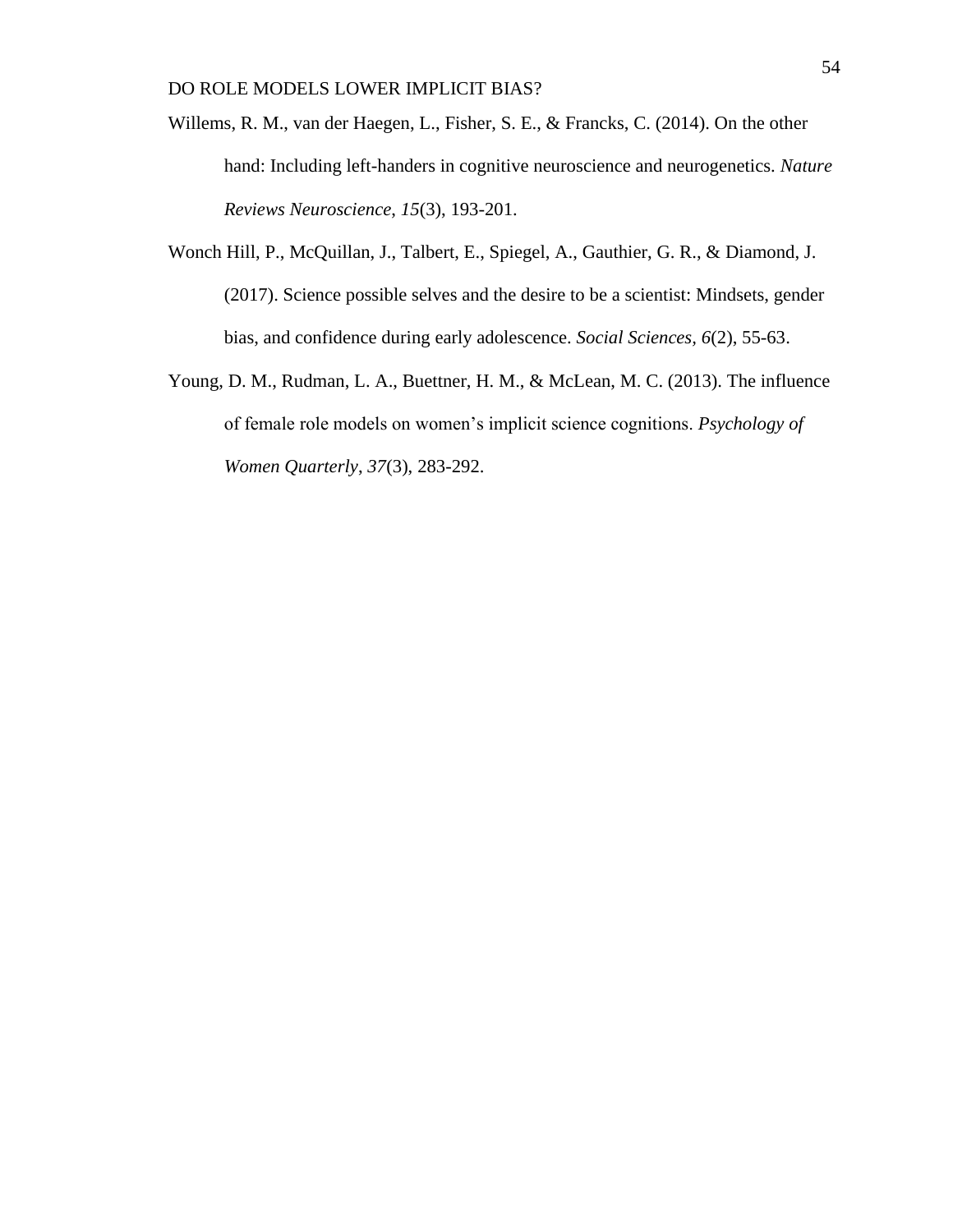Willems, R. M., van der Haegen, L., Fisher, S. E., & Francks, C. (2014). On the other hand: Including left-handers in cognitive neuroscience and neurogenetics. *Nature Reviews Neuroscience*, *15*(3), 193-201.

Wonch Hill, P., McQuillan, J., Talbert, E., Spiegel, A., Gauthier, G. R., & Diamond, J. (2017). Science possible selves and the desire to be a scientist: Mindsets, gender bias, and confidence during early adolescence. *Social Sciences*, *6*(2), 55-63.

Young, D. M., Rudman, L. A., Buettner, H. M., & McLean, M. C. (2013). The influence of female role models on women's implicit science cognitions. *Psychology of Women Quarterly*, *37*(3), 283-292.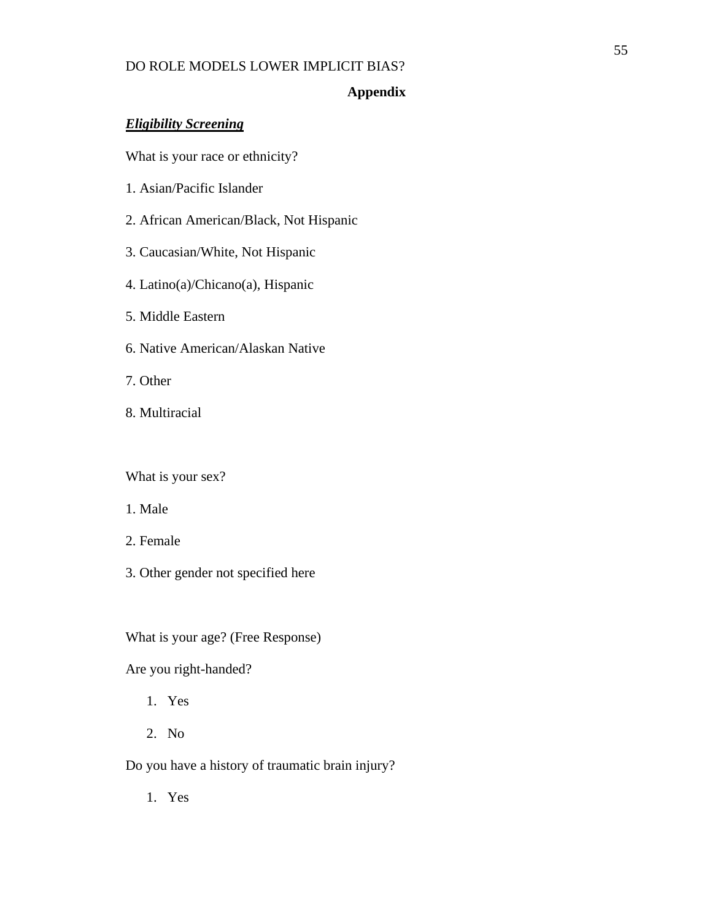## Appendix

***Eligibility Screening***

What is your race or ethnicity?

1. Asian/Pacific Islander

2. African American/Black, Not Hispanic

3. Caucasian/White, Not Hispanic

4. Latino(a)/Chicano(a), Hispanic

5. Middle Eastern

6. Native American/Alaskan Native

7. Other

8. Multiracial

What is your sex?

1. Male

2. Female

3. Other gender not specified here

What is your age? (Free Response)

Are you right-handed?

1. Yes
2. No

Do you have a history of traumatic brain injury?

1. Yes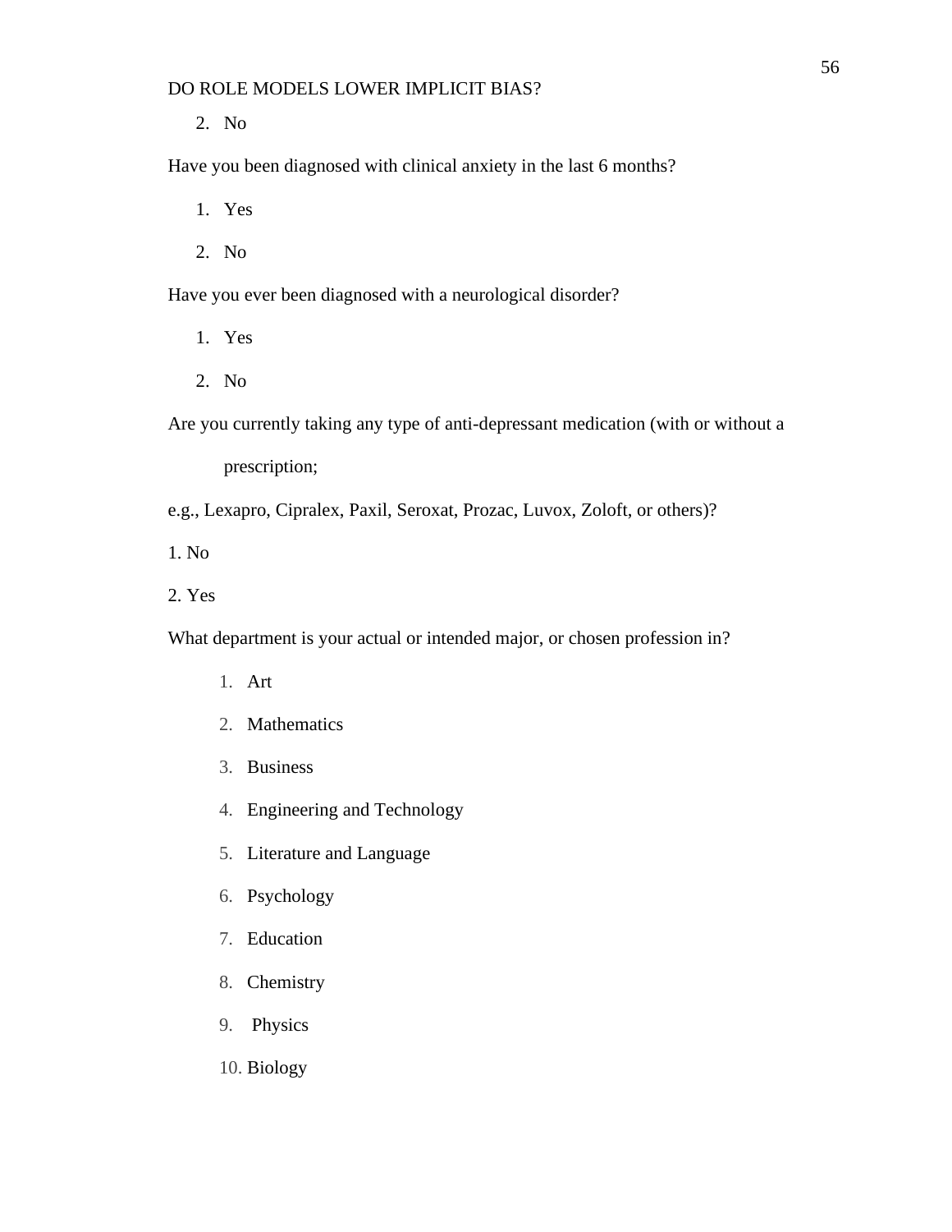2. No

Have you been diagnosed with clinical anxiety in the last 6 months?

1. Yes
2. No

Have you ever been diagnosed with a neurological disorder?

1. Yes
2. No

Are you currently taking any type of anti-depressant medication (with or without a prescription;

e.g., Lexapro, Cipralex, Paxil, Seroxat, Prozac, Luvox, Zoloft, or others)?

1. No

2. Yes

What department is your actual or intended major, or chosen profession in?

1. Art
2. Mathematics
3. Business
4. Engineering and Technology
5. Literature and Language
6. Psychology
7. Education
8. Chemistry
9. Physics
10. Biology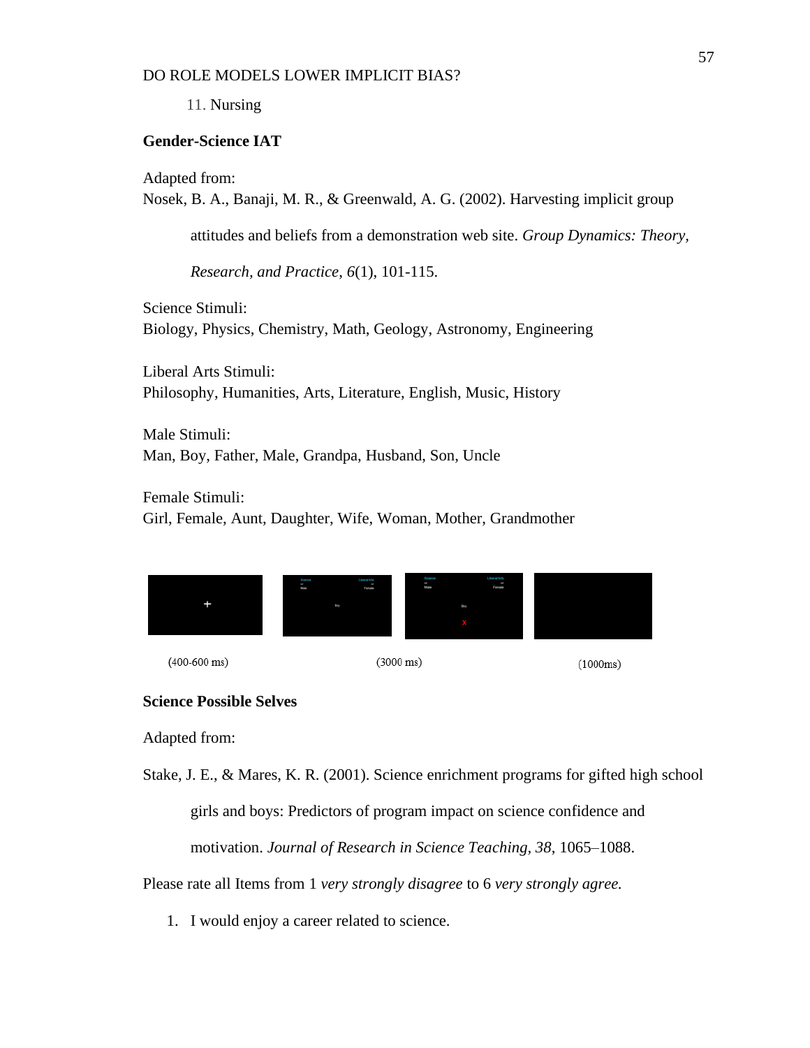11. Nursing

**Gender-Science IAT**

Adapted from:

Nosek, B. A., Banaji, M. R., & Greenwald, A. G. (2002). Harvesting implicit group attitudes and beliefs from a demonstration web site. *Group Dynamics: Theory, Research, and Practice*, *6*(1), 101-115.

Science Stimuli:
Biology, Physics, Chemistry, Math, Geology, Astronomy, Engineering

Liberal Arts Stimuli:
Philosophy, Humanities, Arts, Literature, English, Music, History

Male Stimuli:
Man, Boy, Father, Male, Grandpa, Husband, Son, Uncle

Female Stimuli:
Girl, Female, Aunt, Daughter, Wife, Woman, Mother, Grandmother

(400-600 ms) (3000 ms) (1000ms)

**Science Possible Selves**

Adapted from:

Stake, J. E., & Mares, K. R. (2001). Science enrichment programs for gifted high school girls and boys: Predictors of program impact on science confidence and motivation. *Journal of Research in Science Teaching, 38*, 1065–1088.

Please rate all Items from 1 *very strongly disagree* to 6 *very strongly agree.*

1. I would enjoy a career related to science.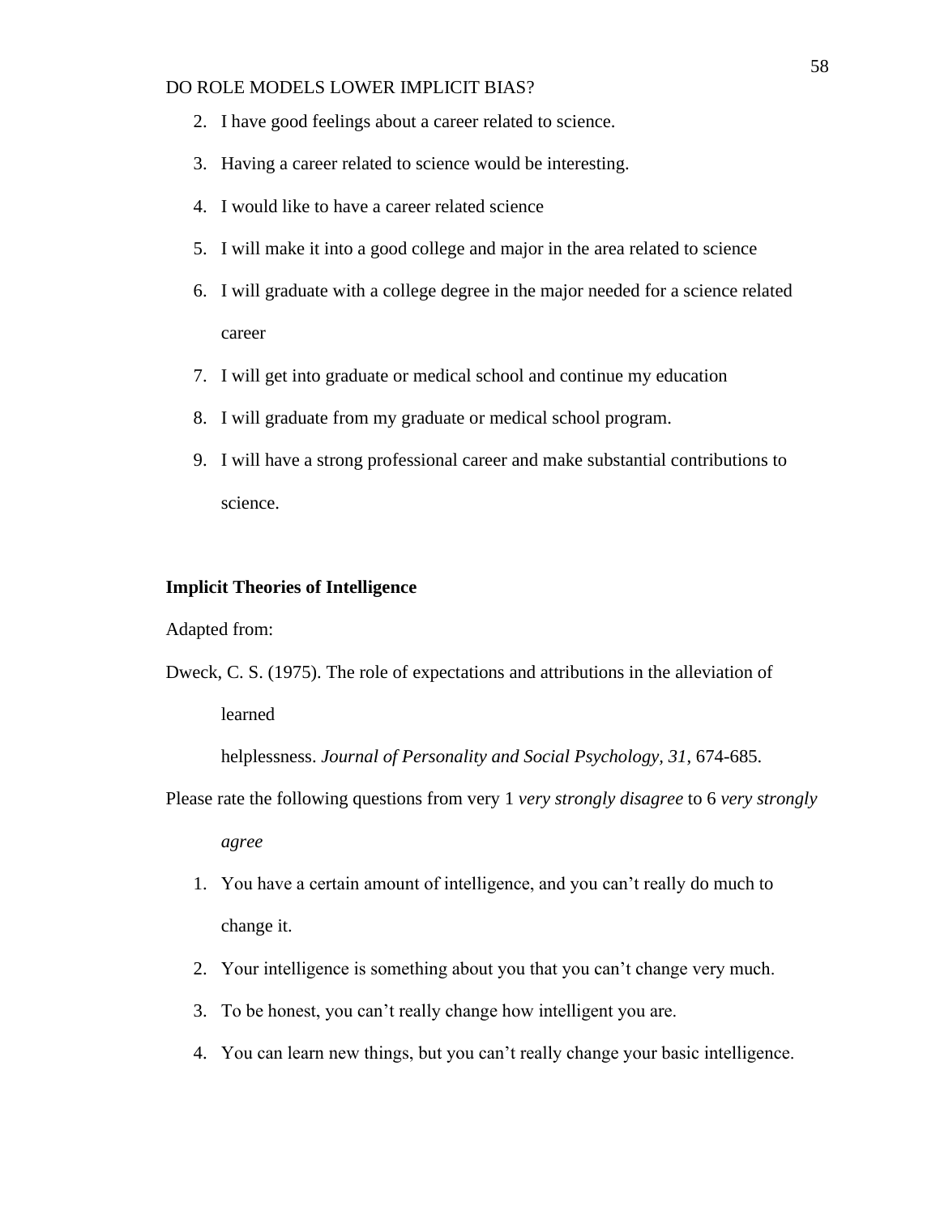2. I have good feelings about a career related to science.
3. Having a career related to science would be interesting.
4. I would like to have a career related science
5. I will make it into a good college and major in the area related to science
6. I will graduate with a college degree in the major needed for a science related career
7. I will get into graduate or medical school and continue my education
8. I will graduate from my graduate or medical school program.
9. I will have a strong professional career and make substantial contributions to science.

**Implicit Theories of Intelligence**

Adapted from:

Dweck, C. S. (1975). The role of expectations and attributions in the alleviation of learned helplessness. *Journal of Personality and Social Psychology, 31*, 674-685.

Please rate the following questions from very 1 *very strongly disagree* to 6 *very strongly agree*

1. You have a certain amount of intelligence, and you can't really do much to change it.
2. Your intelligence is something about you that you can't change very much.
3. To be honest, you can't really change how intelligent you are.
4. You can learn new things, but you can't really change your basic intelligence.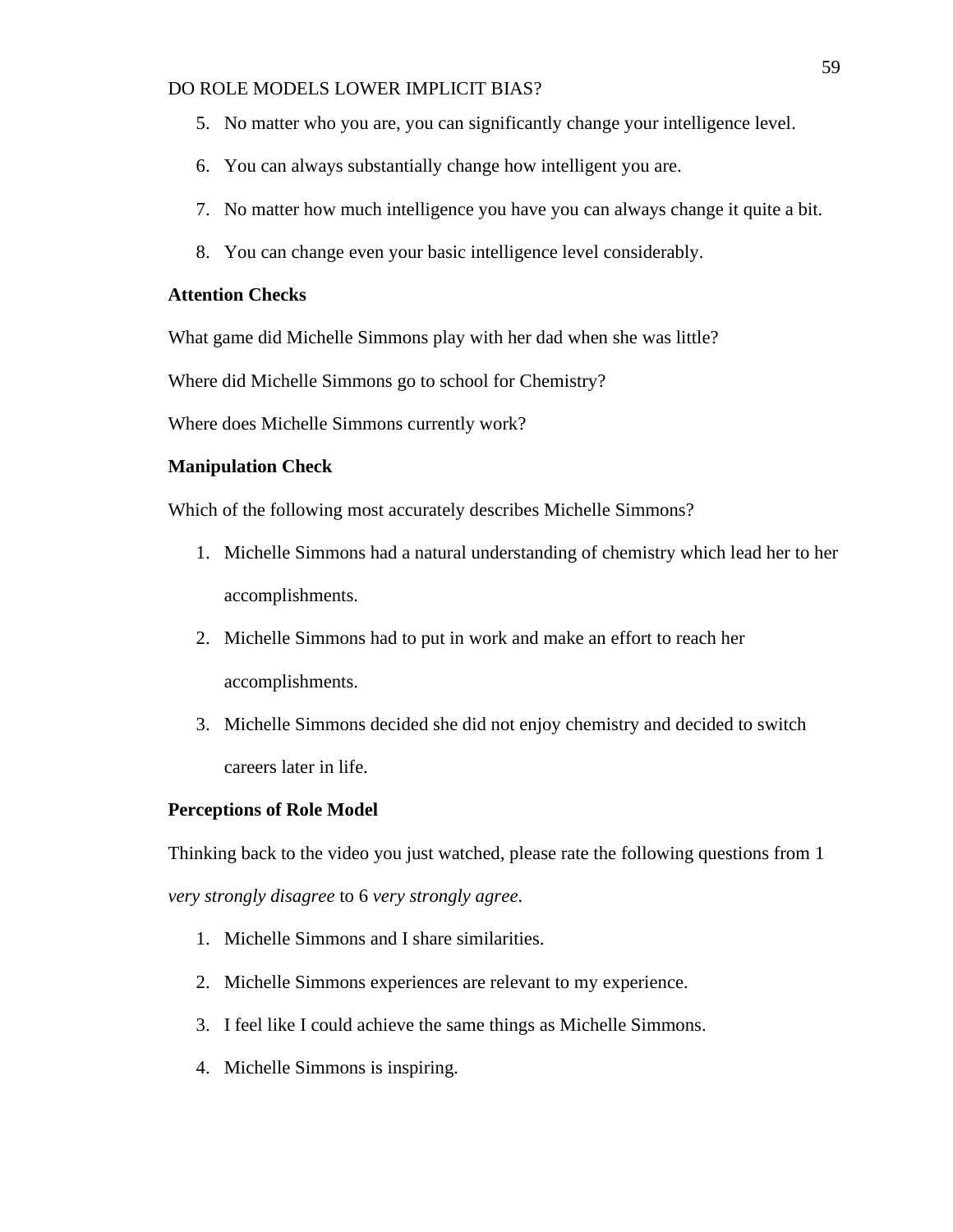5. No matter who you are, you can significantly change your intelligence level.
6. You can always substantially change how intelligent you are.
7. No matter how much intelligence you have you can always change it quite a bit.
8. You can change even your basic intelligence level considerably.

**Attention Checks**

What game did Michelle Simmons play with her dad when she was little?

Where did Michelle Simmons go to school for Chemistry?

Where does Michelle Simmons currently work?

**Manipulation Check**

Which of the following most accurately describes Michelle Simmons?

1. Michelle Simmons had a natural understanding of chemistry which lead her to her accomplishments.
2. Michelle Simmons had to put in work and make an effort to reach her accomplishments.
3. Michelle Simmons decided she did not enjoy chemistry and decided to switch careers later in life.

**Perceptions of Role Model**

Thinking back to the video you just watched, please rate the following questions from 1 *very strongly disagree* to 6 *very strongly agree*.

1. Michelle Simmons and I share similarities.
2. Michelle Simmons experiences are relevant to my experience.
3. I feel like I could achieve the same things as Michelle Simmons.
4. Michelle Simmons is inspiring.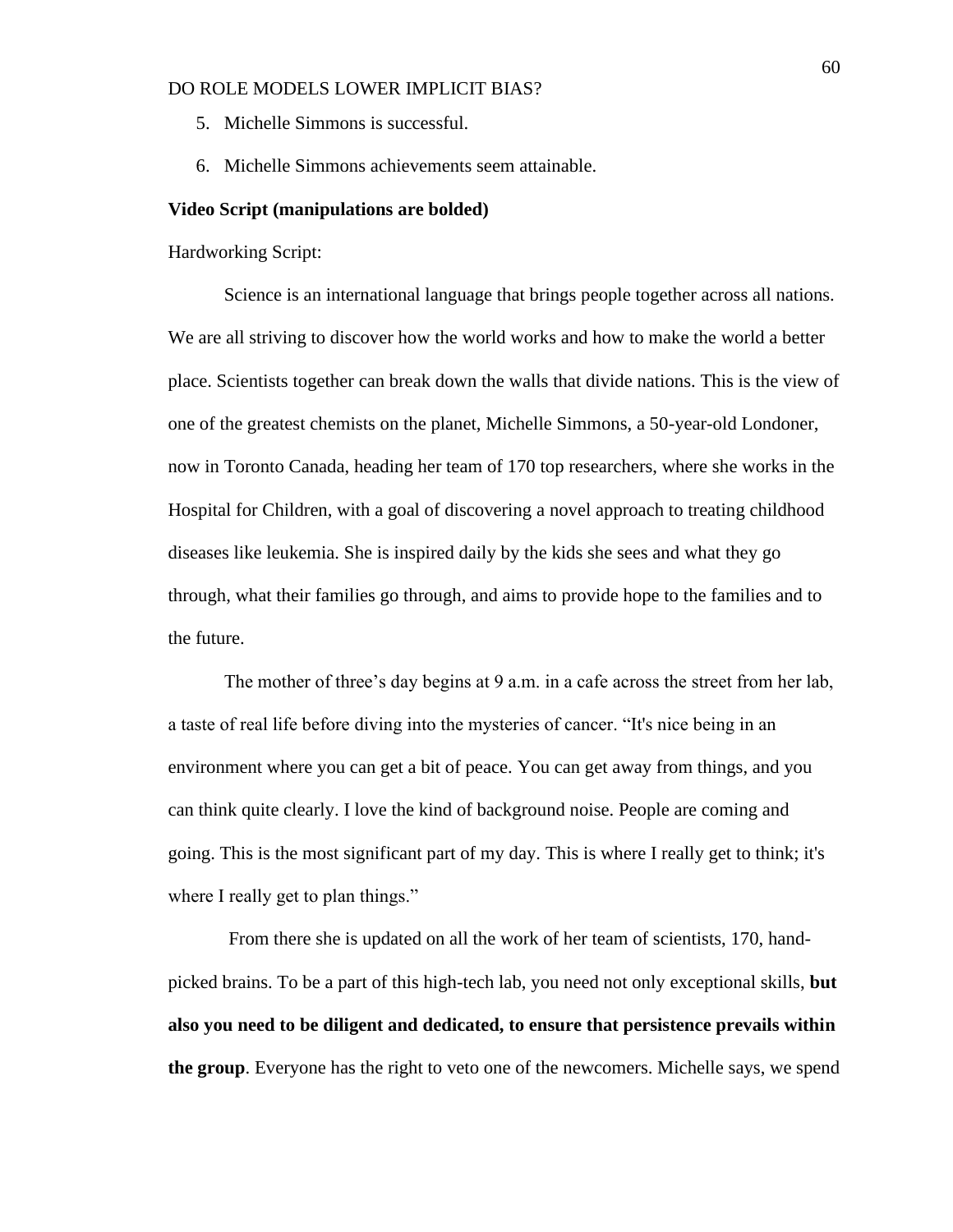5. Michelle Simmons is successful.
6. Michelle Simmons achievements seem attainable.

**Video Script (manipulations are bolded)**

Hardworking Script:

Science is an international language that brings people together across all nations. We are all striving to discover how the world works and how to make the world a better place. Scientists together can break down the walls that divide nations. This is the view of one of the greatest chemists on the planet, Michelle Simmons, a 50-year-old Londoner, now in Toronto Canada, heading her team of 170 top researchers, where she works in the Hospital for Children, with a goal of discovering a novel approach to treating childhood diseases like leukemia. She is inspired daily by the kids she sees and what they go through, what their families go through, and aims to provide hope to the families and to the future.

The mother of three's day begins at 9 a.m. in a cafe across the street from her lab, a taste of real life before diving into the mysteries of cancer. "It's nice being in an environment where you can get a bit of peace. You can get away from things, and you can think quite clearly. I love the kind of background noise. People are coming and going. This is the most significant part of my day. This is where I really get to think; it's where I really get to plan things."

From there she is updated on all the work of her team of scientists, 170, hand-picked brains. To be a part of this high-tech lab, you need not only exceptional skills, **but also you need to be diligent and dedicated, to ensure that persistence prevails within the group**. Everyone has the right to veto one of the newcomers. Michelle says, we spend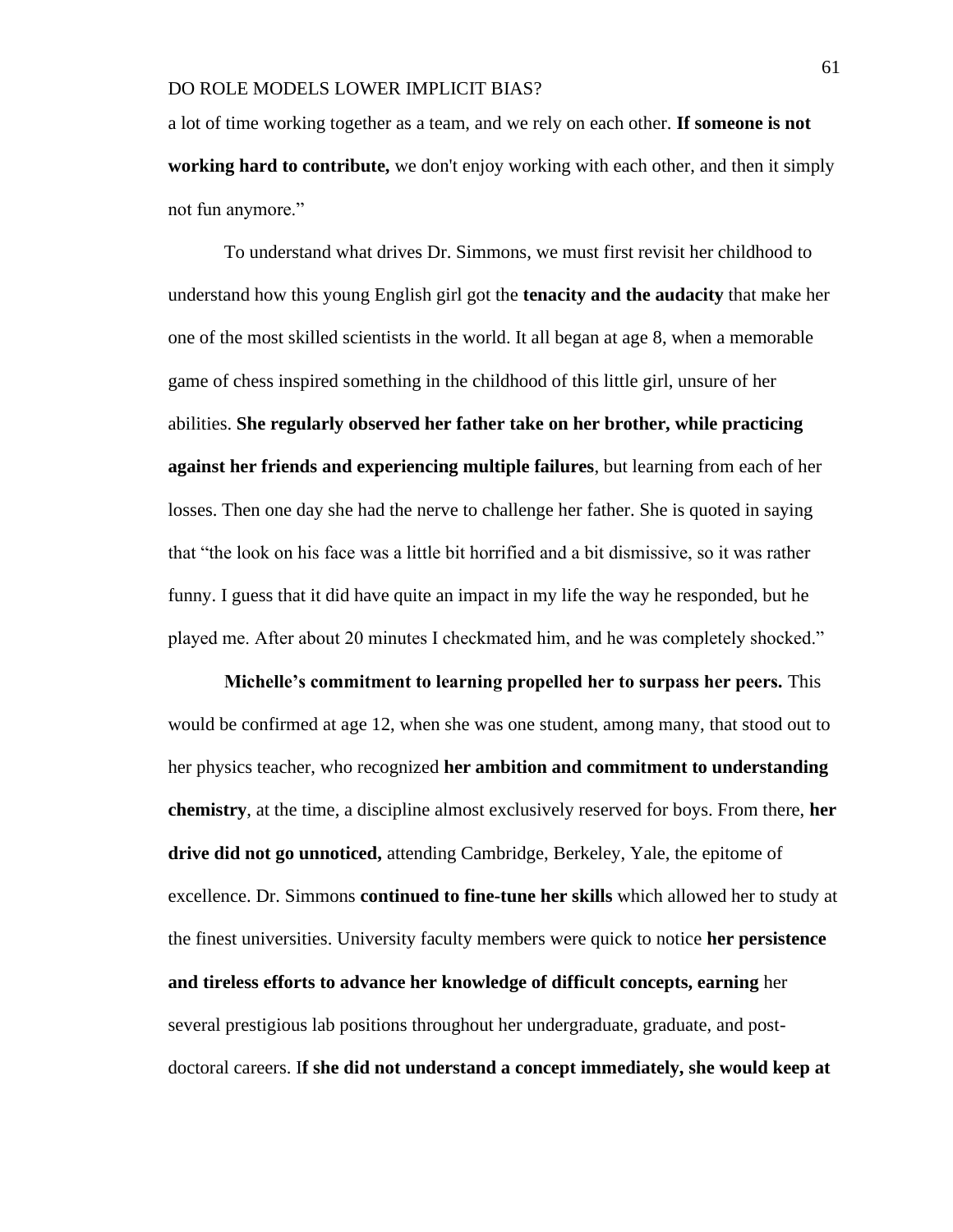a lot of time working together as a team, and we rely on each other. **If someone is not working hard to contribute,** we don't enjoy working with each other, and then it simply not fun anymore."

To understand what drives Dr. Simmons, we must first revisit her childhood to understand how this young English girl got the **tenacity and the audacity** that make her one of the most skilled scientists in the world. It all began at age 8, when a memorable game of chess inspired something in the childhood of this little girl, unsure of her abilities. **She regularly observed her father take on her brother, while practicing against her friends and experiencing multiple failures**, but learning from each of her losses. Then one day she had the nerve to challenge her father. She is quoted in saying that "the look on his face was a little bit horrified and a bit dismissive, so it was rather funny. I guess that it did have quite an impact in my life the way he responded, but he played me. After about 20 minutes I checkmated him, and he was completely shocked."

**Michelle's commitment to learning propelled her to surpass her peers.** This would be confirmed at age 12, when she was one student, among many, that stood out to her physics teacher, who recognized **her ambition and commitment to understanding chemistry**, at the time, a discipline almost exclusively reserved for boys. From there, **her drive did not go unnoticed,** attending Cambridge, Berkeley, Yale, the epitome of excellence. Dr. Simmons **continued to fine-tune her skills** which allowed her to study at the finest universities. University faculty members were quick to notice **her persistence and tireless efforts to advance her knowledge of difficult concepts, earning** her several prestigious lab positions throughout her undergraduate, graduate, and post-doctoral careers. I**f she did not understand a concept immediately, she would keep at**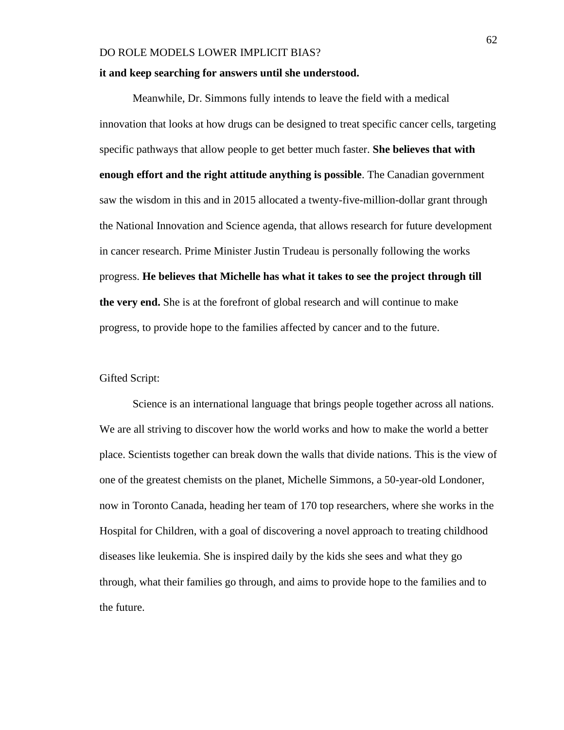**it and keep searching for answers until she understood.**

Meanwhile, Dr. Simmons fully intends to leave the field with a medical innovation that looks at how drugs can be designed to treat specific cancer cells, targeting specific pathways that allow people to get better much faster. **She believes that with enough effort and the right attitude anything is possible**. The Canadian government saw the wisdom in this and in 2015 allocated a twenty-five-million-dollar grant through the National Innovation and Science agenda, that allows research for future development in cancer research. Prime Minister Justin Trudeau is personally following the works progress. **He believes that Michelle has what it takes to see the project through till the very end.** She is at the forefront of global research and will continue to make progress, to provide hope to the families affected by cancer and to the future.

Gifted Script:

Science is an international language that brings people together across all nations. We are all striving to discover how the world works and how to make the world a better place. Scientists together can break down the walls that divide nations. This is the view of one of the greatest chemists on the planet, Michelle Simmons, a 50-year-old Londoner, now in Toronto Canada, heading her team of 170 top researchers, where she works in the Hospital for Children, with a goal of discovering a novel approach to treating childhood diseases like leukemia. She is inspired daily by the kids she sees and what they go through, what their families go through, and aims to provide hope to the families and to the future.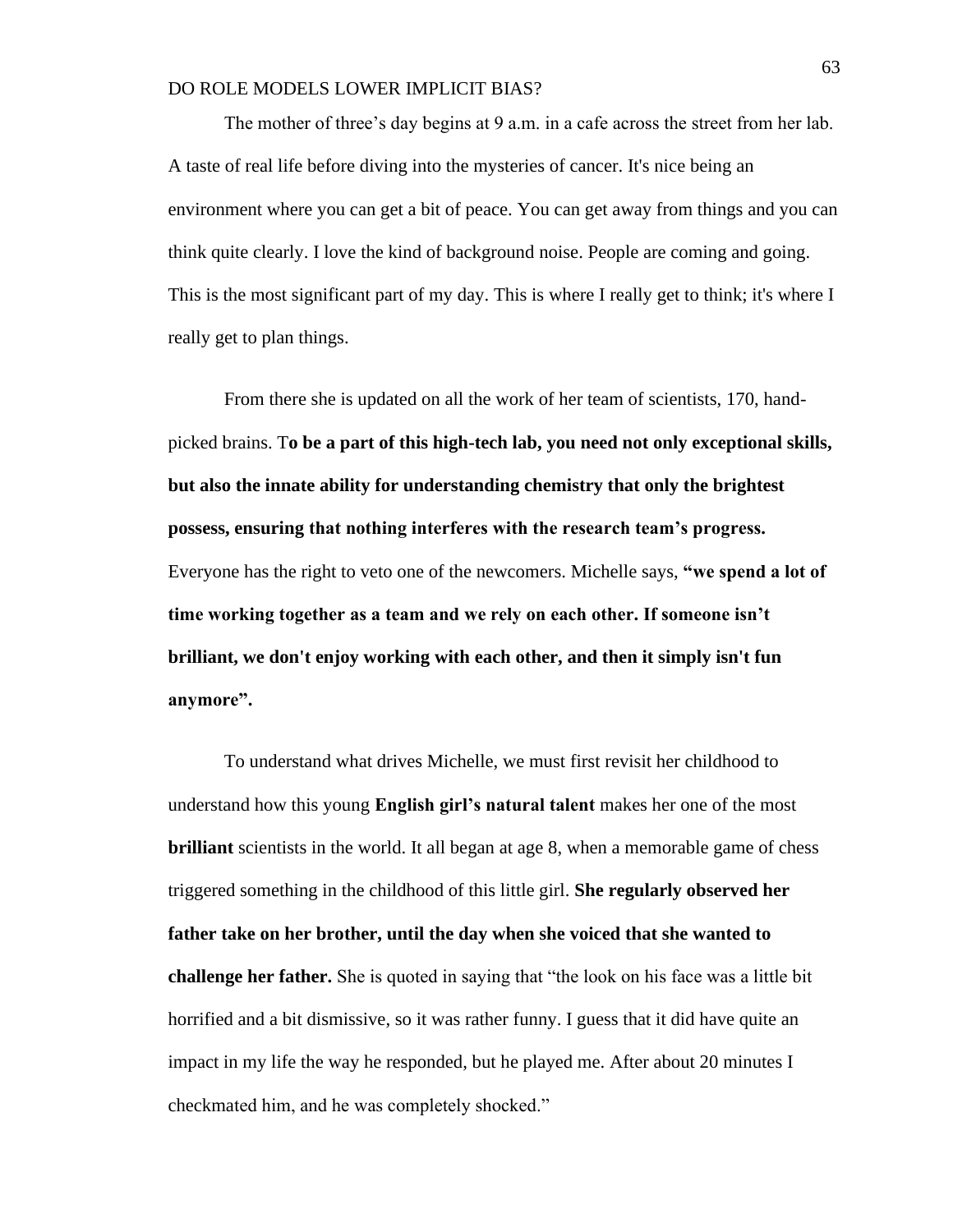The mother of three's day begins at 9 a.m. in a cafe across the street from her lab. A taste of real life before diving into the mysteries of cancer. It's nice being an environment where you can get a bit of peace. You can get away from things and you can think quite clearly. I love the kind of background noise. People are coming and going. This is the most significant part of my day. This is where I really get to think; it's where I really get to plan things.

From there she is updated on all the work of her team of scientists, 170, hand-picked brains. T**o be a part of this high-tech lab, you need not only exceptional skills, but also the innate ability for understanding chemistry that only the brightest possess, ensuring that nothing interferes with the research team's progress.** Everyone has the right to veto one of the newcomers. Michelle says, **"we spend a lot of time working together as a team and we rely on each other. If someone isn't brilliant, we don't enjoy working with each other, and then it simply isn't fun anymore".**

To understand what drives Michelle, we must first revisit her childhood to understand how this young **English girl's natural talent** makes her one of the most **brilliant** scientists in the world. It all began at age 8, when a memorable game of chess triggered something in the childhood of this little girl. **She regularly observed her father take on her brother, until the day when she voiced that she wanted to challenge her father.** She is quoted in saying that "the look on his face was a little bit horrified and a bit dismissive, so it was rather funny. I guess that it did have quite an impact in my life the way he responded, but he played me. After about 20 minutes I checkmated him, and he was completely shocked."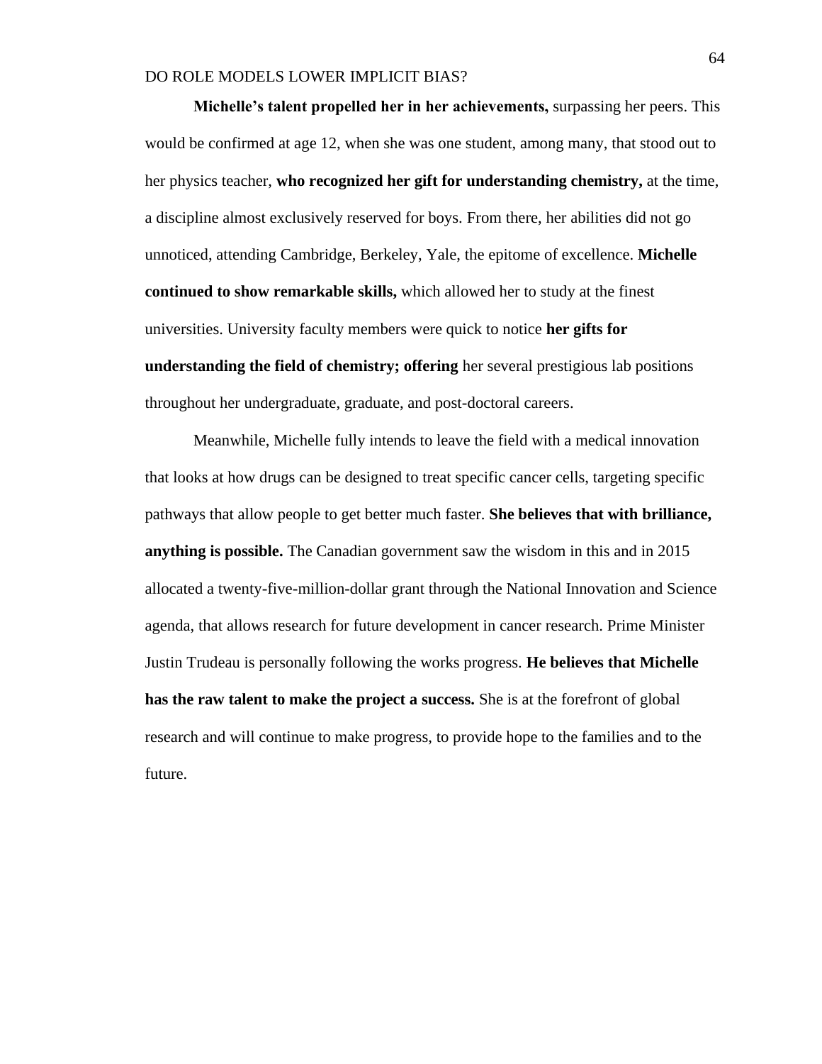**Michelle's talent propelled her in her achievements,** surpassing her peers. This would be confirmed at age 12, when she was one student, among many, that stood out to her physics teacher, **who recognized her gift for understanding chemistry,** at the time, a discipline almost exclusively reserved for boys. From there, her abilities did not go unnoticed, attending Cambridge, Berkeley, Yale, the epitome of excellence. **Michelle continued to show remarkable skills,** which allowed her to study at the finest universities. University faculty members were quick to notice **her gifts for understanding the field of chemistry; offering** her several prestigious lab positions throughout her undergraduate, graduate, and post-doctoral careers.

Meanwhile, Michelle fully intends to leave the field with a medical innovation that looks at how drugs can be designed to treat specific cancer cells, targeting specific pathways that allow people to get better much faster. **She believes that with brilliance, anything is possible.** The Canadian government saw the wisdom in this and in 2015 allocated a twenty-five-million-dollar grant through the National Innovation and Science agenda, that allows research for future development in cancer research. Prime Minister Justin Trudeau is personally following the works progress. **He believes that Michelle has the raw talent to make the project a success.** She is at the forefront of global research and will continue to make progress, to provide hope to the families and to the future.